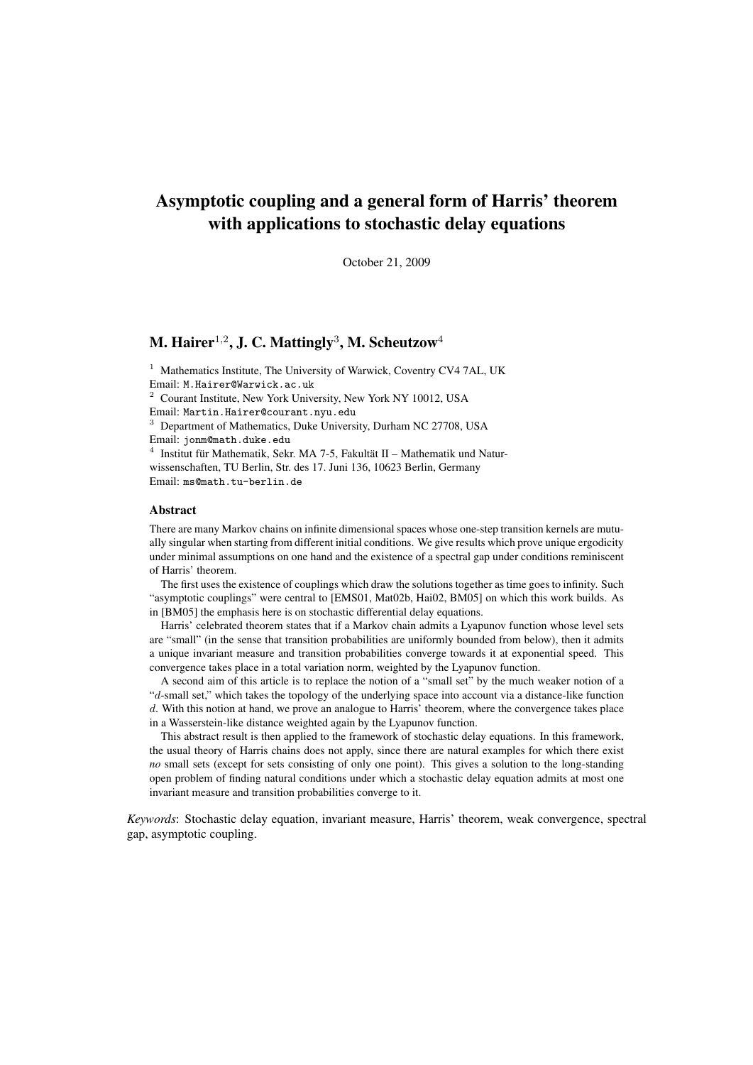# Asymptotic coupling and a general form of Harris' theorem with applications to stochastic delay equations

October 21, 2009

## M. Hairer[1,2], J. C. Mattingly[3], M. Scheutzow[4]

[1] Mathematics Institute, The University of Warwick, Coventry CV4 7AL, UK
Email: M.Hairer@Warwick.ac.uk

[2] Courant Institute, New York University, New York NY 10012, USA
Email: Martin.Hairer@courant.nyu.edu

[3] Department of Mathematics, Duke University, Durham NC 27708, USA
Email: jonm@math.duke.edu

[4] Institut für Mathematik, Sekr. MA 7-5, Fakultät II – Mathematik und Naturwissenschaften, TU Berlin, Str. des 17. Juni 136, 10623 Berlin, Germany
Email: ms@math.tu-berlin.de

### Abstract

There are many Markov chains on infinite dimensional spaces whose one-step transition kernels are mutually singular when starting from different initial conditions. We give results which prove unique ergodicity under minimal assumptions on one hand and the existence of a spectral gap under conditions reminiscent of Harris' theorem.

The first uses the existence of couplings which draw the solutions together as time goes to infinity. Such "asymptotic couplings" were central to [EMS01, Mat02b, Hai02, BM05] on which this work builds. As in [BM05] the emphasis here is on stochastic differential delay equations.

Harris' celebrated theorem states that if a Markov chain admits a Lyapunov function whose level sets are "small" (in the sense that transition probabilities are uniformly bounded from below), then it admits a unique invariant measure and transition probabilities converge towards it at exponential speed. This convergence takes place in a total variation norm, weighted by the Lyapunov function.

A second aim of this article is to replace the notion of a "small set" by the much weaker notion of a "$d$-small set," which takes the topology of the underlying space into account via a distance-like function $d$. With this notion at hand, we prove an analogue to Harris' theorem, where the convergence takes place in a Wasserstein-like distance weighted again by the Lyapunov function.

This abstract result is then applied to the framework of stochastic delay equations. In this framework, the usual theory of Harris chains does not apply, since there are natural examples for which there exist *no* small sets (except for sets consisting of only one point). This gives a solution to the long-standing open problem of finding natural conditions under which a stochastic delay equation admits at most one invariant measure and transition probabilities converge to it.

*Keywords*: Stochastic delay equation, invariant measure, Harris' theorem, weak convergence, spectral gap, asymptotic coupling.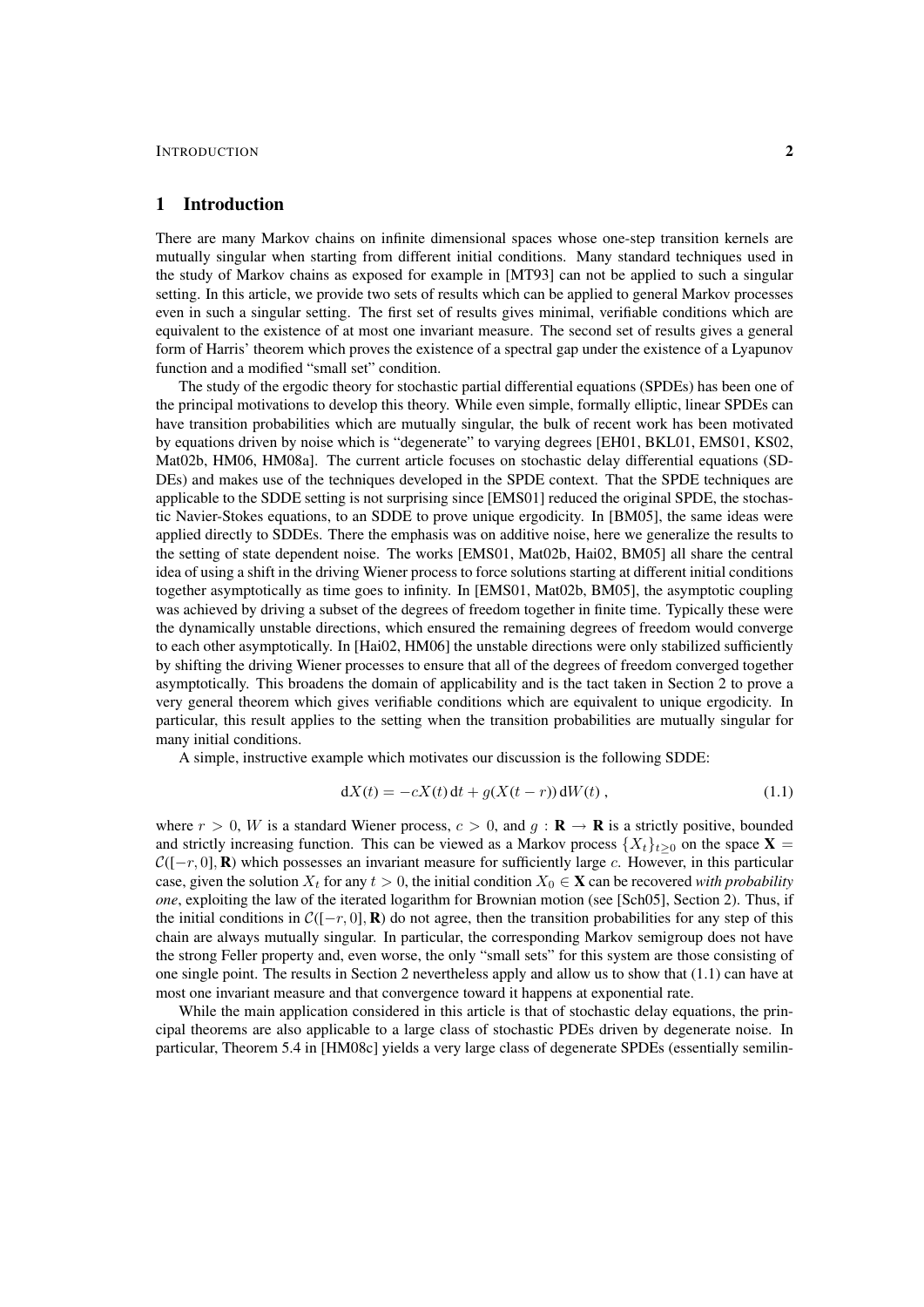## 1 Introduction

There are many Markov chains on infinite dimensional spaces whose one-step transition kernels are mutually singular when starting from different initial conditions. Many standard techniques used in the study of Markov chains as exposed for example in [MT93] can not be applied to such a singular setting. In this article, we provide two sets of results which can be applied to general Markov processes even in such a singular setting. The first set of results gives minimal, verifiable conditions which are equivalent to the existence of at most one invariant measure. The second set of results gives a general form of Harris' theorem which proves the existence of a spectral gap under the existence of a Lyapunov function and a modified "small set" condition.

The study of the ergodic theory for stochastic partial differential equations (SPDEs) has been one of the principal motivations to develop this theory. While even simple, formally elliptic, linear SPDEs can have transition probabilities which are mutually singular, the bulk of recent work has been motivated by equations driven by noise which is "degenerate" to varying degrees [EH01, BKL01, EMS01, KS02, Mat02b, HM06, HM08a]. The current article focuses on stochastic delay differential equations (SDDEs) and makes use of the techniques developed in the SPDE context. That the SPDE techniques are applicable to the SDDE setting is not surprising since [EMS01] reduced the original SPDE, the stochastic Navier-Stokes equations, to an SDDE to prove unique ergodicity. In [BM05], the same ideas were applied directly to SDDEs. There the emphasis was on additive noise, here we generalize the results to the setting of state dependent noise. The works [EMS01, Mat02b, Hai02, BM05] all share the central idea of using a shift in the driving Wiener process to force solutions starting at different initial conditions together asymptotically as time goes to infinity. In [EMS01, Mat02b, BM05], the asymptotic coupling was achieved by driving a subset of the degrees of freedom together in finite time. Typically these were the dynamically unstable directions, which ensured the remaining degrees of freedom would converge to each other asymptotically. In [Hai02, HM06] the unstable directions were only stabilized sufficiently by shifting the driving Wiener processes to ensure that all of the degrees of freedom converged together asymptotically. This broadens the domain of applicability and is the tact taken in Section 2 to prove a very general theorem which gives verifiable conditions which are equivalent to unique ergodicity. In particular, this result applies to the setting when the transition probabilities are mutually singular for many initial conditions.

A simple, instructive example which motivates our discussion is the following SDDE:

$$\mathrm{d}X(t) = -cX(t)\,\mathrm{d}t + g(X(t-r))\,\mathrm{d}W(t)\;, \tag{1.1}$$

where $r > 0$, $W$ is a standard Wiener process, $c > 0$, and $g : \mathbf{R} \to \mathbf{R}$ is a strictly positive, bounded and strictly increasing function. This can be viewed as a Markov process $\{X_t\}_{t\geq 0}$ on the space $\mathbf{X} = \mathcal{C}([-r,0],\mathbf{R})$ which possesses an invariant measure for sufficiently large $c$. However, in this particular case, given the solution $X_t$ for any $t > 0$, the initial condition $X_0 \in \mathbf{X}$ can be recovered *with probability one*, exploiting the law of the iterated logarithm for Brownian motion (see [Sch05], Section 2). Thus, if the initial conditions in $\mathcal{C}([-r,0],\mathbf{R})$ do not agree, then the transition probabilities for any step of this chain are always mutually singular. In particular, the corresponding Markov semigroup does not have the strong Feller property and, even worse, the only "small sets" for this system are those consisting of one single point. The results in Section 2 nevertheless apply and allow us to show that (1.1) can have at most one invariant measure and that convergence toward it happens at exponential rate.

While the main application considered in this article is that of stochastic delay equations, the principal theorems are also applicable to a large class of stochastic PDEs driven by degenerate noise. In particular, Theorem 5.4 in [HM08c] yields a very large class of degenerate SPDEs (essentially semilin-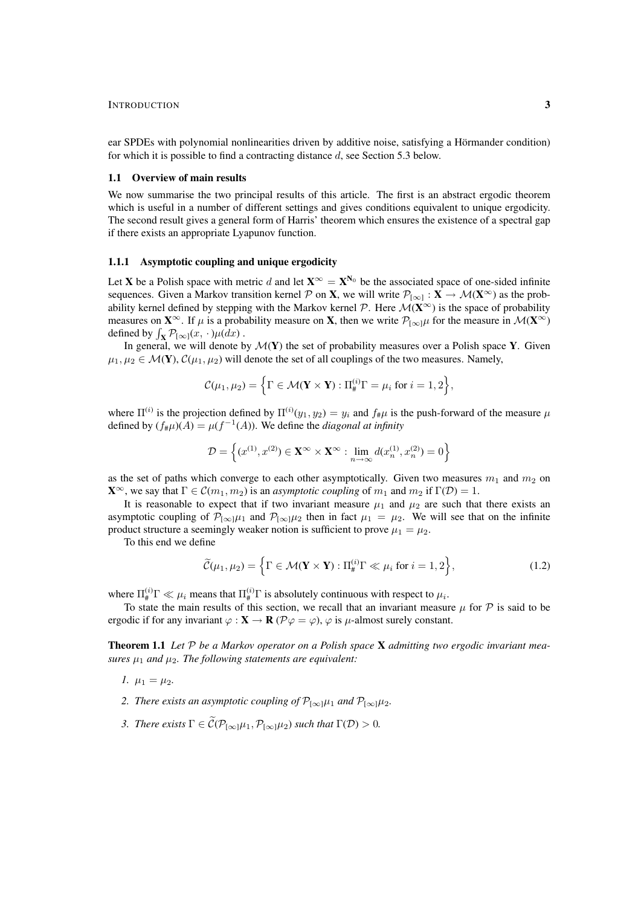ear SPDEs with polynomial nonlinearities driven by additive noise, satisfying a Hörmander condition) for which it is possible to find a contracting distance $d$, see Section 5.3 below.

## 1.1 Overview of main results

We now summarise the two principal results of this article. The first is an abstract ergodic theorem which is useful in a number of different settings and gives conditions equivalent to unique ergodicity. The second result gives a general form of Harris' theorem which ensures the existence of a spectral gap if there exists an appropriate Lyapunov function.

### 1.1.1 Asymptotic coupling and unique ergodicity

Let $\mathbf{X}$ be a Polish space with metric $d$ and let $\mathbf{X}^\infty = \mathbf{X}^{\mathbf{N}_0}$ be the associated space of one-sided infinite sequences. Given a Markov transition kernel $\mathcal{P}$ on $\mathbf{X}$, we will write $\mathcal{P}_{[\infty]} : \mathbf{X} \to \mathcal{M}(\mathbf{X}^\infty)$ as the probability kernel defined by stepping with the Markov kernel $\mathcal{P}$. Here $\mathcal{M}(\mathbf{X}^\infty)$ is the space of probability measures on $\mathbf{X}^\infty$. If $\mu$ is a probability measure on $\mathbf{X}$, then we write $\mathcal{P}_{[\infty]}\mu$ for the measure in $\mathcal{M}(\mathbf{X}^\infty)$ defined by $\int_{\mathbf{X}} \mathcal{P}_{[\infty]}(x, \cdot)\mu(dx)$ .

In general, we will denote by $\mathcal{M}(\mathbf{Y})$ the set of probability measures over a Polish space $\mathbf{Y}$. Given $\mu_1, \mu_2 \in \mathcal{M}(\mathbf{Y})$, $\mathcal{C}(\mu_1, \mu_2)$ will denote the set of all couplings of the two measures. Namely,

$$\mathcal{C}(\mu_1, \mu_2) = \Big\{ \Gamma \in \mathcal{M}(\mathbf{Y} \times \mathbf{Y}) : \Pi^{(i)}_{\#}\Gamma = \mu_i \text{ for } i = 1, 2 \Big\},$$

where $\Pi^{(i)}$ is the projection defined by $\Pi^{(i)}(y_1, y_2) = y_i$ and $f_{\#}\mu$ is the push-forward of the measure $\mu$ defined by $(f_{\#}\mu)(A) = \mu(f^{-1}(A))$. We define the *diagonal at infinity*

$$\mathcal{D} = \Big\{ (x^{(1)}, x^{(2)}) \in \mathbf{X}^\infty \times \mathbf{X}^\infty : \lim_{n\to\infty} d(x^{(1)}_n, x^{(2)}_n) = 0 \Big\}$$

as the set of paths which converge to each other asymptotically. Given two measures $m_1$ and $m_2$ on $\mathbf{X}^\infty$, we say that $\Gamma \in \mathcal{C}(m_1, m_2)$ is an *asymptotic coupling* of $m_1$ and $m_2$ if $\Gamma(\mathcal{D}) = 1$.

It is reasonable to expect that if two invariant measure $\mu_1$ and $\mu_2$ are such that there exists an asymptotic coupling of $\mathcal{P}_{[\infty]}\mu_1$ and $\mathcal{P}_{[\infty]}\mu_2$ then in fact $\mu_1 = \mu_2$. We will see that on the infinite product structure a seemingly weaker notion is sufficient to prove $\mu_1 = \mu_2$.

To this end we define

$$\widetilde{\mathcal{C}}(\mu_1, \mu_2) = \Big\{ \Gamma \in \mathcal{M}(\mathbf{Y} \times \mathbf{Y}) : \Pi^{(i)}_{\#}\Gamma \ll \mu_i \text{ for } i = 1, 2 \Big\}, \tag{1.2}$$

where $\Pi^{(i)}_{\#}\Gamma \ll \mu_i$ means that $\Pi^{(i)}_{\#}\Gamma$ is absolutely continuous with respect to $\mu_i$.

To state the main results of this section, we recall that an invariant measure $\mu$ for $\mathcal{P}$ is said to be ergodic if for any invariant $\varphi : \mathbf{X} \to \mathbf{R}$ ($\mathcal{P}\varphi = \varphi$), $\varphi$ is $\mu$-almost surely constant.

**Theorem 1.1** *Let $\mathcal{P}$ be a Markov operator on a Polish space $\mathbf{X}$ admitting two ergodic invariant measures $\mu_1$ and $\mu_2$. The following statements are equivalent:*

1. *$\mu_1 = \mu_2$.*
2. *There exists an asymptotic coupling of $\mathcal{P}_{[\infty]}\mu_1$ and $\mathcal{P}_{[\infty]}\mu_2$.*
3. *There exists $\Gamma \in \widetilde{\mathcal{C}}(\mathcal{P}_{[\infty]}\mu_1, \mathcal{P}_{[\infty]}\mu_2)$ such that $\Gamma(\mathcal{D}) > 0$.*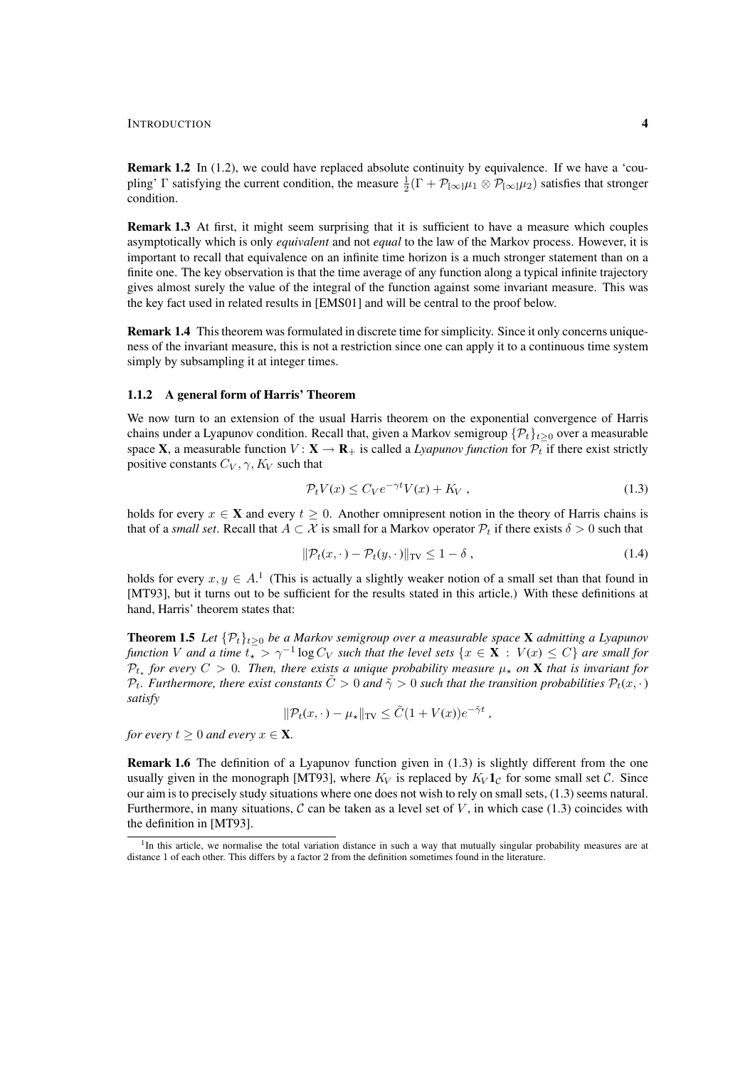**Remark 1.2** In (1.2), we could have replaced absolute continuity by equivalence. If we have a 'coupling' $\Gamma$ satisfying the current condition, the measure $\frac{1}{2}(\Gamma + \mathcal{P}_{[\infty]}\mu_1 \otimes \mathcal{P}_{[\infty]}\mu_2)$ satisfies that stronger condition.

**Remark 1.3** At first, it might seem surprising that it is sufficient to have a measure which couples asymptotically which is only *equivalent* and not *equal* to the law of the Markov process. However, it is important to recall that equivalence on an infinite time horizon is a much stronger statement than on a finite one. The key observation is that the time average of any function along a typical infinite trajectory gives almost surely the value of the integral of the function against some invariant measure. This was the key fact used in related results in [EMS01] and will be central to the proof below.

**Remark 1.4** This theorem was formulated in discrete time for simplicity. Since it only concerns uniqueness of the invariant measure, this is not a restriction since one can apply it to a continuous time system simply by subsampling it at integer times.

### 1.1.2 A general form of Harris' Theorem

We now turn to an extension of the usual Harris theorem on the exponential convergence of Harris chains under a Lyapunov condition. Recall that, given a Markov semigroup $\{\mathcal{P}_t\}_{t\geq 0}$ over a measurable space $\mathbf{X}$, a measurable function $V\colon \mathbf{X} \to \mathbf{R}_+$ is called a *Lyapunov function* for $\mathcal{P}_t$ if there exist strictly positive constants $C_V, \gamma, K_V$ such that

$$\mathcal{P}_t V(x) \leq C_V e^{-\gamma t} V(x) + K_V \;, \tag{1.3}$$

holds for every $x \in \mathbf{X}$ and every $t \geq 0$. Another omnipresent notion in the theory of Harris chains is that of a *small set*. Recall that $A \subset \mathcal{X}$ is small for a Markov operator $\mathcal{P}_t$ if there exists $\delta > 0$ such that

$$\|\mathcal{P}_t(x,\cdot) - \mathcal{P}_t(y,\cdot)\|_{\mathrm{TV}} \leq 1 - \delta \;, \tag{1.4}$$

holds for every $x, y \in A$.[1] (This is actually a slightly weaker notion of a small set than that found in [MT93], but it turns out to be sufficient for the results stated in this article.) With these definitions at hand, Harris' theorem states that:

**Theorem 1.5** *Let $\{\mathcal{P}_t\}_{t\geq 0}$ be a Markov semigroup over a measurable space $\mathbf{X}$ admitting a Lyapunov function $V$ and a time $t_\star > \gamma^{-1}\log C_V$ such that the level sets $\{x \in \mathbf{X} : V(x) \leq C\}$ are small for $\mathcal{P}_{t_\star}$ for every $C > 0$. Then, there exists a unique probability measure $\mu_\star$ on $\mathbf{X}$ that is invariant for $\mathcal{P}_t$. Furthermore, there exist constants $\tilde{C} > 0$ and $\tilde{\gamma} > 0$ such that the transition probabilities $\mathcal{P}_t(x,\cdot)$ satisfy*

$$\|\mathcal{P}_t(x,\cdot) - \mu_\star\|_{\mathrm{TV}} \leq \tilde{C}(1 + V(x))e^{-\tilde{\gamma} t} \;,$$

*for every $t \geq 0$ and every $x \in \mathbf{X}$.*

**Remark 1.6** The definition of a Lyapunov function given in (1.3) is slightly different from the one usually given in the monograph [MT93], where $K_V$ is replaced by $K_V \mathbf{1}_{\mathcal{C}}$ for some small set $\mathcal{C}$. Since our aim is to precisely study situations where one does not wish to rely on small sets, (1.3) seems natural. Furthermore, in many situations, $\mathcal{C}$ can be taken as a level set of $V$, in which case (1.3) coincides with the definition in [MT93].

[1] In this article, we normalise the total variation distance in such a way that mutually singular probability measures are at distance 1 of each other. This differs by a factor 2 from the definition sometimes found in the literature.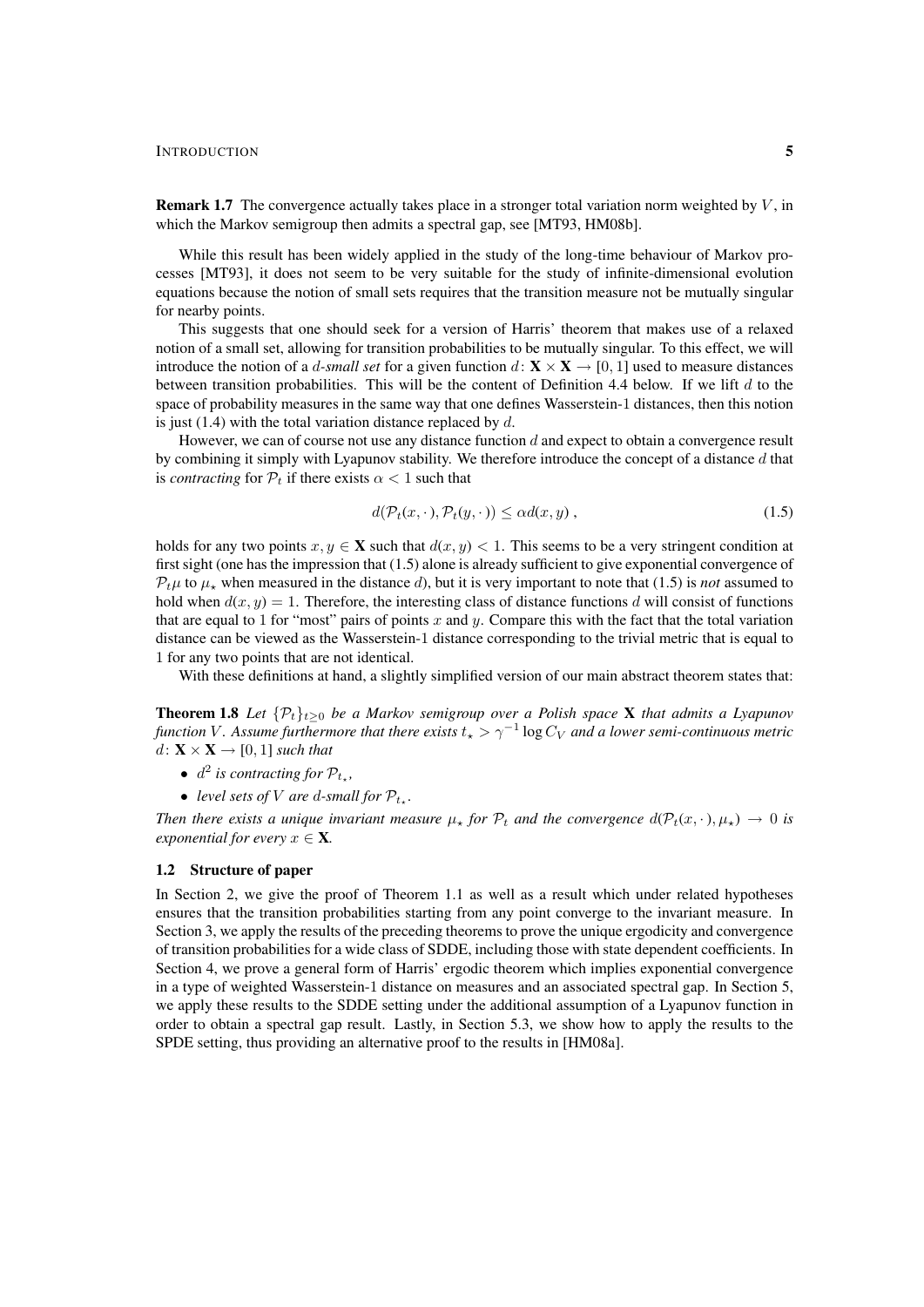**Remark 1.7** The convergence actually takes place in a stronger total variation norm weighted by $V$, in which the Markov semigroup then admits a spectral gap, see [MT93, HM08b].

While this result has been widely applied in the study of the long-time behaviour of Markov processes [MT93], it does not seem to be very suitable for the study of infinite-dimensional evolution equations because the notion of small sets requires that the transition measure not be mutually singular for nearby points.

This suggests that one should seek for a version of Harris' theorem that makes use of a relaxed notion of a small set, allowing for transition probabilities to be mutually singular. To this effect, we will introduce the notion of a $d$-*small set* for a given function $d\colon \mathbf{X}\times\mathbf{X}\to[0,1]$ used to measure distances between transition probabilities. This will be the content of Definition 4.4 below. If we lift $d$ to the space of probability measures in the same way that one defines Wasserstein-1 distances, then this notion is just (1.4) with the total variation distance replaced by $d$.

However, we can of course not use any distance function $d$ and expect to obtain a convergence result by combining it simply with Lyapunov stability. We therefore introduce the concept of a distance $d$ that is *contracting* for $\mathcal{P}_t$ if there exists $\alpha<1$ such that

$$
d(\mathcal{P}_t(x,\cdot),\mathcal{P}_t(y,\cdot)) \le \alpha d(x,y)\,, \tag{1.5}
$$

holds for any two points $x,y\in\mathbf{X}$ such that $d(x,y)<1$. This seems to be a very stringent condition at first sight (one has the impression that (1.5) alone is already sufficient to give exponential convergence of $\mathcal{P}_t\mu$ to $\mu_\star$ when measured in the distance $d$), but it is very important to note that (1.5) is *not* assumed to hold when $d(x,y)=1$. Therefore, the interesting class of distance functions $d$ will consist of functions that are equal to 1 for "most" pairs of points $x$ and $y$. Compare this with the fact that the total variation distance can be viewed as the Wasserstein-1 distance corresponding to the trivial metric that is equal to 1 for any two points that are not identical.

With these definitions at hand, a slightly simplified version of our main abstract theorem states that:

**Theorem 1.8** *Let $\{\mathcal{P}_t\}_{t\ge0}$ be a Markov semigroup over a Polish space $\mathbf{X}$ that admits a Lyapunov function $V$. Assume furthermore that there exists $t_\star>\gamma^{-1}\log C_V$ and a lower semi-continuous metric $d\colon\mathbf{X}\times\mathbf{X}\to[0,1]$ such that*

- *$d^2$ is contracting for $\mathcal{P}_{t_\star}$,*
- *level sets of $V$ are $d$-small for $\mathcal{P}_{t_\star}$.*

*Then there exists a unique invariant measure $\mu_\star$ for $\mathcal{P}_t$ and the convergence $d(\mathcal{P}_t(x,\cdot),\mu_\star)\to0$ is exponential for every $x\in\mathbf{X}$.*

### 1.2 Structure of paper

In Section 2, we give the proof of Theorem 1.1 as well as a result which under related hypotheses ensures that the transition probabilities starting from any point converge to the invariant measure. In Section 3, we apply the results of the preceding theorems to prove the unique ergodicity and convergence of transition probabilities for a wide class of SDDE, including those with state dependent coefficients. In Section 4, we prove a general form of Harris' ergodic theorem which implies exponential convergence in a type of weighted Wasserstein-1 distance on measures and an associated spectral gap. In Section 5, we apply these results to the SDDE setting under the additional assumption of a Lyapunov function in order to obtain a spectral gap result. Lastly, in Section 5.3, we show how to apply the results to the SPDE setting, thus providing an alternative proof to the results in [HM08a].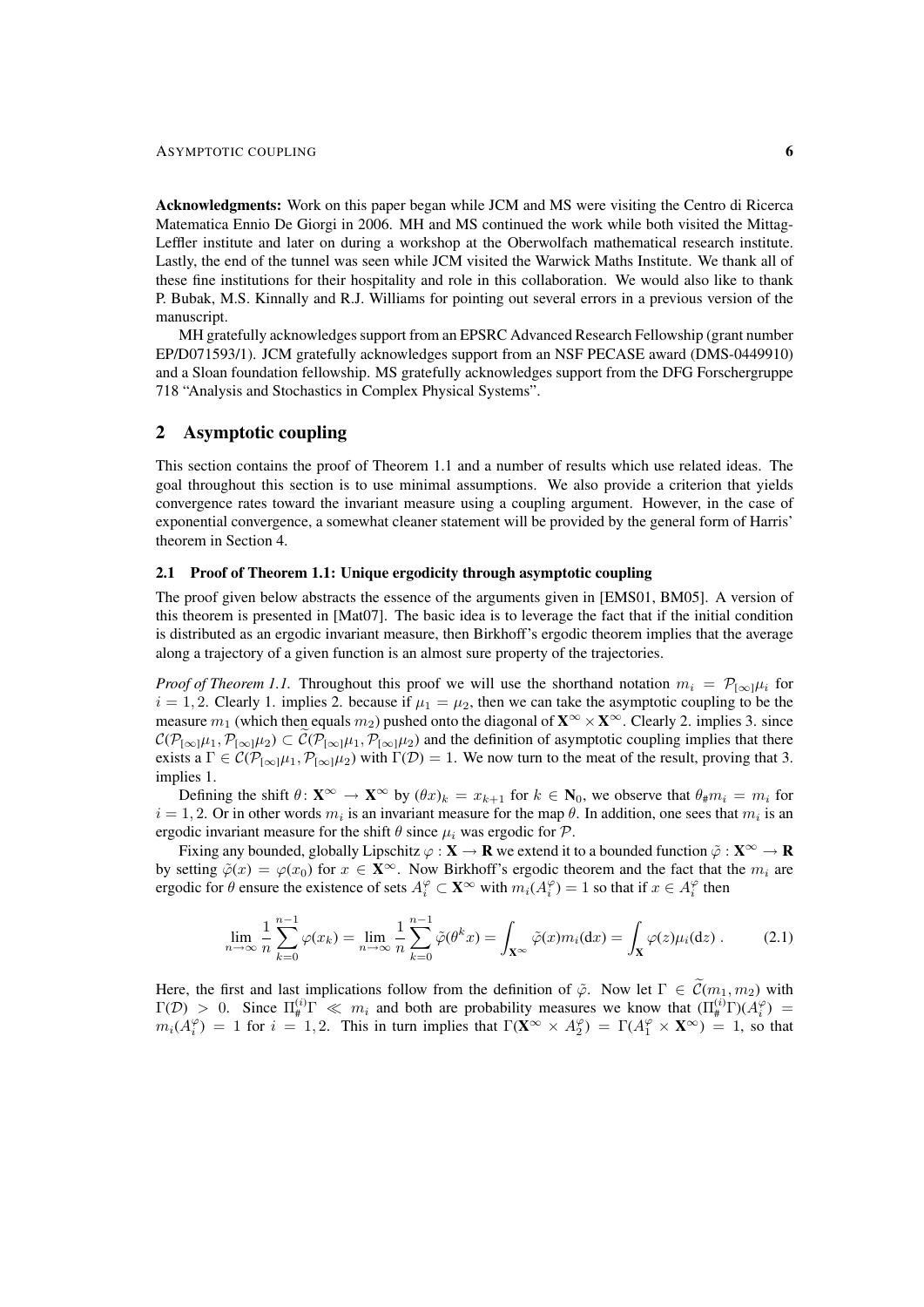**Acknowledgments:** Work on this paper began while JCM and MS were visiting the Centro di Ricerca Matematica Ennio De Giorgi in 2006. MH and MS continued the work while both visited the Mittag-Leffler institute and later on during a workshop at the Oberwolfach mathematical research institute. Lastly, the end of the tunnel was seen while JCM visited the Warwick Maths Institute. We thank all of these fine institutions for their hospitality and role in this collaboration. We would also like to thank P. Bubak, M.S. Kinnally and R.J. Williams for pointing out several errors in a previous version of the manuscript.

MH gratefully acknowledges support from an EPSRC Advanced Research Fellowship (grant number EP/D071593/1). JCM gratefully acknowledges support from an NSF PECASE award (DMS-0449910) and a Sloan foundation fellowship. MS gratefully acknowledges support from the DFG Forschergruppe 718 "Analysis and Stochastics in Complex Physical Systems".

## 2 Asymptotic coupling

This section contains the proof of Theorem 1.1 and a number of results which use related ideas. The goal throughout this section is to use minimal assumptions. We also provide a criterion that yields convergence rates toward the invariant measure using a coupling argument. However, in the case of exponential convergence, a somewhat cleaner statement will be provided by the general form of Harris' theorem in Section 4.

### 2.1 Proof of Theorem 1.1: Unique ergodicity through asymptotic coupling

The proof given below abstracts the essence of the arguments given in [EMS01, BM05]. A version of this theorem is presented in [Mat07]. The basic idea is to leverage the fact that if the initial condition is distributed as an ergodic invariant measure, then Birkhoff's ergodic theorem implies that the average along a trajectory of a given function is an almost sure property of the trajectories.

*Proof of Theorem 1.1.* Throughout this proof we will use the shorthand notation $m_i = \mathcal{P}_{[\infty]}\mu_i$ for $i = 1, 2$. Clearly 1. implies 2. because if $\mu_1 = \mu_2$, then we can take the asymptotic coupling to be the measure $m_1$ (which then equals $m_2$) pushed onto the diagonal of $\mathbf{X}^\infty \times \mathbf{X}^\infty$. Clearly 2. implies 3. since $\mathcal{C}(\mathcal{P}_{[\infty]}\mu_1, \mathcal{P}_{[\infty]}\mu_2) \subset \widetilde{\mathcal{C}}(\mathcal{P}_{[\infty]}\mu_1, \mathcal{P}_{[\infty]}\mu_2)$ and the definition of asymptotic coupling implies that there exists a $\Gamma \in \mathcal{C}(\mathcal{P}_{[\infty]}\mu_1, \mathcal{P}_{[\infty]}\mu_2)$ with $\Gamma(\mathcal{D}) = 1$. We now turn to the meat of the result, proving that 3. implies 1.

Defining the shift $\theta \colon \mathbf{X}^\infty \to \mathbf{X}^\infty$ by $(\theta x)_k = x_{k+1}$ for $k \in \mathbf{N}_0$, we observe that $\theta_\# m_i = m_i$ for $i = 1, 2$. Or in other words $m_i$ is an invariant measure for the map $\theta$. In addition, one sees that $m_i$ is an ergodic invariant measure for the shift $\theta$ since $\mu_i$ was ergodic for $\mathcal{P}$.

Fixing any bounded, globally Lipschitz $\varphi : \mathbf{X} \to \mathbf{R}$ we extend it to a bounded function $\tilde{\varphi} : \mathbf{X}^\infty \to \mathbf{R}$ by setting $\tilde{\varphi}(x) = \varphi(x_0)$ for $x \in \mathbf{X}^\infty$. Now Birkhoff's ergodic theorem and the fact that the $m_i$ are ergodic for $\theta$ ensure the existence of sets $A_i^\varphi \subset \mathbf{X}^\infty$ with $m_i(A_i^\varphi) = 1$ so that if $x \in A_i^\varphi$ then

$$\lim_{n\to\infty} \frac{1}{n}\sum_{k=0}^{n-1} \varphi(x_k) = \lim_{n\to\infty} \frac{1}{n}\sum_{k=0}^{n-1} \tilde{\varphi}(\theta^k x) = \int_{\mathbf{X}^\infty} \tilde{\varphi}(x) m_i(dx) = \int_{\mathbf{X}} \varphi(z)\mu_i(dz)\,. \tag{2.1}$$

Here, the first and last implications follow from the definition of $\tilde{\varphi}$. Now let $\Gamma \in \widetilde{\mathcal{C}}(m_1, m_2)$ with $\Gamma(\mathcal{D}) > 0$. Since $\Pi^{(i)}_\# \Gamma \ll m_i$ and both are probability measures we know that $(\Pi^{(i)}_\# \Gamma)(A_i^\varphi) = m_i(A_i^\varphi) = 1$ for $i = 1, 2$. This in turn implies that $\Gamma(\mathbf{X}^\infty \times A_2^\varphi) = \Gamma(A_1^\varphi \times \mathbf{X}^\infty) = 1$, so that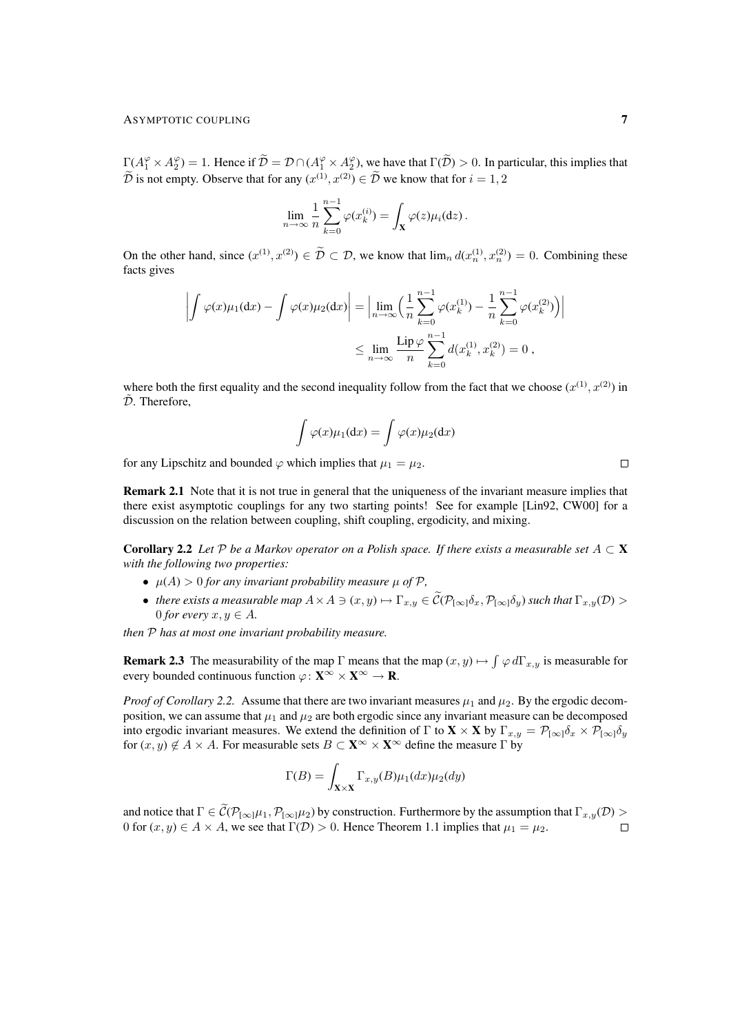$\Gamma(A_1^\varphi \times A_2^\varphi) = 1$. Hence if $\widetilde{\mathcal{D}} = \mathcal{D} \cap (A_1^\varphi \times A_2^\varphi)$, we have that $\Gamma(\widetilde{\mathcal{D}}) > 0$. In particular, this implies that $\widetilde{\mathcal{D}}$ is not empty. Observe that for any $(x^{(1)}, x^{(2)}) \in \widetilde{\mathcal{D}}$ we know that for $i = 1, 2$

$$\lim_{n\to\infty} \frac{1}{n} \sum_{k=0}^{n-1} \varphi(x_k^{(i)}) = \int_{\mathbf{X}} \varphi(z) \mu_i(\mathrm{d}z)\,.$$

On the other hand, since $(x^{(1)}, x^{(2)}) \in \widetilde{\mathcal{D}} \subset \mathcal{D}$, we know that $\lim_n d(x_n^{(1)}, x_n^{(2)}) = 0$. Combining these facts gives

$$\begin{aligned}\Big| \int \varphi(x) \mu_1(\mathrm{d}x) - \int \varphi(x) \mu_2(\mathrm{d}x) \Big| &= \Big| \lim_{n\to\infty} \Big( \frac{1}{n} \sum_{k=0}^{n-1} \varphi(x_k^{(1)}) - \frac{1}{n} \sum_{k=0}^{n-1} \varphi(x_k^{(2)}) \Big) \Big| \\ &\le \lim_{n\to\infty} \frac{\operatorname{Lip} \varphi}{n} \sum_{k=0}^{n-1} d(x_k^{(1)}, x_k^{(2)}) = 0\,,\end{aligned}$$

where both the first equality and the second inequality follow from the fact that we choose $(x^{(1)}, x^{(2)})$ in $\tilde{\mathcal{D}}$. Therefore,

$$\int \varphi(x) \mu_1(\mathrm{d}x) = \int \varphi(x) \mu_2(\mathrm{d}x)$$

for any Lipschitz and bounded $\varphi$ which implies that $\mu_1 = \mu_2$. $\square$

**Remark 2.1** Note that it is not true in general that the uniqueness of the invariant measure implies that there exist asymptotic couplings for any two starting points! See for example [Lin92, CW00] for a discussion on the relation between coupling, shift coupling, ergodicity, and mixing.

**Corollary 2.2** *Let $\mathcal{P}$ be a Markov operator on a Polish space. If there exists a measurable set $A \subset \mathbf{X}$ with the following two properties:*

- *$\mu(A) > 0$ for any invariant probability measure $\mu$ of $\mathcal{P}$,*
- *there exists a measurable map $A \times A \ni (x, y) \mapsto \Gamma_{x,y} \in \widetilde{\mathcal{C}}(\mathcal{P}_{[\infty]}\delta_x, \mathcal{P}_{[\infty]}\delta_y)$ such that $\Gamma_{x,y}(\mathcal{D}) > 0$ for every $x, y \in A$.*

*then $\mathcal{P}$ has at most one invariant probability measure.*

**Remark 2.3** The measurability of the map $\Gamma$ means that the map $(x, y) \mapsto \int \varphi \, d\Gamma_{x,y}$ is measurable for every bounded continuous function $\varphi \colon \mathbf{X}^\infty \times \mathbf{X}^\infty \to \mathbf{R}$.

*Proof of Corollary 2.2.* Assume that there are two invariant measures $\mu_1$ and $\mu_2$. By the ergodic decomposition, we can assume that $\mu_1$ and $\mu_2$ are both ergodic since any invariant measure can be decomposed into ergodic invariant measures. We extend the definition of $\Gamma$ to $\mathbf{X} \times \mathbf{X}$ by $\Gamma_{x,y} = \mathcal{P}_{[\infty]}\delta_x \times \mathcal{P}_{[\infty]}\delta_y$ for $(x, y) \notin A \times A$. For measurable sets $B \subset \mathbf{X}^\infty \times \mathbf{X}^\infty$ define the measure $\Gamma$ by

$$\Gamma(B) = \int_{\mathbf{X}\times\mathbf{X}} \Gamma_{x,y}(B) \mu_1(dx) \mu_2(dy)$$

and notice that $\Gamma \in \widetilde{\mathcal{C}}(\mathcal{P}_{[\infty]}\mu_1, \mathcal{P}_{[\infty]}\mu_2)$ by construction. Furthermore by the assumption that $\Gamma_{x,y}(\mathcal{D}) > 0$ for $(x, y) \in A \times A$, we see that $\Gamma(\mathcal{D}) > 0$. Hence Theorem 1.1 implies that $\mu_1 = \mu_2$. $\square$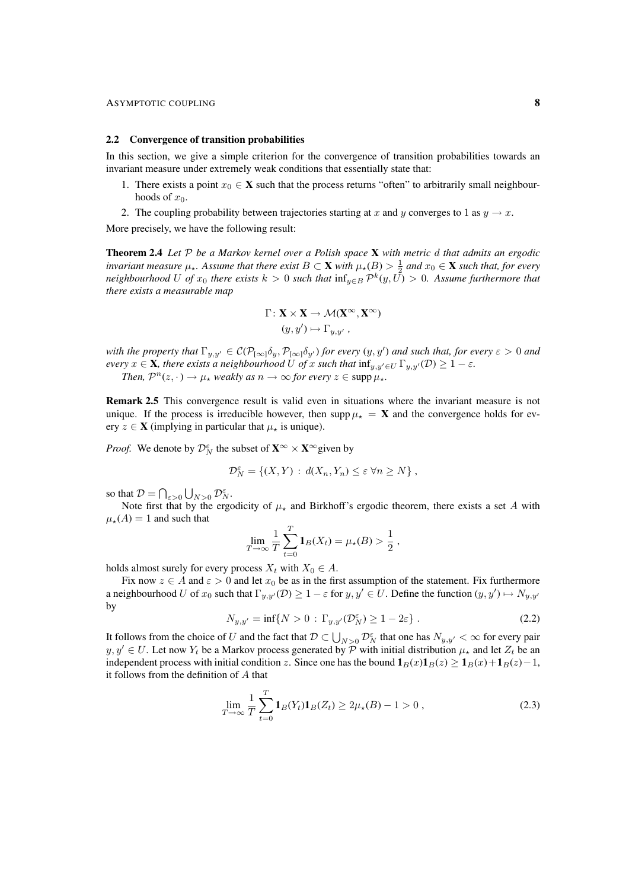### 2.2 Convergence of transition probabilities

In this section, we give a simple criterion for the convergence of transition probabilities towards an invariant measure under extremely weak conditions that essentially state that:

1. There exists a point $x_0 \in \mathbf{X}$ such that the process returns "often" to arbitrarily small neighbourhoods of $x_0$.
2. The coupling probability between trajectories starting at $x$ and $y$ converges to 1 as $y \to x$.

More precisely, we have the following result:

**Theorem 2.4** *Let $\mathcal{P}$ be a Markov kernel over a Polish space $\mathbf{X}$ with metric $d$ that admits an ergodic invariant measure $\mu_\star$. Assume that there exist $B \subset \mathbf{X}$ with $\mu_\star(B) > \frac{1}{2}$ and $x_0 \in \mathbf{X}$ such that, for every neighbourhood $U$ of $x_0$ there exists $k > 0$ such that $\inf_{y \in B} \mathcal{P}^k(y, U) > 0$. Assume furthermore that there exists a measurable map*

$$
\Gamma \colon \mathbf{X} \times \mathbf{X} \to \mathcal{M}(\mathbf{X}^\infty, \mathbf{X}^\infty)
$$
$$
(y, y') \mapsto \Gamma_{y,y'} ,
$$

*with the property that $\Gamma_{y,y'} \in \mathcal{C}(\mathcal{P}_{[\infty]}\delta_y, \mathcal{P}_{[\infty]}\delta_{y'})$ for every $(y, y')$ and such that, for every $\varepsilon > 0$ and every $x \in \mathbf{X}$, there exists a neighbourhood $U$ of $x$ such that $\inf_{y,y' \in U} \Gamma_{y,y'}(\mathcal{D}) \geq 1 - \varepsilon$.*

*Then, $\mathcal{P}^n(z, \cdot) \to \mu_\star$ weakly as $n \to \infty$ for every $z \in \operatorname{supp} \mu_\star$.*

**Remark 2.5** This convergence result is valid even in situations where the invariant measure is not unique. If the process is irreducible however, then $\operatorname{supp} \mu_\star = \mathbf{X}$ and the convergence holds for every $z \in \mathbf{X}$ (implying in particular that $\mu_\star$ is unique).

*Proof.* We denote by $\mathcal{D}_N^\varepsilon$ the subset of $\mathbf{X}^\infty \times \mathbf{X}^\infty$ given by

$$
\mathcal{D}_N^\varepsilon = \{(X, Y) \,:\, d(X_n, Y_n) \leq \varepsilon \;\forall n \geq N\} ,
$$

so that $\mathcal{D} = \bigcap_{\varepsilon > 0} \bigcup_{N > 0} \mathcal{D}_N^\varepsilon$.

Note first that by the ergodicity of $\mu_\star$ and Birkhoff's ergodic theorem, there exists a set $A$ with $\mu_\star(A) = 1$ and such that

$$
\lim_{T \to \infty} \frac{1}{T} \sum_{t=0}^{T} \mathbf{1}_B(X_t) = \mu_\star(B) > \frac{1}{2} ,
$$

holds almost surely for every process $X_t$ with $X_0 \in A$.

Fix now $z \in A$ and $\varepsilon > 0$ and let $x_0$ be as in the first assumption of the statement. Fix furthermore a neighbourhood $U$ of $x_0$ such that $\Gamma_{y,y'}(\mathcal{D}) \geq 1 - \varepsilon$ for $y, y' \in U$. Define the function $(y, y') \mapsto N_{y,y'}$ by

$$
N_{y,y'} = \inf\{N > 0 \,:\, \Gamma_{y,y'}(\mathcal{D}_N^\varepsilon) \geq 1 - 2\varepsilon\} . \tag{2.2}
$$

It follows from the choice of $U$ and the fact that $\mathcal{D} \subset \bigcup_{N>0} \mathcal{D}_N^\varepsilon$ that one has $N_{y,y'} < \infty$ for every pair $y, y' \in U$. Let now $Y_t$ be a Markov process generated by $\mathcal{P}$ with initial distribution $\mu_\star$ and let $Z_t$ be an independent process with initial condition $z$. Since one has the bound $\mathbf{1}_B(x)\mathbf{1}_B(z) \geq \mathbf{1}_B(x) + \mathbf{1}_B(z) - 1$, it follows from the definition of $A$ that

$$
\lim_{T \to \infty} \frac{1}{T} \sum_{t=0}^{T} \mathbf{1}_B(Y_t)\mathbf{1}_B(Z_t) \geq 2\mu_\star(B) - 1 > 0 , \tag{2.3}
$$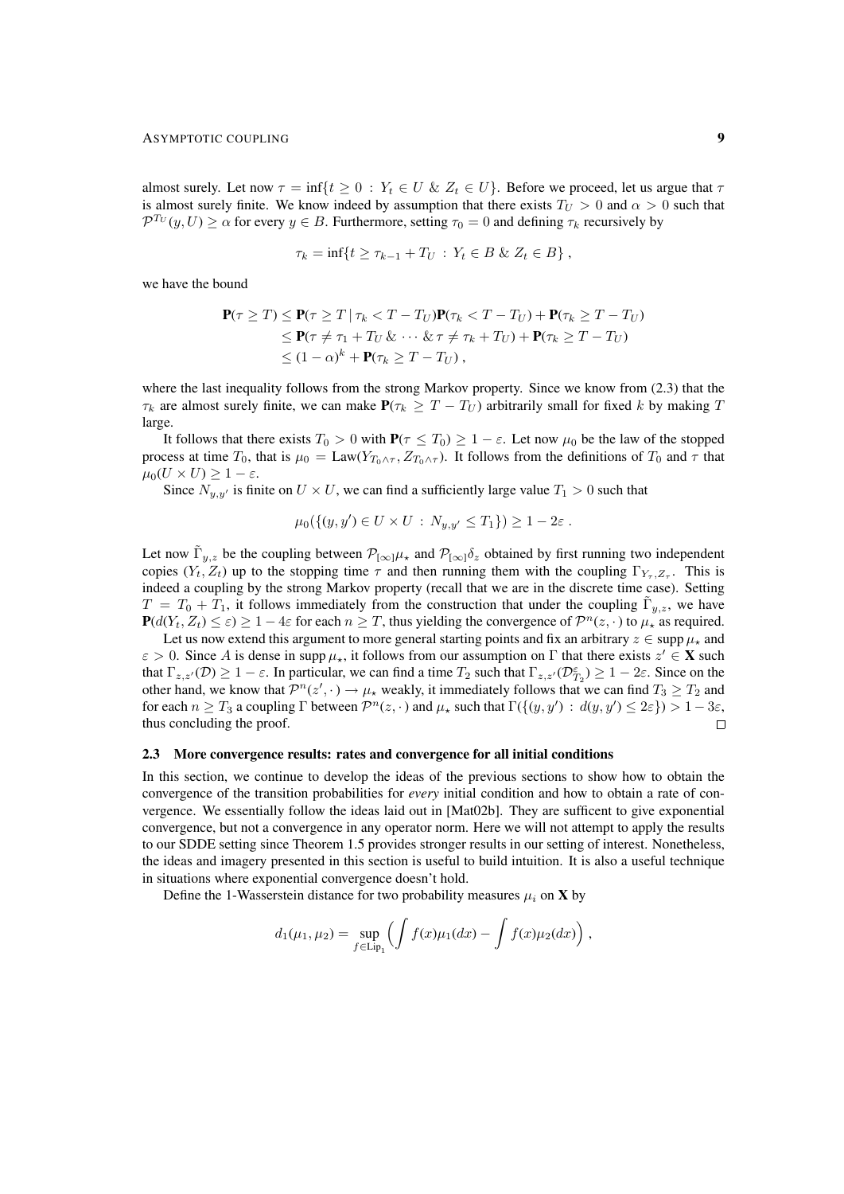almost surely. Let now $\tau = \inf\{t \geq 0 \,:\, Y_t \in U \;\&\; Z_t \in U\}$. Before we proceed, let us argue that $\tau$ is almost surely finite. We know indeed by assumption that there exists $T_U > 0$ and $\alpha > 0$ such that $\mathcal{P}^{T_U}(y, U) \geq \alpha$ for every $y \in B$. Furthermore, setting $\tau_0 = 0$ and defining $\tau_k$ recursively by

$$\tau_k = \inf\{t \geq \tau_{k-1} + T_U \,:\, Y_t \in B \;\&\; Z_t \in B\}\;,$$

we have the bound

$$\begin{aligned}
\mathbf{P}(\tau \geq T) &\leq \mathbf{P}(\tau \geq T \,|\, \tau_k < T - T_U)\mathbf{P}(\tau_k < T - T_U) + \mathbf{P}(\tau_k \geq T - T_U)\\
&\leq \mathbf{P}(\tau \neq \tau_1 + T_U \;\&\; \cdots \;\&\; \tau \neq \tau_k + T_U) + \mathbf{P}(\tau_k \geq T - T_U)\\
&\leq (1-\alpha)^k + \mathbf{P}(\tau_k \geq T - T_U)\;,
\end{aligned}$$

where the last inequality follows from the strong Markov property. Since we know from (2.3) that the $\tau_k$ are almost surely finite, we can make $\mathbf{P}(\tau_k \geq T - T_U)$ arbitrarily small for fixed $k$ by making $T$ large.

It follows that there exists $T_0 > 0$ with $\mathbf{P}(\tau \leq T_0) \geq 1 - \varepsilon$. Let now $\mu_0$ be the law of the stopped process at time $T_0$, that is $\mu_0 = \mathrm{Law}(Y_{T_0 \wedge \tau}, Z_{T_0 \wedge \tau})$. It follows from the definitions of $T_0$ and $\tau$ that $\mu_0(U \times U) \geq 1 - \varepsilon$.

Since $N_{y,y'}$ is finite on $U \times U$, we can find a sufficiently large value $T_1 > 0$ such that

$$\mu_0(\{(y,y') \in U \times U \,:\, N_{y,y'} \leq T_1\}) \geq 1 - 2\varepsilon\;.$$

Let now $\tilde\Gamma_{y,z}$ be the coupling between $\mathcal{P}_{[\infty]}\mu_\star$ and $\mathcal{P}_{[\infty]}\delta_z$ obtained by first running two independent copies $(Y_t, Z_t)$ up to the stopping time $\tau$ and then running them with the coupling $\Gamma_{Y_\tau, Z_\tau}$. This is indeed a coupling by the strong Markov property (recall that we are in the discrete time case). Setting $T = T_0 + T_1$, it follows immediately from the construction that under the coupling $\tilde\Gamma_{y,z}$, we have $\mathbf{P}(d(Y_t, Z_t) \leq \varepsilon) \geq 1 - 4\varepsilon$ for each $n \geq T$, thus yielding the convergence of $\mathcal{P}^n(z, \cdot)$ to $\mu_\star$ as required.

Let us now extend this argument to more general starting points and fix an arbitrary $z \in \operatorname{supp}\mu_\star$ and $\varepsilon > 0$. Since $A$ is dense in $\operatorname{supp}\mu_\star$, it follows from our assumption on $\Gamma$ that there exists $z' \in \mathbf{X}$ such that $\Gamma_{z,z'}(\mathcal{D}) \geq 1 - \varepsilon$. In particular, we can find a time $T_2$ such that $\Gamma_{z,z'}(\mathcal{D}^\varepsilon_{T_2}) \geq 1 - 2\varepsilon$. Since on the other hand, we know that $\mathcal{P}^n(z', \cdot) \to \mu_\star$ weakly, it immediately follows that we can find $T_3 \geq T_2$ and for each $n \geq T_3$ a coupling $\Gamma$ between $\mathcal{P}^n(z, \cdot)$ and $\mu_\star$ such that $\Gamma(\{(y,y') \,:\, d(y,y') \leq 2\varepsilon\}) > 1 - 3\varepsilon$, thus concluding the proof. $\square$

### 2.3 More convergence results: rates and convergence for all initial conditions

In this section, we continue to develop the ideas of the previous sections to show how to obtain the convergence of the transition probabilities for *every* initial condition and how to obtain a rate of convergence. We essentially follow the ideas laid out in [Mat02b]. They are sufficent to give exponential convergence, but not a convergence in any operator norm. Here we will not attempt to apply the results to our SDDE setting since Theorem 1.5 provides stronger results in our setting of interest. Nonetheless, the ideas and imagery presented in this section is useful to build intuition. It is also a useful technique in situations where exponential convergence doesn't hold.

Define the 1-Wasserstein distance for two probability measures $\mu_i$ on $\mathbf{X}$ by

$$d_1(\mu_1, \mu_2) = \sup_{f \in \mathrm{Lip}_1} \Big( \int f(x)\mu_1(dx) - \int f(x)\mu_2(dx) \Big)\;,$$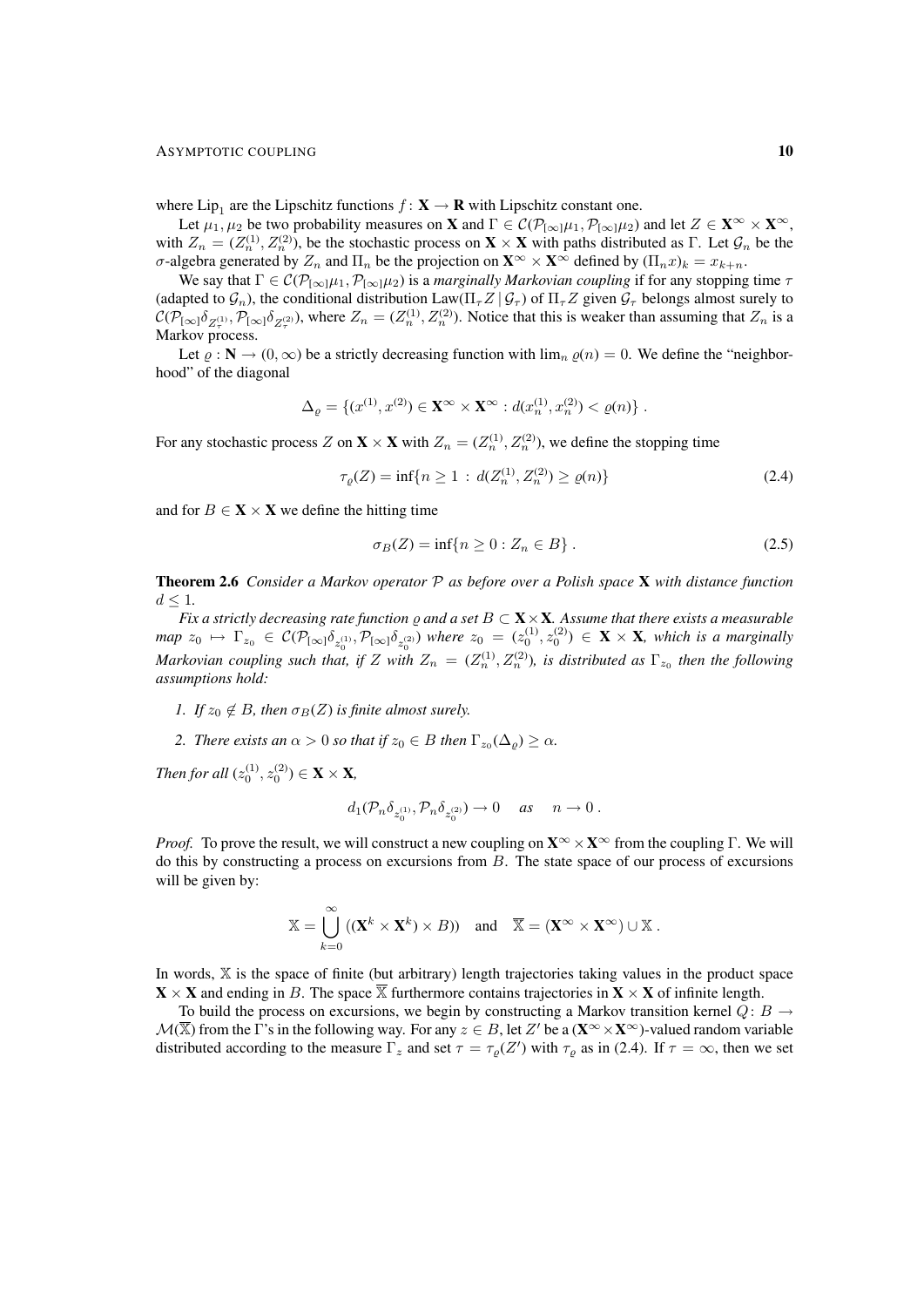where $\mathrm{Lip}_1$ are the Lipschitz functions $f\colon \mathbf{X} \to \mathbf{R}$ with Lipschitz constant one.

Let $\mu_1, \mu_2$ be two probability measures on $\mathbf{X}$ and $\Gamma \in \mathcal{C}(\mathcal{P}_{[\infty]}\mu_1, \mathcal{P}_{[\infty]}\mu_2)$ and let $Z \in \mathbf{X}^\infty \times \mathbf{X}^\infty$, with $Z_n = (Z_n^{(1)}, Z_n^{(2)})$, be the stochastic process on $\mathbf{X} \times \mathbf{X}$ with paths distributed as $\Gamma$. Let $\mathcal{G}_n$ be the $\sigma$-algebra generated by $Z_n$ and $\Pi_n$ be the projection on $\mathbf{X}^\infty \times \mathbf{X}^\infty$ defined by $(\Pi_n x)_k = x_{k+n}$.

We say that $\Gamma \in \mathcal{C}(\mathcal{P}_{[\infty]}\mu_1, \mathcal{P}_{[\infty]}\mu_2)$ is a *marginally Markovian coupling* if for any stopping time $\tau$ (adapted to $\mathcal{G}_n$), the conditional distribution $\mathrm{Law}(\Pi_\tau Z \,|\, \mathcal{G}_\tau)$ of $\Pi_\tau Z$ given $\mathcal{G}_\tau$ belongs almost surely to $\mathcal{C}(\mathcal{P}_{[\infty]}\delta_{Z_\tau^{(1)}}, \mathcal{P}_{[\infty]}\delta_{Z_\tau^{(2)}})$, where $Z_n = (Z_n^{(1)}, Z_n^{(2)})$. Notice that this is weaker than assuming that $Z_n$ is a Markov process.

Let $\varrho : \mathbf{N} \to (0, \infty)$ be a strictly decreasing function with $\lim_n \varrho(n) = 0$. We define the "neighborhood" of the diagonal

$$\Delta_\varrho = \left\{ (x^{(1)}, x^{(2)}) \in \mathbf{X}^\infty \times \mathbf{X}^\infty : d(x_n^{(1)}, x_n^{(2)}) < \varrho(n) \right\} .$$

For any stochastic process $Z$ on $\mathbf{X} \times \mathbf{X}$ with $Z_n = (Z_n^{(1)}, Z_n^{(2)})$, we define the stopping time

$$\tau_\varrho(Z) = \inf\{ n \geq 1 \,:\, d(Z_n^{(1)}, Z_n^{(2)}) \geq \varrho(n) \} \tag{2.4}$$

and for $B \in \mathbf{X} \times \mathbf{X}$ we define the hitting time

$$\sigma_B(Z) = \inf\{ n \geq 0 : Z_n \in B \} . \tag{2.5}$$

**Theorem 2.6** *Consider a Markov operator $\mathcal{P}$ as before over a Polish space $\mathbf{X}$ with distance function $d \leq 1$.*

*Fix a strictly decreasing rate function $\varrho$ and a set $B \subset \mathbf{X} \times \mathbf{X}$. Assume that there exists a measurable map $z_0 \mapsto \Gamma_{z_0} \in \mathcal{C}(\mathcal{P}_{[\infty]}\delta_{z_0^{(1)}}, \mathcal{P}_{[\infty]}\delta_{z_0^{(2)}})$ where $z_0 = (z_0^{(1)}, z_0^{(2)}) \in \mathbf{X} \times \mathbf{X}$, which is a marginally Markovian coupling such that, if $Z$ with $Z_n = (Z_n^{(1)}, Z_n^{(2)})$, is distributed as $\Gamma_{z_0}$ then the following assumptions hold:*

1. *If $z_0 \notin B$, then $\sigma_B(Z)$ is finite almost surely.*
2. *There exists an $\alpha > 0$ so that if $z_0 \in B$ then $\Gamma_{z_0}(\Delta_\varrho) \geq \alpha$.*

*Then for all $(z_0^{(1)}, z_0^{(2)}) \in \mathbf{X} \times \mathbf{X}$,*

$$d_1(\mathcal{P}_n \delta_{z_0^{(1)}}, \mathcal{P}_n \delta_{z_0^{(2)}}) \to 0 \quad \textit{as} \quad n \to 0 .$$

*Proof.* To prove the result, we will construct a new coupling on $\mathbf{X}^\infty \times \mathbf{X}^\infty$ from the coupling $\Gamma$. We will do this by constructing a process on excursions from $B$. The state space of our process of excursions will be given by:

$$\mathbb{X} = \bigcup_{k=0}^{\infty} ((\mathbf{X}^k \times \mathbf{X}^k) \times B)) \quad \text{and} \quad \overline{\mathbb{X}} = (\mathbf{X}^\infty \times \mathbf{X}^\infty) \cup \mathbb{X} .$$

In words, $\mathbb{X}$ is the space of finite (but arbitrary) length trajectories taking values in the product space $\mathbf{X} \times \mathbf{X}$ and ending in $B$. The space $\overline{\mathbb{X}}$ furthermore contains trajectories in $\mathbf{X} \times \mathbf{X}$ of infinite length.

To build the process on excursions, we begin by constructing a Markov transition kernel $Q\colon B \to \mathcal{M}(\overline{\mathbb{X}})$ from the $\Gamma$'s in the following way. For any $z \in B$, let $Z'$ be a $(\mathbf{X}^\infty \times \mathbf{X}^\infty)$-valued random variable distributed according to the measure $\Gamma_z$ and set $\tau = \tau_\varrho(Z')$ with $\tau_\varrho$ as in (2.4). If $\tau = \infty$, then we set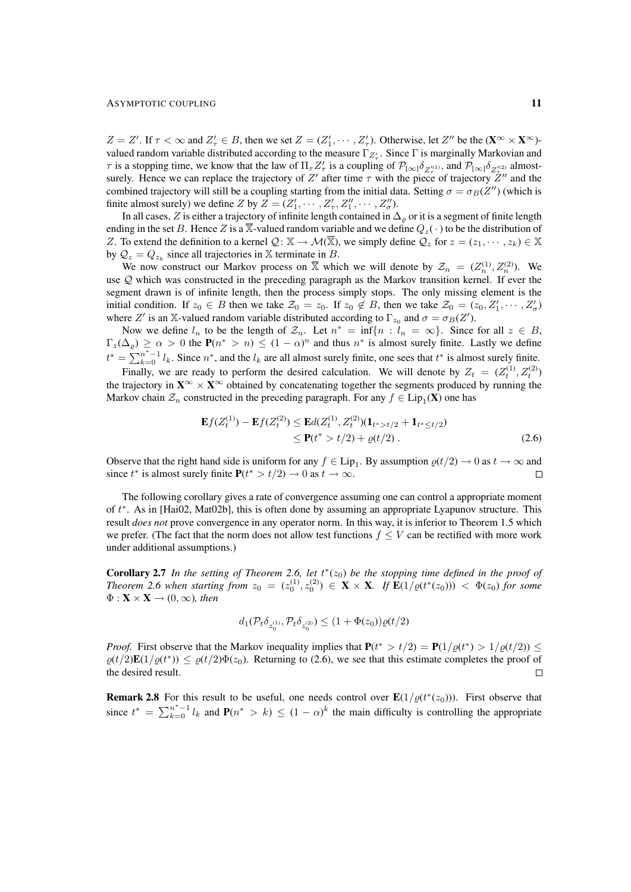$Z = Z'$. If $\tau < \infty$ and $Z'_\tau \in B$, then we set $Z = (Z'_1, \cdots, Z'_\tau)$. Otherwise, let $Z''$ be the $(\mathbf{X}^\infty \times \mathbf{X}^\infty)$-valued random variable distributed according to the measure $\Gamma_{Z'_\tau}$. Since $\Gamma$ is marginally Markovian and $\tau$ is a stopping time, we know that the law of $\Pi_\tau Z'_\tau$ is a coupling of $\mathcal{P}_{[\infty]}\delta_{Z''^{(1)}_\tau}$, and $\mathcal{P}_{[\infty]}\delta_{Z''^{(2)}_\tau}$ almost-surely. Hence we can replace the trajectory of $Z'$ after time $\tau$ with the piece of trajectory $Z''$ and the combined trajectory will still be a coupling starting from the initial data. Setting $\sigma = \sigma_B(Z'')$ (which is finite almost surely) we define $Z$ by $Z = (Z'_1, \cdots, Z'_\tau, Z''_1, \cdots, Z''_\sigma)$.

In all cases, $Z$ is either a trajectory of infinite length contained in $\Delta_\varrho$ or it is a segment of finite length ending in the set $B$. Hence $Z$ is a $\overline{\mathbb{X}}$-valued random variable and we define $Q_z(\,\cdot\,)$ to be the distribution of $Z$. To extend the definition to a kernel $\mathcal{Q}\colon \mathbb{X} \to \mathcal{M}(\overline{\mathbb{X}})$, we simply define $\mathcal{Q}_z$ for $z = (z_1, \cdots, z_k) \in \mathbb{X}$ by $\mathcal{Q}_z = Q_{z_k}$ since all trajectories in $\mathbb{X}$ terminate in $B$.

We now construct our Markov process on $\overline{\mathbb{X}}$ which we will denote by $\mathcal{Z}_n = (Z^{(1)}_n, Z^{(2)}_n)$. We use $\mathcal{Q}$ which was constructed in the preceding paragraph as the Markov transition kernel. If ever the segment drawn is of infinite length, then the process simply stops. The only missing element is the initial condition. If $z_0 \in B$ then we take $\mathcal{Z}_0 = z_0$. If $z_0 \notin B$, then we take $\mathcal{Z}_0 = (z_0, Z'_1, \cdots, Z'_\sigma)$ where $Z'$ is an $\mathbb{X}$-valued random variable distributed according to $\Gamma_{z_0}$ and $\sigma = \sigma_B(Z')$.

Now we define $l_n$ to be the length of $\mathcal{Z}_n$. Let $n^* = \inf\{n : l_n = \infty\}$. Since for all $z \in B$, $\Gamma_z(\Delta_\varrho) \geq \alpha > 0$ the $\mathbf{P}(n^* > n) \leq (1-\alpha)^n$ and thus $n^*$ is almost surely finite. Lastly we define $t^* = \sum_{k=0}^{n^*-1} l_k$. Since $n^*$, and the $l_k$ are all almost surely finite, one sees that $t^*$ is almost surely finite.

Finally, we are ready to perform the desired calculation. We will denote by $Z_t = (Z^{(1)}_t, Z^{(2)}_t)$ the trajectory in $\mathbf{X}^\infty \times \mathbf{X}^\infty$ obtained by concatenating together the segments produced by running the Markov chain $\mathcal{Z}_n$ constructed in the preceding paragraph. For any $f \in \mathrm{Lip}_1(\mathbf{X})$ one has

$$
\begin{aligned}
\mathbf{E}f(Z^{(1)}_t) - \mathbf{E}f(Z^{(2)}_t) &\leq \mathbf{E}d(Z^{(1)}_t, Z^{(2)}_t)(\mathbf{1}_{t^*>t/2} + \mathbf{1}_{t^*\leq t/2}) \\
&\leq \mathbf{P}(t^* > t/2) + \varrho(t/2)\,. 
\end{aligned} \tag{2.6}
$$

Observe that the right hand side is uniform for any $f \in \mathrm{Lip}_1$. By assumption $\varrho(t/2) \to 0$ as $t \to \infty$ and since $t^*$ is almost surely finite $\mathbf{P}(t^* > t/2) \to 0$ as $t \to \infty$. ◻

The following corollary gives a rate of convergence assuming one can control a appropriate moment of $t^*$. As in [Hai02, Mat02b], this is often done by assuming an appropriate Lyapunov structure. This result *does not* prove convergence in any operator norm. In this way, it is inferior to Theorem 1.5 which we prefer. (The fact that the norm does not allow test functions $f \leq V$ can be rectified with more work under additional assumptions.)

**Corollary 2.7** *In the setting of Theorem 2.6, let $t^*(z_0)$ be the stopping time defined in the proof of Theorem 2.6 when starting from $z_0 = (z^{(1)}_0, z^{(2)}_0) \in \mathbf{X} \times \mathbf{X}$. If $\mathbf{E}(1/\varrho(t^*(z_0))) < \Phi(z_0)$ for some $\Phi : \mathbf{X} \times \mathbf{X} \to (0, \infty)$, then*

$$
d_1(\mathcal{P}_t\delta_{z^{(1)}_0}, \mathcal{P}_t\delta_{z^{(2)}_0}) \leq (1 + \Phi(z_0))\varrho(t/2)
$$

*Proof.* First observe that the Markov inequality implies that $\mathbf{P}(t^* > t/2) = \mathbf{P}(1/\varrho(t^*) > 1/\varrho(t/2)) \leq \varrho(t/2)\mathbf{E}(1/\varrho(t^*)) \leq \varrho(t/2)\Phi(z_0)$. Returning to (2.6), we see that this estimate completes the proof of the desired result. ◻

**Remark 2.8** For this result to be useful, one needs control over $\mathbf{E}(1/\varrho(t^*(z_0)))$. First observe that since $t^* = \sum_{k=0}^{n^*-1} l_k$ and $\mathbf{P}(n^* > k) \leq (1-\alpha)^k$ the main difficulty is controlling the appropriate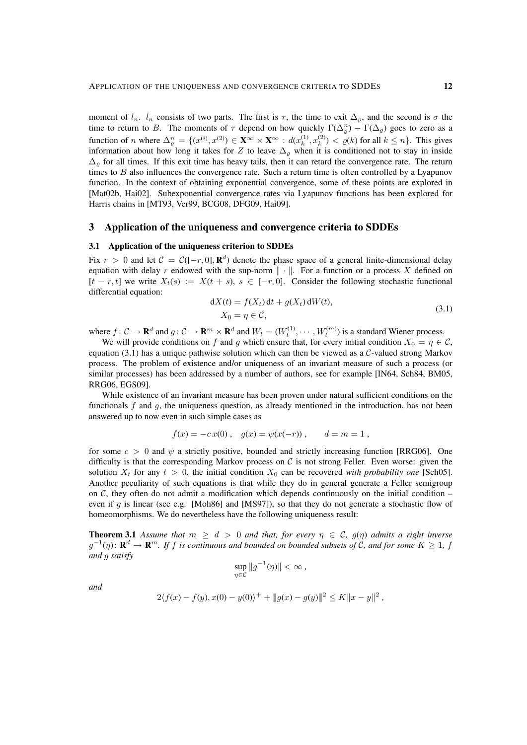moment of $l_n$. $l_n$ consists of two parts. The first is $\tau$, the time to exit $\Delta_\varrho$, and the second is $\sigma$ the time to return to $B$. The moments of $\tau$ depend on how quickly $\Gamma(\Delta_\varrho^n) - \Gamma(\Delta_\varrho)$ goes to zero as a function of $n$ where $\Delta_\varrho^n = \{(x^{(i)}, x^{(2)}) \in \mathbf{X}^\infty \times \mathbf{X}^\infty : d(x_k^{(1)}, x_k^{(2)}) < \varrho(k) \text{ for all } k \le n\}$. This gives information about how long it takes for $Z$ to leave $\Delta_\varrho$ when it is conditioned not to stay in inside $\Delta_\varrho$ for all times. If this exit time has heavy tails, then it can retard the convergence rate. The return times to $B$ also influences the convergence rate. Such a return time is often controlled by a Lyapunov function. In the context of obtaining exponential convergence, some of these points are explored in [Mat02b, Hai02]. Subexponential convergence rates via Lyapunov functions has been explored for Harris chains in [MT93, Ver99, BCG08, DFG09, Hai09].

## 3 Application of the uniqueness and convergence criteria to SDDEs

### 3.1 Application of the uniqueness criterion to SDDEs

Fix $r > 0$ and let $\mathcal{C} = \mathcal{C}([-r, 0], \mathbf{R}^d)$ denote the phase space of a general finite-dimensional delay equation with delay $r$ endowed with the sup-norm $\|\cdot\|$. For a function or a process $X$ defined on $[t-r, t]$ we write $X_t(s) := X(t+s)$, $s \in [-r, 0]$. Consider the following stochastic functional differential equation:

$$
\begin{aligned}
\mathrm{d}X(t) &= f(X_t)\,\mathrm{d}t + g(X_t)\,\mathrm{d}W(t), \\
X_0 &= \eta \in \mathcal{C},
\end{aligned}
\tag{3.1}
$$

where $f\colon \mathcal{C} \to \mathbf{R}^d$ and $g\colon \mathcal{C} \to \mathbf{R}^m \times \mathbf{R}^d$ and $W_t = (W_t^{(1)}, \cdots, W_t^{(m)})$ is a standard Wiener process.

We will provide conditions on $f$ and $g$ which ensure that, for every initial condition $X_0 = \eta \in \mathcal{C}$, equation (3.1) has a unique pathwise solution which can then be viewed as a $\mathcal{C}$-valued strong Markov process. The problem of existence and/or uniqueness of an invariant measure of such a process (or similar processes) has been addressed by a number of authors, see for example [IN64, Sch84, BM05, RRG06, EGS09].

While existence of an invariant measure has been proven under natural sufficient conditions on the functionals $f$ and $g$, the uniqueness question, as already mentioned in the introduction, has not been answered up to now even in such simple cases as

$$
f(x) = -c\,x(0)\,, \quad g(x) = \psi(x(-r))\,, \qquad d = m = 1\,,
$$

for some $c > 0$ and $\psi$ a strictly positive, bounded and strictly increasing function [RRG06]. One difficulty is that the corresponding Markov process on $\mathcal{C}$ is not strong Feller. Even worse: given the solution $X_t$ for any $t > 0$, the initial condition $X_0$ can be recovered *with probability one* [Sch05]. Another peculiarity of such equations is that while they do in general generate a Feller semigroup on $\mathcal{C}$, they often do not admit a modification which depends continuously on the initial condition – even if $g$ is linear (see e.g. [Moh86] and [MS97]), so that they do not generate a stochastic flow of homeomorphisms. We do nevertheless have the following uniqueness result:

**Theorem 3.1** *Assume that $m \ge d > 0$ and that, for every $\eta \in \mathcal{C}$, $g(\eta)$ admits a right inverse $g^{-1}(\eta)\colon \mathbf{R}^d \to \mathbf{R}^m$. If $f$ is continuous and bounded on bounded subsets of $\mathcal{C}$, and for some $K \ge 1$, $f$ and $g$ satisfy*

$$
\sup_{\eta \in \mathcal{C}} \|g^{-1}(\eta)\| < \infty\,,
$$

*and*

$$
2\langle f(x) - f(y), x(0) - y(0)\rangle^+ + |\!|\!| g(x) - g(y) |\!|\!|^2 \le K\|x - y\|^2\,,
$$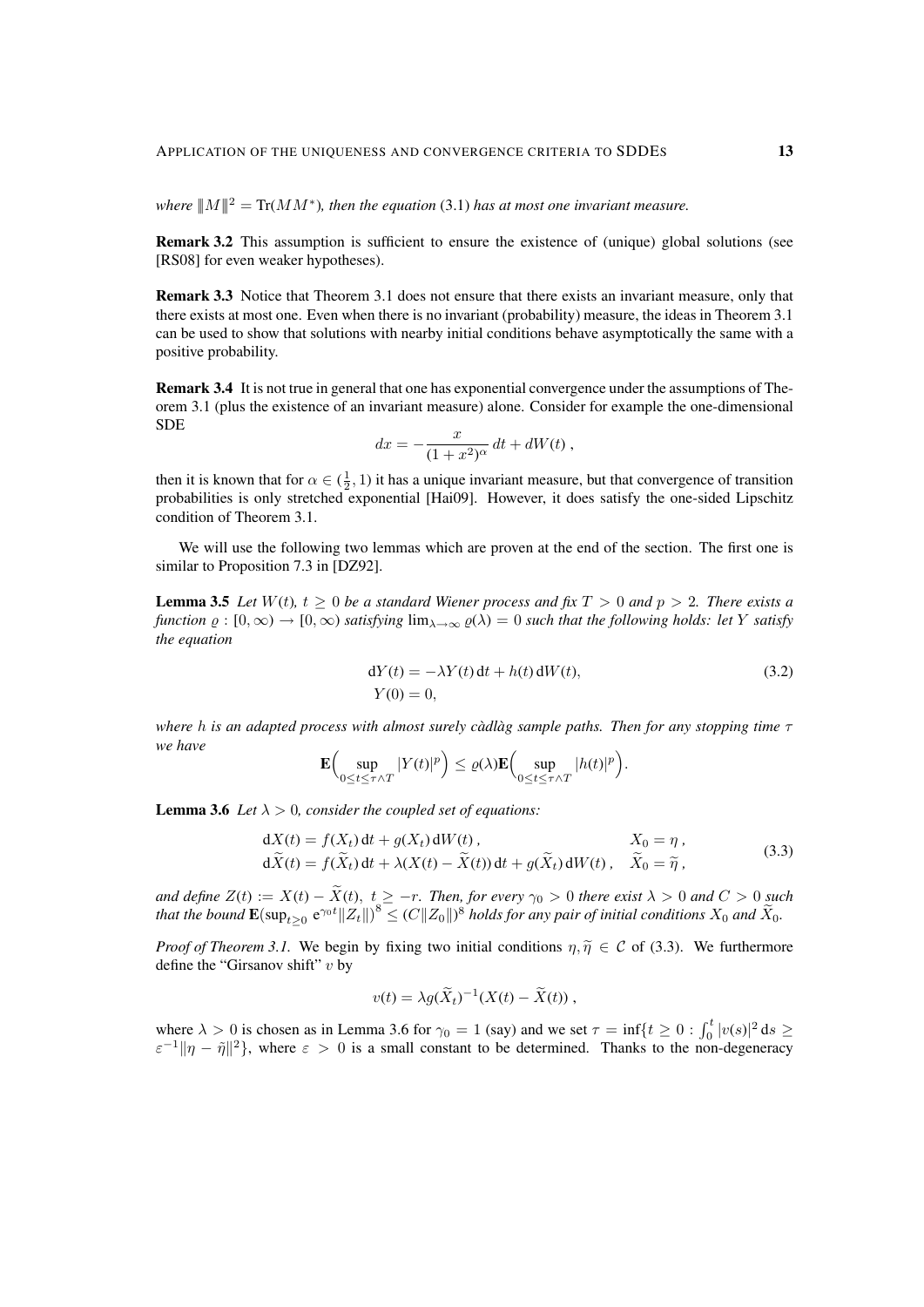*where $\|M\|^2 = \text{Tr}(MM^*)$, then the equation* (3.1) *has at most one invariant measure.*

**Remark 3.2** This assumption is sufficient to ensure the existence of (unique) global solutions (see [RS08] for even weaker hypotheses).

**Remark 3.3** Notice that Theorem 3.1 does not ensure that there exists an invariant measure, only that there exists at most one. Even when there is no invariant (probability) measure, the ideas in Theorem 3.1 can be used to show that solutions with nearby initial conditions behave asymptotically the same with a positive probability.

**Remark 3.4** It is not true in general that one has exponential convergence under the assumptions of Theorem 3.1 (plus the existence of an invariant measure) alone. Consider for example the one-dimensional SDE

$$dx = -\frac{x}{(1+x^2)^\alpha}\,dt + dW(t)\,,$$

then it is known that for $\alpha \in (\frac{1}{2}, 1)$ it has a unique invariant measure, but that convergence of transition probabilities is only stretched exponential [Hai09]. However, it does satisfy the one-sided Lipschitz condition of Theorem 3.1.

We will use the following two lemmas which are proven at the end of the section. The first one is similar to Proposition 7.3 in [DZ92].

**Lemma 3.5** *Let $W(t)$, $t \geq 0$ be a standard Wiener process and fix $T > 0$ and $p > 2$. There exists a function $\varrho : [0, \infty) \to [0, \infty)$ satisfying $\lim_{\lambda\to\infty} \varrho(\lambda) = 0$ such that the following holds: let $Y$ satisfy the equation*

$$\begin{aligned} \mathrm{d}Y(t) &= -\lambda Y(t)\,\mathrm{d}t + h(t)\,\mathrm{d}W(t), \\ Y(0) &= 0, \end{aligned} \tag{3.2}$$

*where $h$ is an adapted process with almost surely càdlàg sample paths. Then for any stopping time $\tau$ we have*

$$\mathbf{E}\Big(\sup_{0\leq t\leq \tau\wedge T} |Y(t)|^p\Big) \leq \varrho(\lambda)\mathbf{E}\Big(\sup_{0\leq t\leq \tau\wedge T} |h(t)|^p\Big).$$

**Lemma 3.6** *Let $\lambda > 0$, consider the coupled set of equations:*

$$\begin{aligned} \mathrm{d}X(t) &= f(X_t)\,\mathrm{d}t + g(X_t)\,\mathrm{d}W(t)\,, & X_0 &= \eta\,, \\ \mathrm{d}\widetilde{X}(t) &= f(\widetilde{X}_t)\,\mathrm{d}t + \lambda(X(t) - \widetilde{X}(t))\,\mathrm{d}t + g(\widetilde{X}_t)\,\mathrm{d}W(t)\,, & \widetilde{X}_0 &= \widetilde{\eta}\,, \end{aligned} \tag{3.3}$$

*and define $Z(t) := X(t) - \widetilde{X}(t)$, $t \geq -r$. Then, for every $\gamma_0 > 0$ there exist $\lambda > 0$ and $C > 0$ such that the bound $\mathbf{E}(\sup_{t\geq 0} \mathrm{e}^{\gamma_0 t}\|Z_t\|)^8 \leq (C\|Z_0\|)^8$ holds for any pair of initial conditions $X_0$ and $\widetilde{X}_0$.*

*Proof of Theorem 3.1.* We begin by fixing two initial conditions $\eta, \widetilde{\eta} \in \mathcal{C}$ of (3.3). We furthermore define the "Girsanov shift" $v$ by

$$v(t) = \lambda g(\widetilde{X}_t)^{-1}(X(t) - \widetilde{X}(t))\,,$$

where $\lambda > 0$ is chosen as in Lemma 3.6 for $\gamma_0 = 1$ (say) and we set $\tau = \inf\{t \geq 0 : \int_0^t |v(s)|^2\,\mathrm{d}s \geq \varepsilon^{-1}\|\eta - \tilde{\eta}\|^2\}$, where $\varepsilon > 0$ is a small constant to be determined. Thanks to the non-degeneracy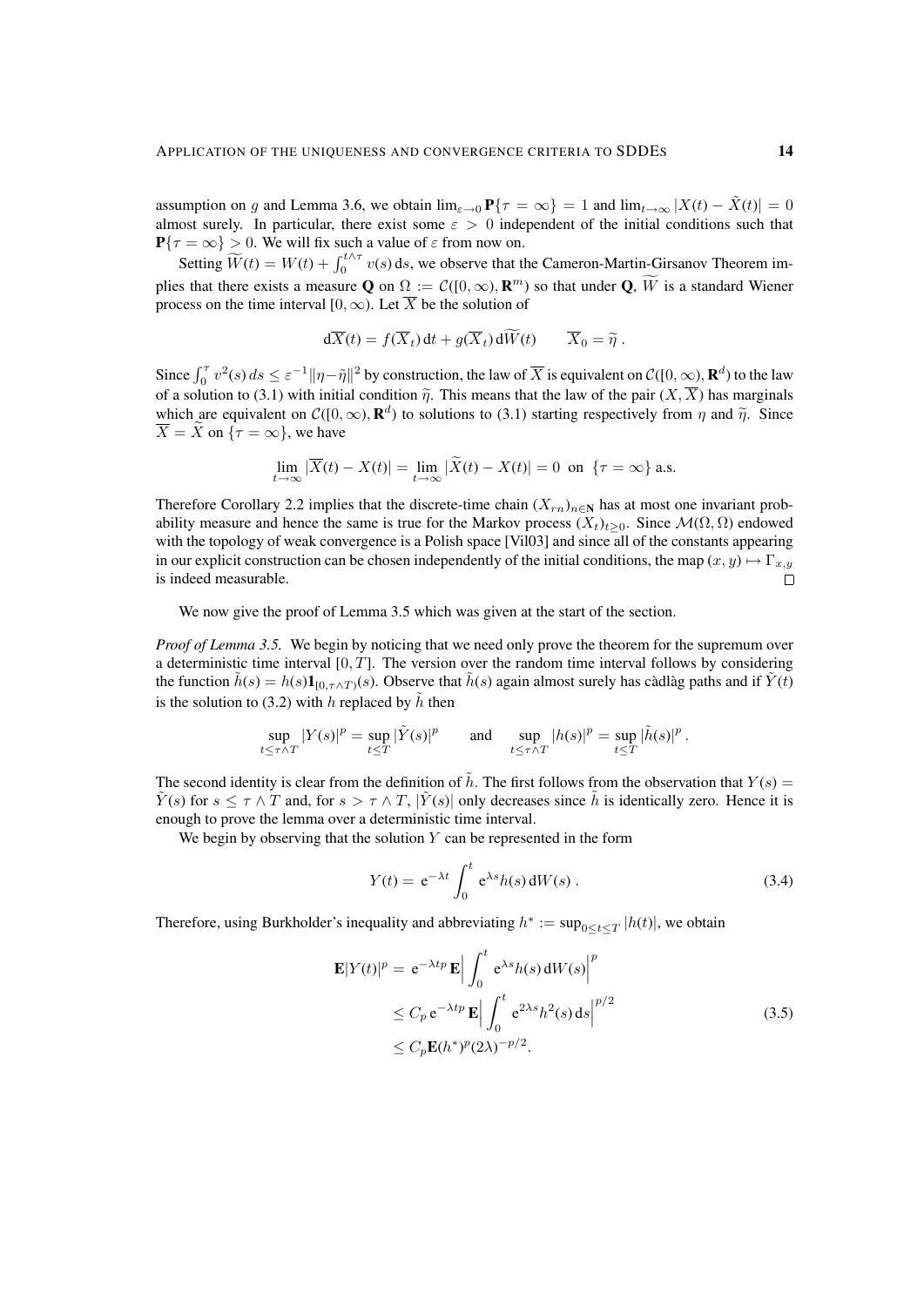assumption on $g$ and Lemma 3.6, we obtain $\lim_{\varepsilon\to 0}\mathbf{P}\{\tau=\infty\}=1$ and $\lim_{t\to\infty}|X(t)-\tilde{X}(t)|=0$ almost surely. In particular, there exist some $\varepsilon>0$ independent of the initial conditions such that $\mathbf{P}\{\tau=\infty\}>0$. We will fix such a value of $\varepsilon$ from now on.

Setting $\widetilde{W}(t)=W(t)+\int_0^{t\wedge\tau}v(s)\,\mathrm{d}s$, we observe that the Cameron-Martin-Girsanov Theorem implies that there exists a measure $\mathbf{Q}$ on $\Omega:=\mathcal{C}([0,\infty),\mathbf{R}^m)$ so that under $\mathbf{Q}$, $\widetilde{W}$ is a standard Wiener process on the time interval $[0,\infty)$. Let $\overline{X}$ be the solution of

$$
\mathrm{d}\overline{X}(t)=f(\overline{X}_t)\,\mathrm{d}t+g(\overline{X}_t)\,\mathrm{d}\widetilde{W}(t)\qquad \overline{X}_0=\widetilde{\eta}\;.
$$

Since $\int_0^\tau v^2(s)\,ds\le\varepsilon^{-1}\|\eta-\tilde{\eta}\|^2$ by construction, the law of $\overline{X}$ is equivalent on $\mathcal{C}([0,\infty),\mathbf{R}^d)$ to the law of a solution to (3.1) with initial condition $\widetilde{\eta}$. This means that the law of the pair $(X,\overline{X})$ has marginals which are equivalent on $\mathcal{C}([0,\infty),\mathbf{R}^d)$ to solutions to (3.1) starting respectively from $\eta$ and $\widetilde{\eta}$. Since $\overline{X}=\widetilde{X}$ on $\{\tau=\infty\}$, we have

$$
\lim_{t\to\infty}|\overline{X}(t)-X(t)|=\lim_{t\to\infty}|\widetilde{X}(t)-X(t)|=0\ \text{ on }\ \{\tau=\infty\}\text{ a.s.}
$$

Therefore Corollary 2.2 implies that the discrete-time chain $(X_{rn})_{n\in\mathbf{N}}$ has at most one invariant probability measure and hence the same is true for the Markov process $(X_t)_{t\ge 0}$. Since $\mathcal{M}(\Omega,\Omega)$ endowed with the topology of weak convergence is a Polish space [Vil03] and since all of the constants appearing in our explicit construction can be chosen independently of the initial conditions, the map $(x,y)\mapsto\Gamma_{x,y}$ is indeed measurable. □

We now give the proof of Lemma 3.5 which was given at the start of the section.

*Proof of Lemma 3.5.* We begin by noticing that we need only prove the theorem for the supremum over a deterministic time interval $[0,T]$. The version over the random time interval follows by considering the function $\tilde{h}(s)=h(s)\mathbf{1}_{[0,\tau\wedge T)}(s)$. Observe that $\tilde{h}(s)$ again almost surely has càdlàg paths and if $\tilde{Y}(t)$ is the solution to (3.2) with $h$ replaced by $\tilde{h}$ then

$$
\sup_{t\le\tau\wedge T}|Y(s)|^p=\sup_{t\le T}|\tilde{Y}(s)|^p\qquad\text{and}\qquad\sup_{t\le\tau\wedge T}|h(s)|^p=\sup_{t\le T}|\tilde{h}(s)|^p\;.
$$

The second identity is clear from the definition of $\tilde{h}$. The first follows from the observation that $Y(s)=\tilde{Y}(s)$ for $s\le\tau\wedge T$ and, for $s>\tau\wedge T$, $|\tilde{Y}(s)|$ only decreases since $\tilde{h}$ is identically zero. Hence it is enough to prove the lemma over a deterministic time interval.

We begin by observing that the solution $Y$ can be represented in the form

$$
Y(t)=\,\mathrm{e}^{-\lambda t}\int_0^t\mathrm{e}^{\lambda s}h(s)\,\mathrm{d}W(s)\;. \tag{3.4}
$$

Therefore, using Burkholder's inequality and abbreviating $h^*:=\sup_{0\le t\le T}|h(t)|$, we obtain

$$
\begin{aligned}
\mathbf{E}|Y(t)|^p&=\,\mathrm{e}^{-\lambda tp}\,\mathbf{E}\Big|\int_0^t\mathrm{e}^{\lambda s}h(s)\,\mathrm{d}W(s)\Big|^p\\
&\le C_p\,\mathrm{e}^{-\lambda tp}\,\mathbf{E}\Big|\int_0^t\mathrm{e}^{2\lambda s}h^2(s)\,\mathrm{d}s\Big|^{p/2}\\
&\le C_p\mathbf{E}(h^*)^p(2\lambda)^{-p/2}.
\end{aligned}\tag{3.5}
$$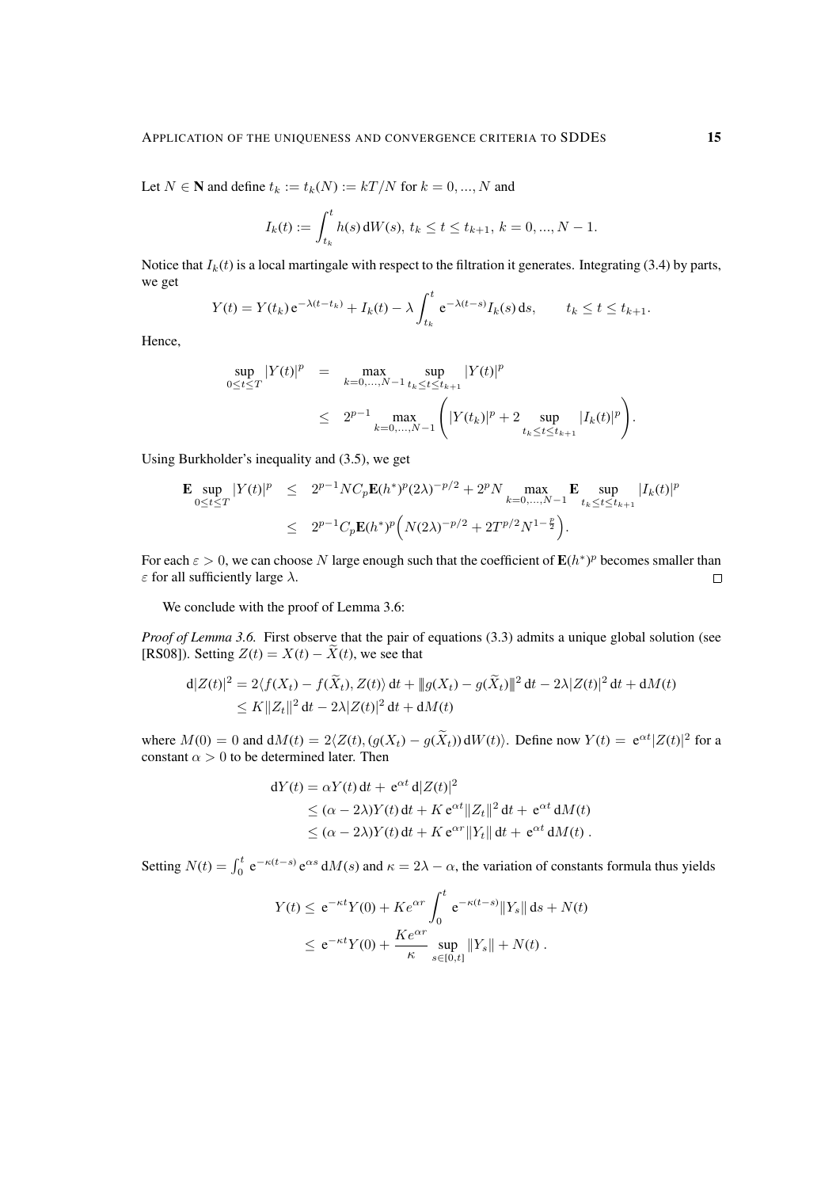Let $N \in \mathbf{N}$ and define $t_k := t_k(N) := kT/N$ for $k = 0, ..., N$ and

$$
I_k(t) := \int_{t_k}^{t} h(s)\,\mathrm{d}W(s),\ t_k \le t \le t_{k+1},\ k = 0, ..., N-1.
$$

Notice that $I_k(t)$ is a local martingale with respect to the filtration it generates. Integrating (3.4) by parts, we get

$$
Y(t) = Y(t_k)\,\mathrm{e}^{-\lambda(t-t_k)} + I_k(t) - \lambda \int_{t_k}^{t} \mathrm{e}^{-\lambda(t-s)} I_k(s)\,\mathrm{d}s, \qquad t_k \le t \le t_{k+1}.
$$

Hence,

$$
\begin{aligned}
\sup_{0 \le t \le T} |Y(t)|^p \quad &= \quad \max_{k=0,...,N-1} \sup_{t_k \le t \le t_{k+1}} |Y(t)|^p \\
&\le \quad 2^{p-1} \max_{k=0,...,N-1} \left( |Y(t_k)|^p + 2 \sup_{t_k \le t \le t_{k+1}} |I_k(t)|^p \right).
\end{aligned}
$$

Using Burkholder's inequality and (3.5), we get

$$
\begin{aligned}
\mathbf{E} \sup_{0 \le t \le T} |Y(t)|^p \quad &\le \quad 2^{p-1} N C_p \mathbf{E}(h^*)^p (2\lambda)^{-p/2} + 2^p N \max_{k=0,...,N-1} \mathbf{E} \sup_{t_k \le t \le t_{k+1}} |I_k(t)|^p \\
&\le \quad 2^{p-1} C_p \mathbf{E}(h^*)^p \Big( N(2\lambda)^{-p/2} + 2T^{p/2} N^{1-\frac{p}{2}} \Big).
\end{aligned}
$$

For each $\varepsilon > 0$, we can choose $N$ large enough such that the coefficient of $\mathbf{E}(h^*)^p$ becomes smaller than $\varepsilon$ for all sufficiently large $\lambda$. $\square$

We conclude with the proof of Lemma 3.6:

*Proof of Lemma 3.6.* First observe that the pair of equations (3.3) admits a unique global solution (see [RS08]). Setting $Z(t) = X(t) - \widetilde{X}(t)$, we see that

$$
\begin{aligned}
\mathrm{d}|Z(t)|^2 &= 2\langle f(X_t) - f(\widetilde{X}_t), Z(t)\rangle\,\mathrm{d}t + |\!|\!| g(X_t) - g(\widetilde{X}_t) |\!|\!|^2\,\mathrm{d}t - 2\lambda |Z(t)|^2\,\mathrm{d}t + \mathrm{d}M(t) \\
&\le K\|Z_t\|^2\,\mathrm{d}t - 2\lambda|Z(t)|^2\,\mathrm{d}t + \mathrm{d}M(t)
\end{aligned}
$$

where $M(0) = 0$ and $\mathrm{d}M(t) = 2\langle Z(t), (g(X_t) - g(\widetilde{X}_t))\,\mathrm{d}W(t)\rangle$. Define now $Y(t) = \mathrm{e}^{\alpha t}|Z(t)|^2$ for a constant $\alpha > 0$ to be determined later. Then

$$
\begin{aligned}
\mathrm{d}Y(t) &= \alpha Y(t)\,\mathrm{d}t + \mathrm{e}^{\alpha t}\,\mathrm{d}|Z(t)|^2 \\
&\le (\alpha - 2\lambda) Y(t)\,\mathrm{d}t + K\,\mathrm{e}^{\alpha t}\|Z_t\|^2\,\mathrm{d}t + \mathrm{e}^{\alpha t}\,\mathrm{d}M(t) \\
&\le (\alpha - 2\lambda) Y(t)\,\mathrm{d}t + K\,\mathrm{e}^{\alpha r}\|Y_t\|\,\mathrm{d}t + \mathrm{e}^{\alpha t}\,\mathrm{d}M(t)\,.
\end{aligned}
$$

Setting $N(t) = \int_0^t \mathrm{e}^{-\kappa(t-s)}\,\mathrm{e}^{\alpha s}\,\mathrm{d}M(s)$ and $\kappa = 2\lambda - \alpha$, the variation of constants formula thus yields

$$
\begin{aligned}
Y(t) &\le \mathrm{e}^{-\kappa t} Y(0) + K e^{\alpha r} \int_0^t \mathrm{e}^{-\kappa(t-s)} \|Y_s\|\,\mathrm{d}s + N(t) \\
&\le \mathrm{e}^{-\kappa t} Y(0) + \frac{K e^{\alpha r}}{\kappa} \sup_{s \in [0,t]} \|Y_s\| + N(t)\,.
\end{aligned}
$$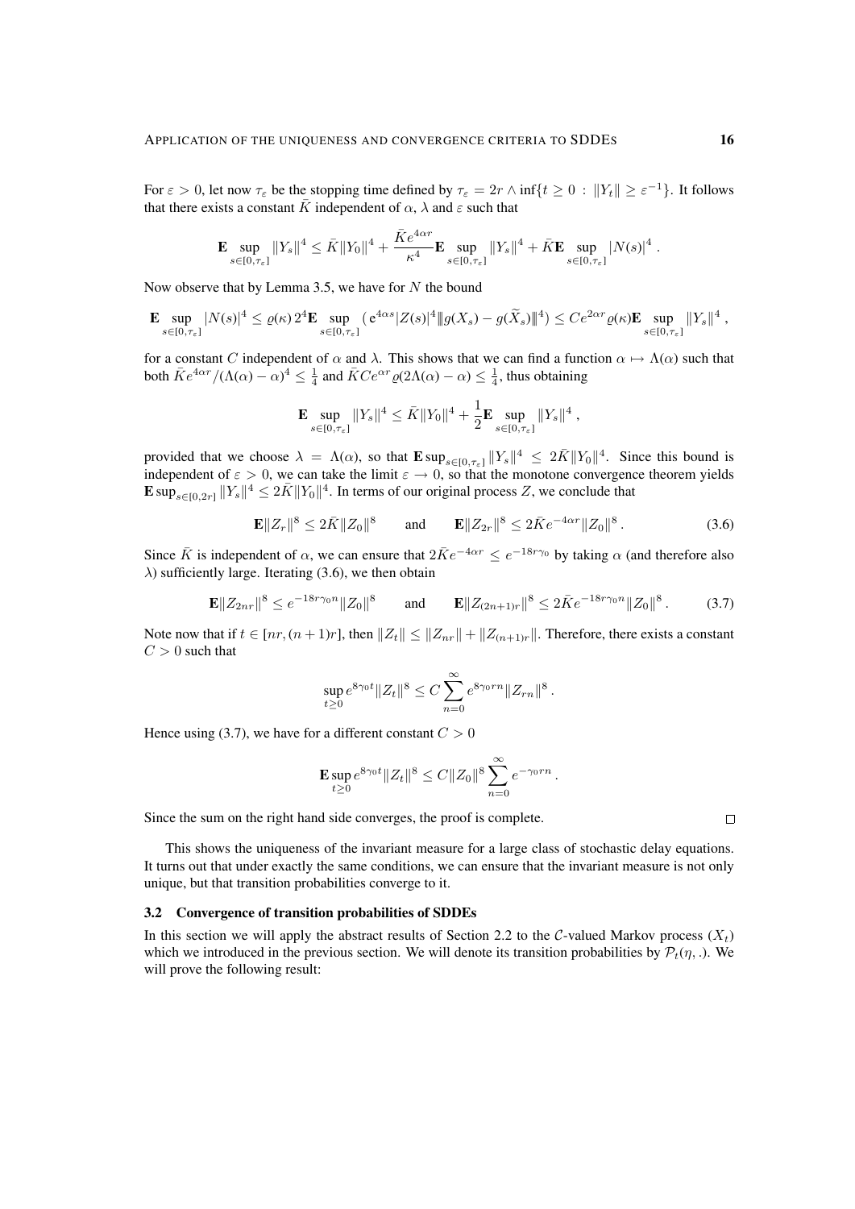For $\varepsilon > 0$, let now $\tau_\varepsilon$ be the stopping time defined by $\tau_\varepsilon = 2r \wedge \inf\{t \geq 0 \,:\, \|Y_t\| \geq \varepsilon^{-1}\}$. It follows that there exists a constant $\bar K$ independent of $\alpha$, $\lambda$ and $\varepsilon$ such that

$$\mathbf{E} \sup_{s\in[0,\tau_\varepsilon]} \|Y_s\|^4 \leq \bar K \|Y_0\|^4 + \frac{\bar K e^{4\alpha r}}{\kappa^4} \mathbf{E} \sup_{s\in[0,\tau_\varepsilon]} \|Y_s\|^4 + \bar K \mathbf{E} \sup_{s\in[0,\tau_\varepsilon]} |N(s)|^4 \,.$$

Now observe that by Lemma 3.5, we have for $N$ the bound

$$\mathbf{E} \sup_{s\in[0,\tau_\varepsilon]} |N(s)|^4 \leq \varrho(\kappa)\, 2^4 \mathbf{E} \sup_{s\in[0,\tau_\varepsilon]} \big( e^{4\alpha s} |Z(s)|^4 \| g(X_s) - g(\widetilde X_s)\|^4 \big) \leq C e^{2\alpha r} \varrho(\kappa) \mathbf{E} \sup_{s\in[0,\tau_\varepsilon]} \|Y_s\|^4 \,,$$

for a constant $C$ independent of $\alpha$ and $\lambda$. This shows that we can find a function $\alpha \mapsto \Lambda(\alpha)$ such that both $\bar K e^{4\alpha r}/(\Lambda(\alpha) - \alpha)^4 \leq \frac{1}{4}$ and $\bar K C e^{\alpha r} \varrho(2\Lambda(\alpha) - \alpha) \leq \frac{1}{4}$, thus obtaining

$$\mathbf{E} \sup_{s\in[0,\tau_\varepsilon]} \|Y_s\|^4 \leq \bar K \|Y_0\|^4 + \frac{1}{2} \mathbf{E} \sup_{s\in[0,\tau_\varepsilon]} \|Y_s\|^4 \,,$$

provided that we choose $\lambda = \Lambda(\alpha)$, so that $\mathbf{E} \sup_{s\in[0,\tau_\varepsilon]} \|Y_s\|^4 \leq 2\bar K \|Y_0\|^4$. Since this bound is independent of $\varepsilon > 0$, we can take the limit $\varepsilon \to 0$, so that the monotone convergence theorem yields $\mathbf{E} \sup_{s\in[0,2r]} \|Y_s\|^4 \leq 2\bar K \|Y_0\|^4$. In terms of our original process $Z$, we conclude that

$$\mathbf{E} \|Z_r\|^8 \leq 2\bar K \|Z_0\|^8 \qquad \text{and} \qquad \mathbf{E} \|Z_{2r}\|^8 \leq 2\bar K e^{-4\alpha r} \|Z_0\|^8 \,. \tag{3.6}$$

Since $\bar K$ is independent of $\alpha$, we can ensure that $2\bar K e^{-4\alpha r} \leq e^{-18 r \gamma_0}$ by taking $\alpha$ (and therefore also $\lambda$) sufficiently large. Iterating (3.6), we then obtain

$$\mathbf{E} \|Z_{2nr}\|^8 \leq e^{-18 r \gamma_0 n} \|Z_0\|^8 \qquad \text{and} \qquad \mathbf{E} \|Z_{(2n+1)r}\|^8 \leq 2\bar K e^{-18 r \gamma_0 n} \|Z_0\|^8 \,. \tag{3.7}$$

Note now that if $t \in [nr, (n+1)r]$, then $\|Z_t\| \leq \|Z_{nr}\| + \|Z_{(n+1)r}\|$. Therefore, there exists a constant $C > 0$ such that

$$\sup_{t\geq 0} e^{8\gamma_0 t} \|Z_t\|^8 \leq C \sum_{n=0}^\infty e^{8\gamma_0 r n} \|Z_{rn}\|^8 \,.$$

Hence using (3.7), we have for a different constant $C > 0$

$$\mathbf{E} \sup_{t\geq 0} e^{8\gamma_0 t} \|Z_t\|^8 \leq C \|Z_0\|^8 \sum_{n=0}^\infty e^{-\gamma_0 r n} \,.$$

Since the sum on the right hand side converges, the proof is complete. □

This shows the uniqueness of the invariant measure for a large class of stochastic delay equations. It turns out that under exactly the same conditions, we can ensure that the invariant measure is not only unique, but that transition probabilities converge to it.

### 3.2 Convergence of transition probabilities of SDDEs

In this section we will apply the abstract results of Section 2.2 to the $\mathcal{C}$-valued Markov process $(X_t)$ which we introduced in the previous section. We will denote its transition probabilities by $\mathcal{P}_t(\eta, .)$. We will prove the following result: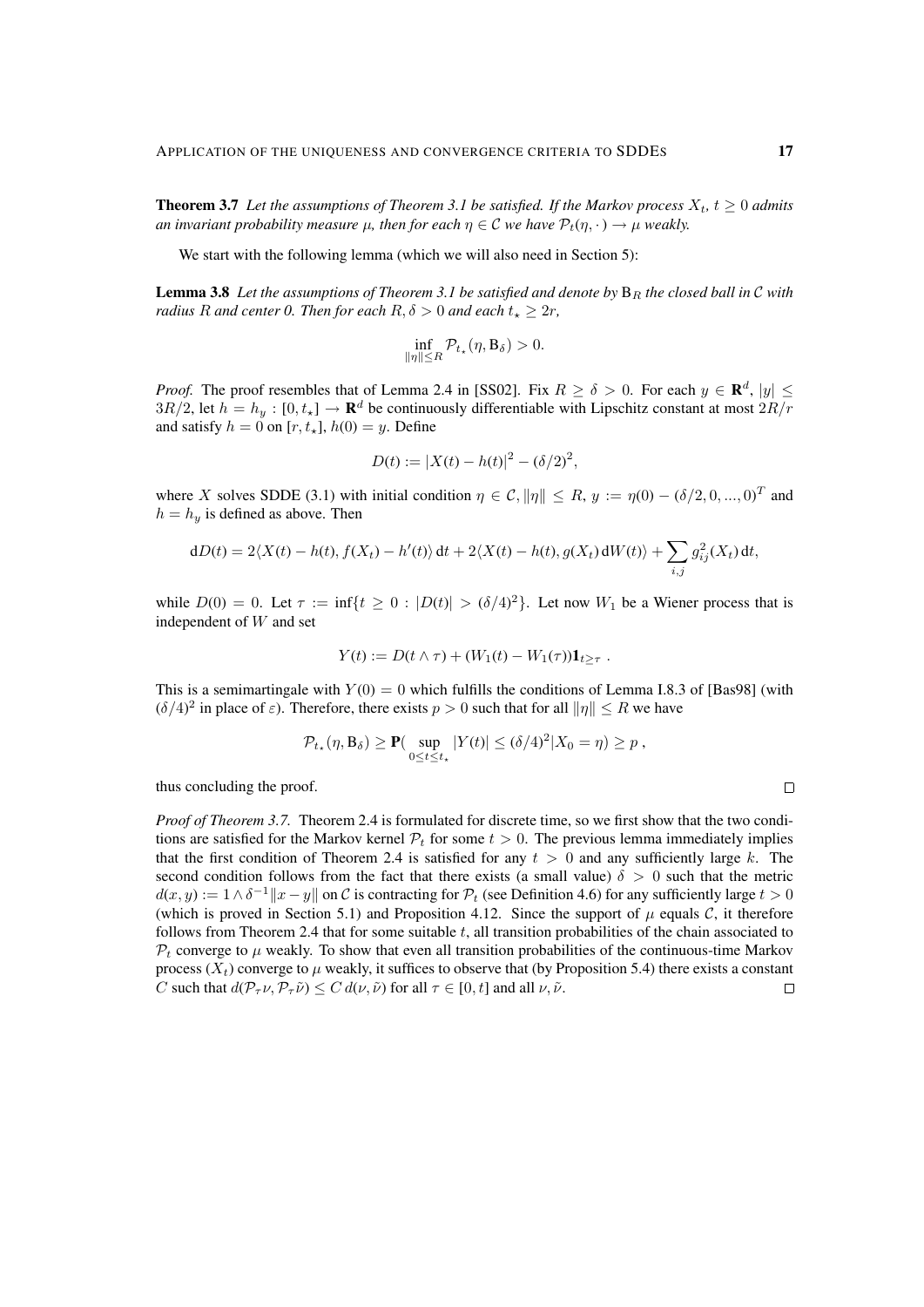**Theorem 3.7** *Let the assumptions of Theorem 3.1 be satisfied. If the Markov process $X_t$, $t \geq 0$ admits an invariant probability measure $\mu$, then for each $\eta \in \mathcal{C}$ we have $\mathcal{P}_t(\eta, \cdot) \to \mu$ weakly.*

We start with the following lemma (which we will also need in Section 5):

**Lemma 3.8** *Let the assumptions of Theorem 3.1 be satisfied and denote by $\mathrm{B}_R$ the closed ball in $\mathcal{C}$ with radius $R$ and center 0. Then for each $R, \delta > 0$ and each $t_\star \geq 2r$,*

$$\inf_{\|\eta\| \leq R} \mathcal{P}_{t_\star}(\eta, \mathrm{B}_\delta) > 0.$$

*Proof.* The proof resembles that of Lemma 2.4 in [SS02]. Fix $R \geq \delta > 0$. For each $y \in \mathbf{R}^d$, $|y| \leq 3R/2$, let $h = h_y : [0, t_\star] \to \mathbf{R}^d$ be continuously differentiable with Lipschitz constant at most $2R/r$ and satisfy $h = 0$ on $[r, t_\star]$, $h(0) = y$. Define

$$D(t) := |X(t) - h(t)|^2 - (\delta/2)^2,$$

where $X$ solves SDDE (3.1) with initial condition $\eta \in \mathcal{C}$, $\|\eta\| \leq R$, $y := \eta(0) - (\delta/2, 0, ..., 0)^T$ and $h = h_y$ is defined as above. Then

$$\mathrm{d}D(t) = 2\langle X(t) - h(t), f(X_t) - h'(t)\rangle \, \mathrm{d}t + 2\langle X(t) - h(t), g(X_t) \, \mathrm{d}W(t)\rangle + \sum_{i,j} g_{ij}^2(X_t) \, \mathrm{d}t,$$

while $D(0) = 0$. Let $\tau := \inf\{t \geq 0 : |D(t)| > (\delta/4)^2\}$. Let now $W_1$ be a Wiener process that is independent of $W$ and set

$$Y(t) := D(t \wedge \tau) + (W_1(t) - W_1(\tau))\mathbf{1}_{t \geq \tau} \, .$$

This is a semimartingale with $Y(0) = 0$ which fulfills the conditions of Lemma I.8.3 of [Bas98] (with $(\delta/4)^2$ in place of $\varepsilon$). Therefore, there exists $p > 0$ such that for all $\|\eta\| \leq R$ we have

$$\mathcal{P}_{t_\star}(\eta, \mathrm{B}_\delta) \geq \mathbf{P}\big( \sup_{0 \leq t \leq t_\star} |Y(t)| \leq (\delta/4)^2 | X_0 = \eta \big) \geq p \, ,$$

thus concluding the proof. $\square$

*Proof of Theorem 3.7.* Theorem 2.4 is formulated for discrete time, so we first show that the two conditions are satisfied for the Markov kernel $\mathcal{P}_t$ for some $t > 0$. The previous lemma immediately implies that the first condition of Theorem 2.4 is satisfied for any $t > 0$ and any sufficiently large $k$. The second condition follows from the fact that there exists (a small value) $\delta > 0$ such that the metric $d(x, y) := 1 \wedge \delta^{-1}\|x - y\|$ on $\mathcal{C}$ is contracting for $\mathcal{P}_t$ (see Definition 4.6) for any sufficiently large $t > 0$ (which is proved in Section 5.1) and Proposition 4.12. Since the support of $\mu$ equals $\mathcal{C}$, it therefore follows from Theorem 2.4 that for some suitable $t$, all transition probabilities of the chain associated to $\mathcal{P}_t$ converge to $\mu$ weakly. To show that even all transition probabilities of the continuous-time Markov process $(X_t)$ converge to $\mu$ weakly, it suffices to observe that (by Proposition 5.4) there exists a constant $C$ such that $d(\mathcal{P}_\tau \nu, \mathcal{P}_\tau \tilde{\nu}) \leq C \, d(\nu, \tilde{\nu})$ for all $\tau \in [0, t]$ and all $\nu, \tilde{\nu}$. $\square$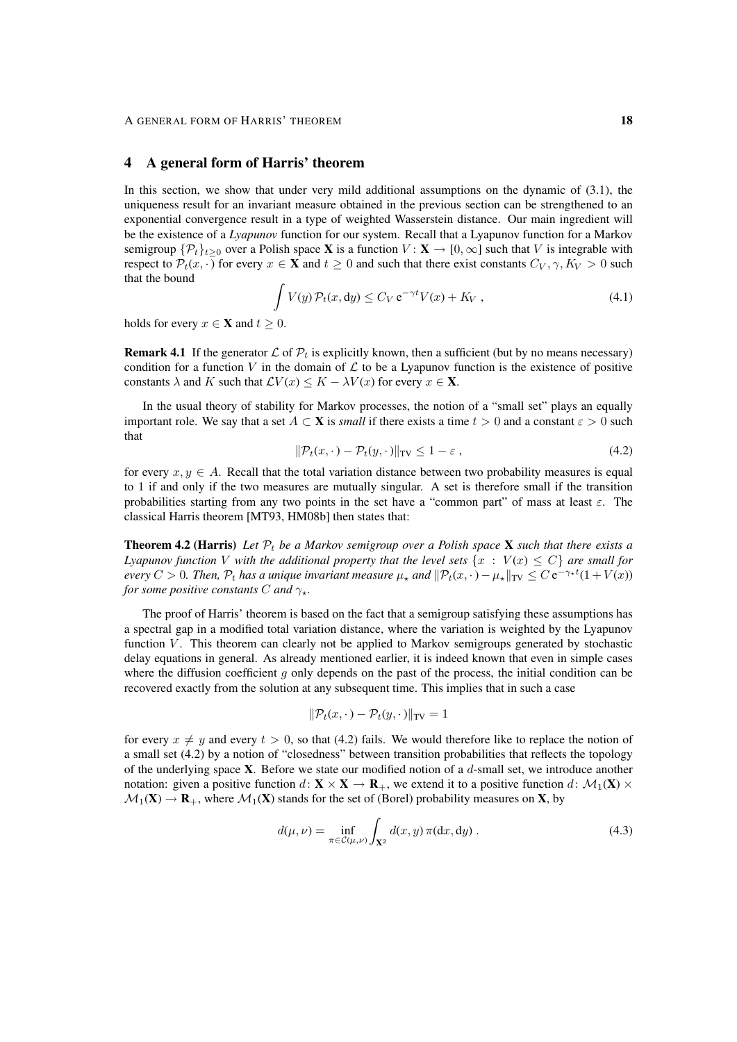## 4 A general form of Harris' theorem

In this section, we show that under very mild additional assumptions on the dynamic of (3.1), the uniqueness result for an invariant measure obtained in the previous section can be strengthened to an exponential convergence result in a type of weighted Wasserstein distance. Our main ingredient will be the existence of a *Lyapunov* function for our system. Recall that a Lyapunov function for a Markov semigroup $\{\mathcal{P}_t\}_{t\geq 0}$ over a Polish space $\mathbf{X}$ is a function $V\colon \mathbf{X}\to[0,\infty]$ such that $V$ is integrable with respect to $\mathcal{P}_t(x,\cdot)$ for every $x\in\mathbf{X}$ and $t\geq 0$ and such that there exist constants $C_V,\gamma,K_V>0$ such that the bound

$$\int V(y)\,\mathcal{P}_t(x,\mathrm{d}y)\leq C_V\,\mathrm{e}^{-\gamma t}V(x)+K_V\;, \tag{4.1}$$

holds for every $x\in\mathbf{X}$ and $t\geq 0$.

**Remark 4.1** If the generator $\mathcal{L}$ of $\mathcal{P}_t$ is explicitly known, then a sufficient (but by no means necessary) condition for a function $V$ in the domain of $\mathcal{L}$ to be a Lyapunov function is the existence of positive constants $\lambda$ and $K$ such that $\mathcal{L}V(x)\leq K-\lambda V(x)$ for every $x\in\mathbf{X}$.

In the usual theory of stability for Markov processes, the notion of a "small set" plays an equally important role. We say that a set $A\subset\mathbf{X}$ is *small* if there exists a time $t>0$ and a constant $\varepsilon>0$ such that

$$\|\mathcal{P}_t(x,\cdot)-\mathcal{P}_t(y,\cdot)\|_{\mathrm{TV}}\leq 1-\varepsilon\;, \tag{4.2}$$

for every $x,y\in A$. Recall that the total variation distance between two probability measures is equal to 1 if and only if the two measures are mutually singular. A set is therefore small if the transition probabilities starting from any two points in the set have a "common part" of mass at least $\varepsilon$. The classical Harris theorem [MT93, HM08b] then states that:

**Theorem 4.2 (Harris)** *Let $\mathcal{P}_t$ be a Markov semigroup over a Polish space $\mathbf{X}$ such that there exists a Lyapunov function $V$ with the additional property that the level sets $\{x : V(x)\leq C\}$ are small for every $C>0$. Then, $\mathcal{P}_t$ has a unique invariant measure $\mu_\star$ and $\|\mathcal{P}_t(x,\cdot)-\mu_\star\|_{\mathrm{TV}}\leq C\,\mathrm{e}^{-\gamma_\star t}(1+V(x))$ for some positive constants $C$ and $\gamma_\star$.*

The proof of Harris' theorem is based on the fact that a semigroup satisfying these assumptions has a spectral gap in a modified total variation distance, where the variation is weighted by the Lyapunov function $V$. This theorem can clearly not be applied to Markov semigroups generated by stochastic delay equations in general. As already mentioned earlier, it is indeed known that even in simple cases where the diffusion coefficient $g$ only depends on the past of the process, the initial condition can be recovered exactly from the solution at any subsequent time. This implies that in such a case

$$\|\mathcal{P}_t(x,\cdot)-\mathcal{P}_t(y,\cdot)\|_{\mathrm{TV}}=1$$

for every $x\neq y$ and every $t>0$, so that (4.2) fails. We would therefore like to replace the notion of a small set (4.2) by a notion of "closedness" between transition probabilities that reflects the topology of the underlying space $\mathbf{X}$. Before we state our modified notion of a $d$-small set, we introduce another notation: given a positive function $d\colon\mathbf{X}\times\mathbf{X}\to\mathbf{R}_+$, we extend it to a positive function $d\colon\mathcal{M}_1(\mathbf{X})\times\mathcal{M}_1(\mathbf{X})\to\mathbf{R}_+$, where $\mathcal{M}_1(\mathbf{X})$ stands for the set of (Borel) probability measures on $\mathbf{X}$, by

$$d(\mu,\nu)=\inf_{\pi\in\mathcal{C}(\mu,\nu)}\int_{\mathbf{X}^2}d(x,y)\,\pi(\mathrm{d}x,\mathrm{d}y)\;. \tag{4.3}$$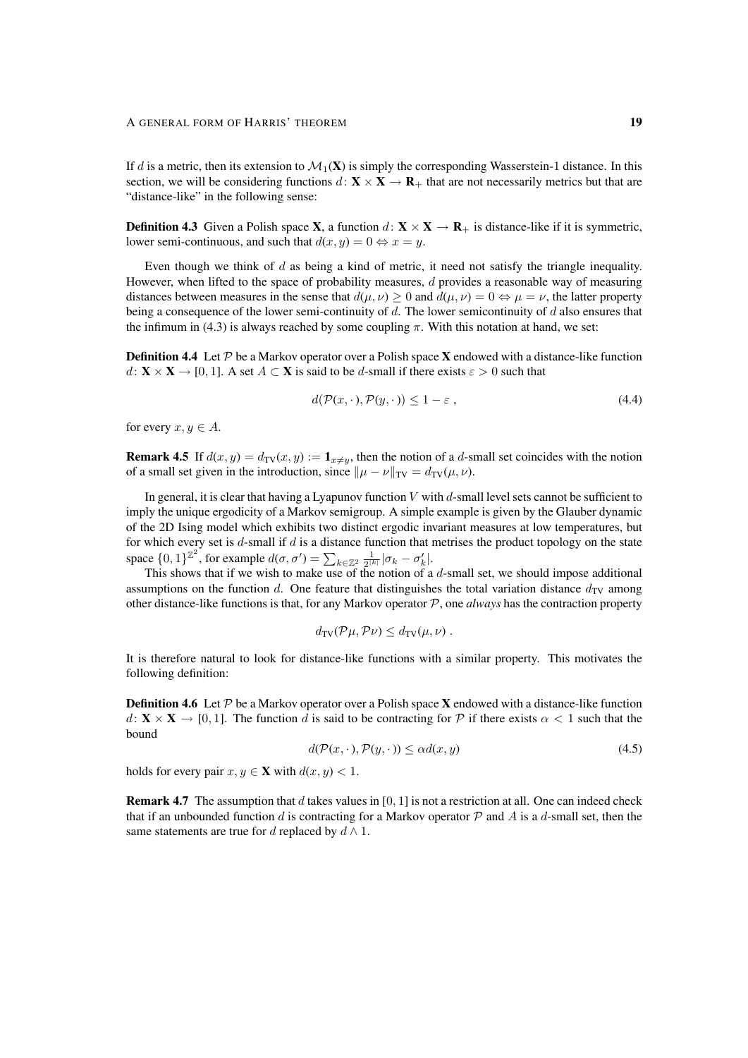If $d$ is a metric, then its extension to $\mathcal{M}_1(\mathbf{X})$ is simply the corresponding Wasserstein-1 distance. In this section, we will be considering functions $d\colon \mathbf{X}\times\mathbf{X}\to\mathbf{R}_+$ that are not necessarily metrics but that are "distance-like" in the following sense:

**Definition 4.3** Given a Polish space $\mathbf{X}$, a function $d\colon \mathbf{X}\times\mathbf{X}\to\mathbf{R}_+$ is distance-like if it is symmetric, lower semi-continuous, and such that $d(x,y)=0 \Leftrightarrow x=y$.

Even though we think of $d$ as being a kind of metric, it need not satisfy the triangle inequality. However, when lifted to the space of probability measures, $d$ provides a reasonable way of measuring distances between measures in the sense that $d(\mu,\nu)\geq 0$ and $d(\mu,\nu)=0 \Leftrightarrow \mu=\nu$, the latter property being a consequence of the lower semi-continuity of $d$. The lower semicontinuity of $d$ also ensures that the infimum in (4.3) is always reached by some coupling $\pi$. With this notation at hand, we set:

**Definition 4.4** Let $\mathcal{P}$ be a Markov operator over a Polish space $\mathbf{X}$ endowed with a distance-like function $d\colon \mathbf{X}\times\mathbf{X}\to[0,1]$. A set $A\subset\mathbf{X}$ is said to be $d$-small if there exists $\varepsilon>0$ such that

$$d(\mathcal{P}(x,\cdot),\mathcal{P}(y,\cdot))\leq 1-\varepsilon\;, \tag{4.4}$$

for every $x,y\in A$.

**Remark 4.5** If $d(x,y)=d_{\mathrm{TV}}(x,y):=\mathbf{1}_{x\neq y}$, then the notion of a $d$-small set coincides with the notion of a small set given in the introduction, since $\|\mu-\nu\|_{\mathrm{TV}}=d_{\mathrm{TV}}(\mu,\nu)$.

In general, it is clear that having a Lyapunov function $V$ with $d$-small level sets cannot be sufficient to imply the unique ergodicity of a Markov semigroup. A simple example is given by the Glauber dynamic of the 2D Ising model which exhibits two distinct ergodic invariant measures at low temperatures, but for which every set is $d$-small if $d$ is a distance function that metrises the product topology on the state space $\{0,1\}^{\mathbb{Z}^2}$, for example $d(\sigma,\sigma')=\sum_{k\in\mathbb{Z}^2}\frac{1}{2^{|k|}}|\sigma_k-\sigma'_k|$.

This shows that if we wish to make use of the notion of a $d$-small set, we should impose additional assumptions on the function $d$. One feature that distinguishes the total variation distance $d_{\mathrm{TV}}$ among other distance-like functions is that, for any Markov operator $\mathcal{P}$, one *always* has the contraction property

$$d_{\mathrm{TV}}(\mathcal{P}\mu,\mathcal{P}\nu)\leq d_{\mathrm{TV}}(\mu,\nu)\;.$$

It is therefore natural to look for distance-like functions with a similar property. This motivates the following definition:

**Definition 4.6** Let $\mathcal{P}$ be a Markov operator over a Polish space $\mathbf{X}$ endowed with a distance-like function $d\colon \mathbf{X}\times\mathbf{X}\to[0,1]$. The function $d$ is said to be contracting for $\mathcal{P}$ if there exists $\alpha<1$ such that the bound

$$d(\mathcal{P}(x,\cdot),\mathcal{P}(y,\cdot))\leq \alpha d(x,y) \tag{4.5}$$

holds for every pair $x,y\in\mathbf{X}$ with $d(x,y)<1$.

**Remark 4.7** The assumption that $d$ takes values in $[0,1]$ is not a restriction at all. One can indeed check that if an unbounded function $d$ is contracting for a Markov operator $\mathcal{P}$ and $A$ is a $d$-small set, then the same statements are true for $d$ replaced by $d\wedge 1$.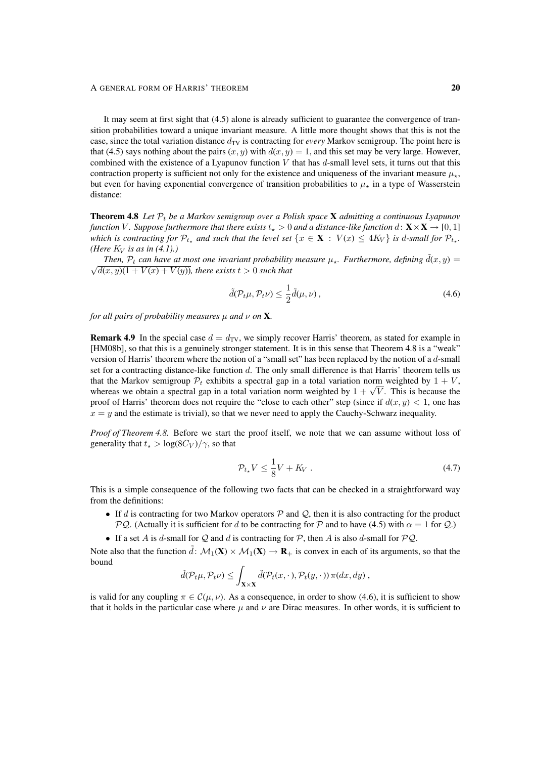It may seem at first sight that (4.5) alone is already sufficient to guarantee the convergence of transition probabilities toward a unique invariant measure. A little more thought shows that this is not the case, since the total variation distance $d_{\text{TV}}$ is contracting for *every* Markov semigroup. The point here is that (4.5) says nothing about the pairs $(x, y)$ with $d(x, y) = 1$, and this set may be very large. However, combined with the existence of a Lyapunov function $V$ that has $d$-small level sets, it turns out that this contraction property is sufficient not only for the existence and uniqueness of the invariant measure $\mu_\star$, but even for having exponential convergence of transition probabilities to $\mu_\star$ in a type of Wasserstein distance:

**Theorem 4.8** *Let $\mathcal{P}_t$ be a Markov semigroup over a Polish space $\mathbf{X}$ admitting a continuous Lyapunov function $V$. Suppose furthermore that there exists $t_\star > 0$ and a distance-like function $d\colon \mathbf{X}\times\mathbf{X} \to [0, 1]$ which is contracting for $\mathcal{P}_{t_\star}$ and such that the level set $\{x \in \mathbf{X} : V(x) \le 4K_V\}$ is $d$-small for $\mathcal{P}_{t_\star}$. (Here $K_V$ is as in (4.1).)*

*Then, $\mathcal{P}_t$ can have at most one invariant probability measure $\mu_\star$. Furthermore, defining $\tilde d(x, y) = \sqrt{d(x, y)(1 + V(x) + V(y))}$, there exists $t > 0$ such that*

$$\tilde d(\mathcal{P}_t\mu, \mathcal{P}_t\nu) \le \frac{1}{2}\tilde d(\mu, \nu)\,, \tag{4.6}$$

*for all pairs of probability measures $\mu$ and $\nu$ on $\mathbf{X}$.*

**Remark 4.9** In the special case $d = d_{\text{TV}}$, we simply recover Harris' theorem, as stated for example in [HM08b], so that this is a genuinely stronger statement. It is in this sense that Theorem 4.8 is a "weak" version of Harris' theorem where the notion of a "small set" has been replaced by the notion of a $d$-small set for a contracting distance-like function $d$. The only small difference is that Harris' theorem tells us that the Markov semigroup $\mathcal{P}_t$ exhibits a spectral gap in a total variation norm weighted by $1 + V$, whereas we obtain a spectral gap in a total variation norm weighted by $1 + \sqrt{V}$. This is because the proof of Harris' theorem does not require the "close to each other" step (since if $d(x, y) < 1$, one has $x = y$ and the estimate is trivial), so that we never need to apply the Cauchy-Schwarz inequality.

*Proof of Theorem 4.8.* Before we start the proof itself, we note that we can assume without loss of generality that $t_\star > \log(8C_V)/\gamma$, so that

$$\mathcal{P}_{t_\star} V \le \frac{1}{8}V + K_V\ . \tag{4.7}$$

This is a simple consequence of the following two facts that can be checked in a straightforward way from the definitions:

- If $d$ is contracting for two Markov operators $\mathcal{P}$ and $\mathcal{Q}$, then it is also contracting for the product $\mathcal{P}\mathcal{Q}$. (Actually it is sufficient for $d$ to be contracting for $\mathcal{P}$ and to have (4.5) with $\alpha = 1$ for $\mathcal{Q}$.)
- If a set $A$ is $d$-small for $\mathcal{Q}$ and $d$ is contracting for $\mathcal{P}$, then $A$ is also $d$-small for $\mathcal{P}\mathcal{Q}$.

Note also that the function $\tilde d\colon \mathcal{M}_1(\mathbf{X}) \times \mathcal{M}_1(\mathbf{X}) \to \mathbf{R}_+$ is convex in each of its arguments, so that the bound

$$\tilde d(\mathcal{P}_t\mu, \mathcal{P}_t\nu) \le \int_{\mathbf{X}\times\mathbf{X}} \tilde d(\mathcal{P}_t(x, \cdot\,), \mathcal{P}_t(y, \cdot\,))\, \pi(dx, dy)\ ,$$

is valid for any coupling $\pi \in \mathcal{C}(\mu, \nu)$. As a consequence, in order to show (4.6), it is sufficient to show that it holds in the particular case where $\mu$ and $\nu$ are Dirac measures. In other words, it is sufficient to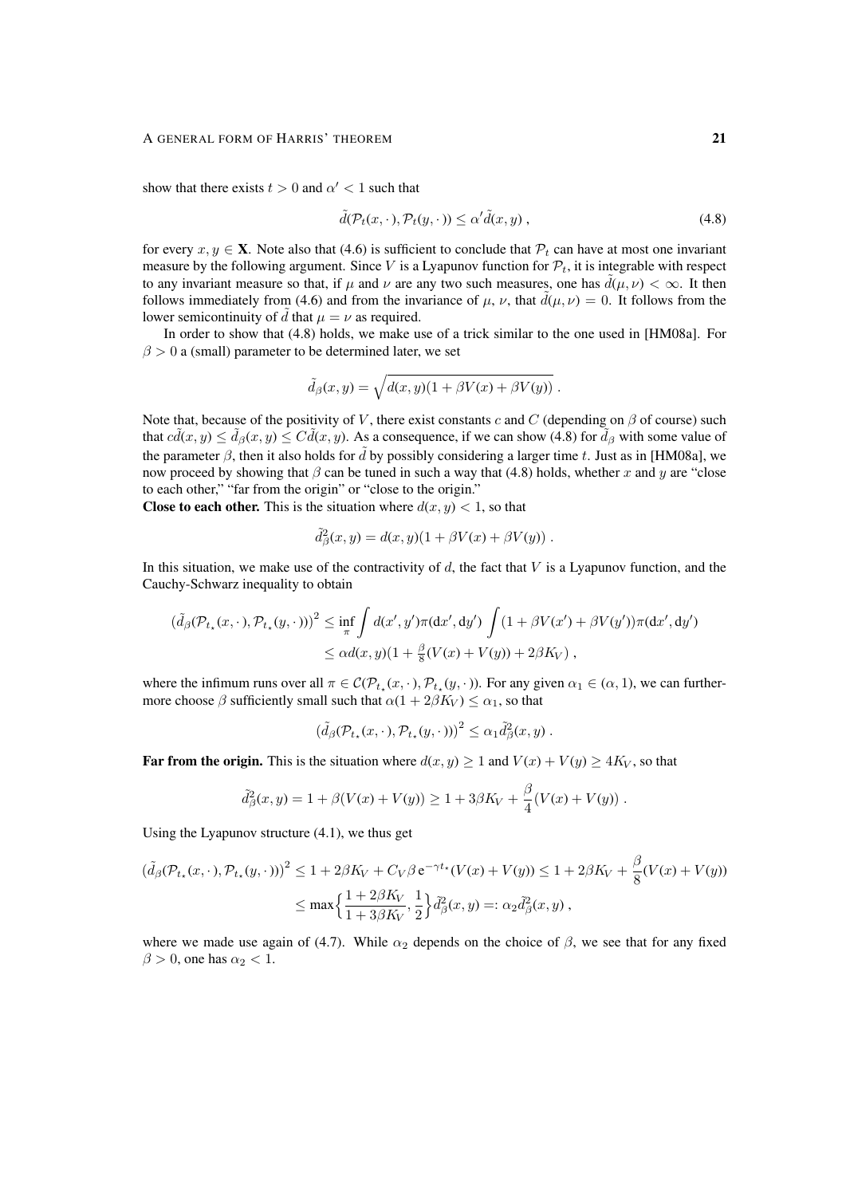show that there exists $t > 0$ and $\alpha' < 1$ such that

$$\tilde{d}(\mathcal{P}_t(x,\cdot), \mathcal{P}_t(y,\cdot)) \leq \alpha' \tilde{d}(x,y) , \tag{4.8}$$

for every $x, y \in \mathbf{X}$. Note also that (4.6) is sufficient to conclude that $\mathcal{P}_t$ can have at most one invariant measure by the following argument. Since $V$ is a Lyapunov function for $\mathcal{P}_t$, it is integrable with respect to any invariant measure so that, if $\mu$ and $\nu$ are any two such measures, one has $\tilde{d}(\mu,\nu) < \infty$. It then follows immediately from (4.6) and from the invariance of $\mu$, $\nu$, that $\tilde{d}(\mu,\nu) = 0$. It follows from the lower semicontinuity of $\tilde{d}$ that $\mu = \nu$ as required.

In order to show that (4.8) holds, we make use of a trick similar to the one used in [HM08a]. For $\beta > 0$ a (small) parameter to be determined later, we set

$$\tilde{d}_\beta(x,y) = \sqrt{d(x,y)(1 + \beta V(x) + \beta V(y))} .$$

Note that, because of the positivity of $V$, there exist constants $c$ and $C$ (depending on $\beta$ of course) such that $c\tilde{d}(x,y) \leq \tilde{d}_\beta(x,y) \leq C\tilde{d}(x,y)$. As a consequence, if we can show (4.8) for $\tilde{d}_\beta$ with some value of the parameter $\beta$, then it also holds for $\tilde{d}$ by possibly considering a larger time $t$. Just as in [HM08a], we now proceed by showing that $\beta$ can be tuned in such a way that (4.8) holds, whether $x$ and $y$ are "close to each other," "far from the origin" or "close to the origin."

**Close to each other.** This is the situation where $d(x,y) < 1$, so that

$$\tilde{d}_\beta^2(x,y) = d(x,y)(1 + \beta V(x) + \beta V(y)) .$$

In this situation, we make use of the contractivity of $d$, the fact that $V$ is a Lyapunov function, and the Cauchy-Schwarz inequality to obtain

$$\begin{aligned}(\tilde{d}_\beta(\mathcal{P}_{t_\star}(x,\cdot), \mathcal{P}_{t_\star}(y,\cdot)))^2 &\leq \inf_\pi \int d(x',y')\pi(dx',dy') \int (1 + \beta V(x') + \beta V(y'))\pi(dx',dy') \\ &\leq \alpha d(x,y)(1 + \tfrac{\beta}{8}(V(x) + V(y)) + 2\beta K_V) ,\end{aligned}$$

where the infimum runs over all $\pi \in \mathcal{C}(\mathcal{P}_{t_\star}(x,\cdot), \mathcal{P}_{t_\star}(y,\cdot))$. For any given $\alpha_1 \in (\alpha, 1)$, we can furthermore choose $\beta$ sufficiently small such that $\alpha(1 + 2\beta K_V) \leq \alpha_1$, so that

$$(\tilde{d}_\beta(\mathcal{P}_{t_\star}(x,\cdot), \mathcal{P}_{t_\star}(y,\cdot)))^2 \leq \alpha_1 \tilde{d}_\beta^2(x,y) .$$

**Far from the origin.** This is the situation where $d(x,y) \geq 1$ and $V(x) + V(y) \geq 4K_V$, so that

$$\tilde{d}_\beta^2(x,y) = 1 + \beta(V(x) + V(y)) \geq 1 + 3\beta K_V + \frac{\beta}{4}(V(x) + V(y)) .$$

Using the Lyapunov structure (4.1), we thus get

$$\begin{aligned}(\tilde{d}_\beta(\mathcal{P}_{t_\star}(x,\cdot), \mathcal{P}_{t_\star}(y,\cdot)))^2 &\leq 1 + 2\beta K_V + C_V\beta\, e^{-\gamma t_\star}(V(x) + V(y)) \leq 1 + 2\beta K_V + \frac{\beta}{8}(V(x) + V(y)) \\ &\leq \max\Big\{\frac{1 + 2\beta K_V}{1 + 3\beta K_V}, \frac{1}{2}\Big\}\tilde{d}_\beta^2(x,y) =: \alpha_2 \tilde{d}_\beta^2(x,y) ,\end{aligned}$$

where we made use again of (4.7). While $\alpha_2$ depends on the choice of $\beta$, we see that for any fixed $\beta > 0$, one has $\alpha_2 < 1$.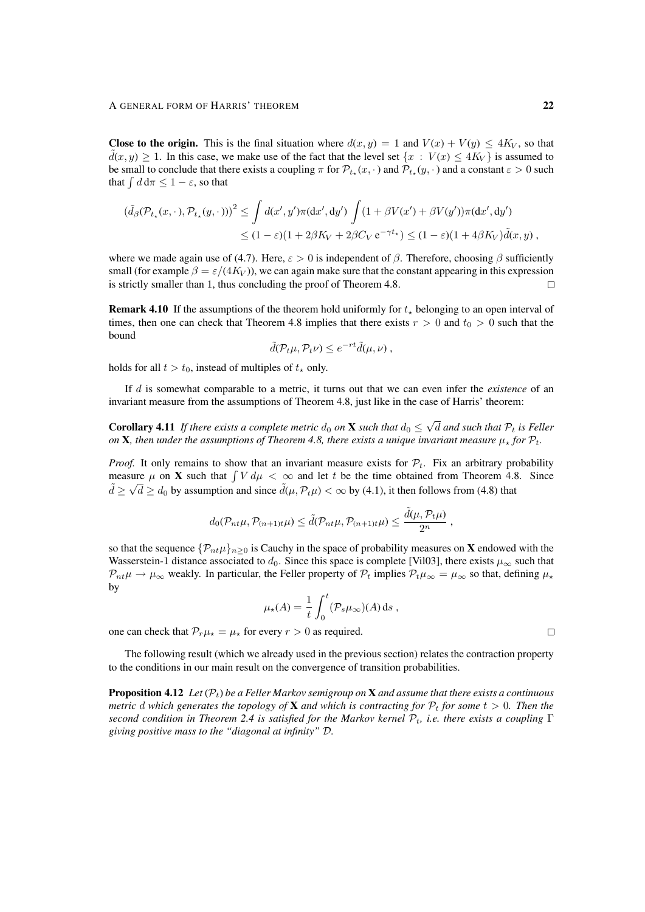**Close to the origin.** This is the final situation where $d(x, y) = 1$ and $V(x) + V(y) \leq 4K_V$, so that $\tilde{d}(x, y) \geq 1$. In this case, we make use of the fact that the level set $\{x : V(x) \leq 4K_V\}$ is assumed to be small to conclude that there exists a coupling $\pi$ for $\mathcal{P}_{t_\star}(x, \cdot)$ and $\mathcal{P}_{t_\star}(y, \cdot)$ and a constant $\varepsilon > 0$ such that $\int d\, d\pi \leq 1 - \varepsilon$, so that

$$
\begin{aligned}
(\tilde{d}_\beta(\mathcal{P}_{t_\star}(x, \cdot), \mathcal{P}_{t_\star}(y, \cdot)))^2 &\leq \int d(x', y') \pi(dx', dy') \int (1 + \beta V(x') + \beta V(y')) \pi(dx', dy') \\
&\leq (1 - \varepsilon)(1 + 2\beta K_V + 2\beta C_V \, e^{-\gamma t_\star}) \leq (1 - \varepsilon)(1 + 4\beta K_V) \tilde{d}(x, y) ,
\end{aligned}
$$

where we made again use of (4.7). Here, $\varepsilon > 0$ is independent of $\beta$. Therefore, choosing $\beta$ sufficiently small (for example $\beta = \varepsilon/(4K_V)$), we can again make sure that the constant appearing in this expression is strictly smaller than 1, thus concluding the proof of Theorem 4.8. □

**Remark 4.10** If the assumptions of the theorem hold uniformly for $t_\star$ belonging to an open interval of times, then one can check that Theorem 4.8 implies that there exists $r > 0$ and $t_0 > 0$ such that the bound

$$
\tilde{d}(\mathcal{P}_t \mu, \mathcal{P}_t \nu) \leq e^{-rt} \tilde{d}(\mu, \nu) ,
$$

holds for all $t > t_0$, instead of multiples of $t_\star$ only.

If $d$ is somewhat comparable to a metric, it turns out that we can even infer the *existence* of an invariant measure from the assumptions of Theorem 4.8, just like in the case of Harris' theorem:

**Corollary 4.11** *If there exists a complete metric $d_0$ on $\mathbf{X}$ such that $d_0 \leq \sqrt{d}$ and such that $\mathcal{P}_t$ is Feller on $\mathbf{X}$, then under the assumptions of Theorem 4.8, there exists a unique invariant measure $\mu_\star$ for $\mathcal{P}_t$.*

*Proof.* It only remains to show that an invariant measure exists for $\mathcal{P}_t$. Fix an arbitrary probability measure $\mu$ on $\mathbf{X}$ such that $\int V \, d\mu < \infty$ and let $t$ be the time obtained from Theorem 4.8. Since $\tilde{d} \geq \sqrt{d} \geq d_0$ by assumption and since $\tilde{d}(\mu, \mathcal{P}_t \mu) < \infty$ by (4.1), it then follows from (4.8) that

$$
d_0(\mathcal{P}_{nt}\mu, \mathcal{P}_{(n+1)t}\mu) \leq \tilde{d}(\mathcal{P}_{nt}\mu, \mathcal{P}_{(n+1)t}\mu) \leq \frac{\tilde{d}(\mu, \mathcal{P}_t \mu)}{2^n} ,
$$

so that the sequence $\{\mathcal{P}_{nt}\mu\}_{n \geq 0}$ is Cauchy in the space of probability measures on $\mathbf{X}$ endowed with the Wasserstein-1 distance associated to $d_0$. Since this space is complete [Vil03], there exists $\mu_\infty$ such that $\mathcal{P}_{nt}\mu \to \mu_\infty$ weakly. In particular, the Feller property of $\mathcal{P}_t$ implies $\mathcal{P}_t \mu_\infty = \mu_\infty$ so that, defining $\mu_\star$ by

$$
\mu_\star(A) = \frac{1}{t} \int_0^t (\mathcal{P}_s \mu_\infty)(A) \, ds ,
$$

one can check that $\mathcal{P}_r \mu_\star = \mu_\star$ for every $r > 0$ as required. □

The following result (which we already used in the previous section) relates the contraction property to the conditions in our main result on the convergence of transition probabilities.

**Proposition 4.12** *Let $(\mathcal{P}_t)$ be a Feller Markov semigroup on $\mathbf{X}$ and assume that there exists a continuous metric $d$ which generates the topology of $\mathbf{X}$ and which is contracting for $\mathcal{P}_t$ for some $t > 0$. Then the second condition in Theorem 2.4 is satisfied for the Markov kernel $\mathcal{P}_t$, i.e. there exists a coupling $\Gamma$ giving positive mass to the "diagonal at infinity" $\mathcal{D}$.*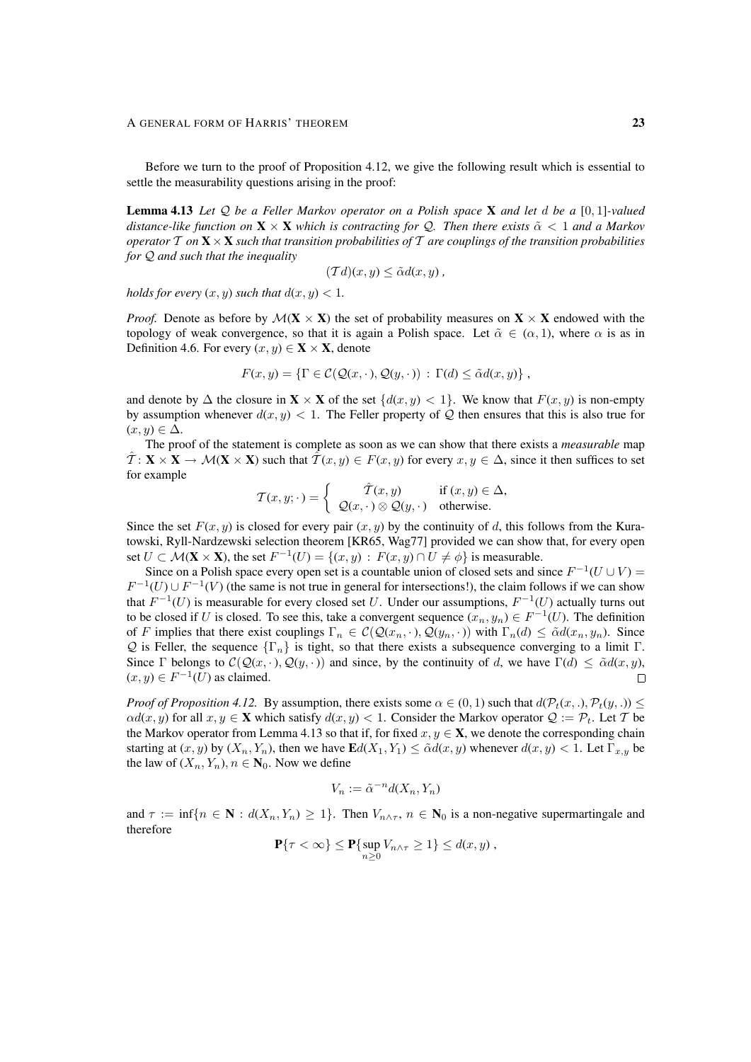Before we turn to the proof of Proposition 4.12, we give the following result which is essential to settle the measurability questions arising in the proof:

**Lemma 4.13** *Let $\mathcal{Q}$ be a Feller Markov operator on a Polish space $\mathbf{X}$ and let $d$ be a $[0,1]$-valued distance-like function on $\mathbf{X}\times\mathbf{X}$ which is contracting for $\mathcal{Q}$. Then there exists $\tilde\alpha < 1$ and a Markov operator $\mathcal{T}$ on $\mathbf{X}\times\mathbf{X}$ such that transition probabilities of $\mathcal{T}$ are couplings of the transition probabilities for $\mathcal{Q}$ and such that the inequality*

$$(\mathcal{T} d)(x,y) \le \tilde\alpha d(x,y)\;,$$

*holds for every $(x,y)$ such that $d(x,y) < 1$.*

*Proof.* Denote as before by $\mathcal{M}(\mathbf{X}\times\mathbf{X})$ the set of probability measures on $\mathbf{X}\times\mathbf{X}$ endowed with the topology of weak convergence, so that it is again a Polish space. Let $\tilde\alpha \in (\alpha, 1)$, where $\alpha$ is as in Definition 4.6. For every $(x,y)\in\mathbf{X}\times\mathbf{X}$, denote

$$F(x,y) = \{\Gamma \in \mathcal{C}(\mathcal{Q}(x,\cdot),\mathcal{Q}(y,\cdot))\,:\, \Gamma(d) \le \tilde\alpha d(x,y)\}\;,$$

and denote by $\Delta$ the closure in $\mathbf{X}\times\mathbf{X}$ of the set $\{d(x,y) < 1\}$. We know that $F(x,y)$ is non-empty by assumption whenever $d(x,y) < 1$. The Feller property of $\mathcal{Q}$ then ensures that this is also true for $(x,y)\in\Delta$.

The proof of the statement is complete as soon as we can show that there exists a *measurable* map $\hat{\mathcal{T}}\colon \mathbf{X}\times\mathbf{X} \to \mathcal{M}(\mathbf{X}\times\mathbf{X})$ such that $\hat{\mathcal{T}}(x,y) \in F(x,y)$ for every $x,y\in\Delta$, since it then suffices to set for example

$$\mathcal{T}(x,y;\cdot) = \begin{cases} \hat{\mathcal{T}}(x,y) & \text{if } (x,y)\in\Delta,\\ \mathcal{Q}(x,\cdot)\otimes\mathcal{Q}(y,\cdot) & \text{otherwise.}\end{cases}$$

Since the set $F(x,y)$ is closed for every pair $(x,y)$ by the continuity of $d$, this follows from the Kuratowski, Ryll-Nardzewski selection theorem [KR65, Wag77] provided we can show that, for every open set $U\subset\mathcal{M}(\mathbf{X}\times\mathbf{X})$, the set $F^{-1}(U) = \{(x,y)\,:\, F(x,y)\cap U \neq \phi\}$ is measurable.

Since on a Polish space every open set is a countable union of closed sets and since $F^{-1}(U\cup V) = F^{-1}(U)\cup F^{-1}(V)$ (the same is not true in general for intersections!), the claim follows if we can show that $F^{-1}(U)$ is measurable for every closed set $U$. Under our assumptions, $F^{-1}(U)$ actually turns out to be closed if $U$ is closed. To see this, take a convergent sequence $(x_n,y_n)\in F^{-1}(U)$. The definition of $F$ implies that there exist couplings $\Gamma_n \in \mathcal{C}(\mathcal{Q}(x_n,\cdot),\mathcal{Q}(y_n,\cdot))$ with $\Gamma_n(d) \le \tilde\alpha d(x_n,y_n)$. Since $\mathcal{Q}$ is Feller, the sequence $\{\Gamma_n\}$ is tight, so that there exists a subsequence converging to a limit $\Gamma$. Since $\Gamma$ belongs to $\mathcal{C}(\mathcal{Q}(x,\cdot),\mathcal{Q}(y,\cdot))$ and since, by the continuity of $d$, we have $\Gamma(d) \le \tilde\alpha d(x,y)$, $(x,y)\in F^{-1}(U)$ as claimed. $\square$

*Proof of Proposition 4.12.* By assumption, there exists some $\alpha\in(0,1)$ such that $d(\mathcal{P}_t(x,.),\mathcal{P}_t(y,.)) \le \alpha d(x,y)$ for all $x,y\in\mathbf{X}$ which satisfy $d(x,y) < 1$. Consider the Markov operator $\mathcal{Q} := \mathcal{P}_t$. Let $\mathcal{T}$ be the Markov operator from Lemma 4.13 so that if, for fixed $x,y\in\mathbf{X}$, we denote the corresponding chain starting at $(x,y)$ by $(X_n,Y_n)$, then we have $\mathbf{E}d(X_1,Y_1) \le \tilde\alpha d(x,y)$ whenever $d(x,y) < 1$. Let $\Gamma_{x,y}$ be the law of $(X_n,Y_n)$, $n\in\mathbf{N}_0$. Now we define

$$V_n := \tilde\alpha^{-n} d(X_n,Y_n)$$

and $\tau := \inf\{n\in\mathbf{N}\,:\, d(X_n,Y_n)\ge 1\}$. Then $V_{n\wedge\tau}$, $n\in\mathbf{N}_0$ is a non-negative supermartingale and therefore

$$\mathbf{P}\{\tau<\infty\} \le \mathbf{P}\{\sup_{n\ge 0} V_{n\wedge\tau} \ge 1\} \le d(x,y)\;,$$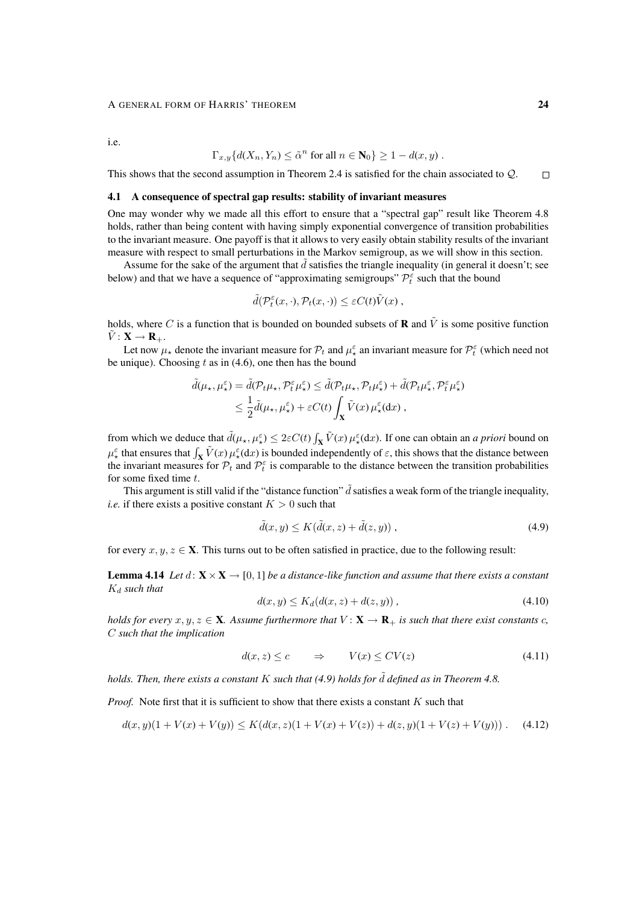i.e.

$$\Gamma_{x,y}\{d(X_n, Y_n) \le \tilde{\alpha}^n \text{ for all } n \in \mathbf{N}_0\} \ge 1 - d(x,y) .$$

This shows that the second assumption in Theorem 2.4 is satisfied for the chain associated to $\mathcal{Q}$. $\square$

### 4.1 A consequence of spectral gap results: stability of invariant measures

One may wonder why we made all this effort to ensure that a "spectral gap" result like Theorem 4.8 holds, rather than being content with having simply exponential convergence of transition probabilities to the invariant measure. One payoff is that it allows to very easily obtain stability results of the invariant measure with respect to small perturbations in the Markov semigroup, as we will show in this section.

Assume for the sake of the argument that $\tilde{d}$ satisfies the triangle inequality (in general it doesn't; see below) and that we have a sequence of "approximating semigroups" $\mathcal{P}_t^\varepsilon$ such that the bound

$$\tilde{d}(\mathcal{P}_t^\varepsilon(x,\cdot), \mathcal{P}_t(x,\cdot)) \le \varepsilon C(t) \tilde{V}(x) ,$$

holds, where $C$ is a function that is bounded on bounded subsets of $\mathbf{R}$ and $\tilde{V}$ is some positive function $\tilde{V} \colon \mathbf{X} \to \mathbf{R}_+$.

Let now $\mu_\star$ denote the invariant measure for $\mathcal{P}_t$ and $\mu_\star^\varepsilon$ an invariant measure for $\mathcal{P}_t^\varepsilon$ (which need not be unique). Choosing $t$ as in (4.6), one then has the bound

$$\begin{aligned}
\tilde{d}(\mu_\star, \mu_\star^\varepsilon) = \tilde{d}(\mathcal{P}_t \mu_\star, \mathcal{P}_t^\varepsilon \mu_\star^\varepsilon) &\le \tilde{d}(\mathcal{P}_t \mu_\star, \mathcal{P}_t \mu_\star^\varepsilon) + \tilde{d}(\mathcal{P}_t \mu_\star^\varepsilon, \mathcal{P}_t^\varepsilon \mu_\star^\varepsilon) \\
&\le \frac{1}{2} \tilde{d}(\mu_\star, \mu_\star^\varepsilon) + \varepsilon C(t) \int_{\mathbf{X}} \tilde{V}(x)\, \mu_\star^\varepsilon(dx) ,
\end{aligned}$$

from which we deduce that $\tilde{d}(\mu_\star, \mu_\star^\varepsilon) \le 2\varepsilon C(t) \int_{\mathbf{X}} \tilde{V}(x)\, \mu_\star^\varepsilon(dx)$. If one can obtain an *a priori* bound on $\mu_\star^\varepsilon$ that ensures that $\int_{\mathbf{X}} \tilde{V}(x)\, \mu_\star^\varepsilon(dx)$ is bounded independently of $\varepsilon$, this shows that the distance between the invariant measures for $\mathcal{P}_t$ and $\mathcal{P}_t^\varepsilon$ is comparable to the distance between the transition probabilities for some fixed time $t$.

This argument is still valid if the "distance function" $\tilde{d}$ satisfies a weak form of the triangle inequality, *i.e.* if there exists a positive constant $K > 0$ such that

$$\tilde{d}(x,y) \le K(\tilde{d}(x,z) + \tilde{d}(z,y)) , \tag{4.9}$$

for every $x, y, z \in \mathbf{X}$. This turns out to be often satisfied in practice, due to the following result:

**Lemma 4.14** *Let $d \colon \mathbf{X} \times \mathbf{X} \to [0,1]$ be a distance-like function and assume that there exists a constant $K_d$ such that*

$$d(x,y) \le K_d(d(x,z) + d(z,y)) , \tag{4.10}$$

*holds for every $x, y, z \in \mathbf{X}$. Assume furthermore that $V \colon \mathbf{X} \to \mathbf{R}_+$ is such that there exist constants $c$, $C$ such that the implication*

$$d(x,z) \le c \qquad \Rightarrow \qquad V(x) \le CV(z) \tag{4.11}$$

*holds. Then, there exists a constant $K$ such that (4.9) holds for $\tilde{d}$ defined as in Theorem 4.8.*

*Proof.* Note first that it is sufficient to show that there exists a constant $K$ such that

$$d(x,y)(1 + V(x) + V(y)) \le K\big(d(x,z)(1 + V(x) + V(z)) + d(z,y)(1 + V(z) + V(y))\big) . \tag{4.12}$$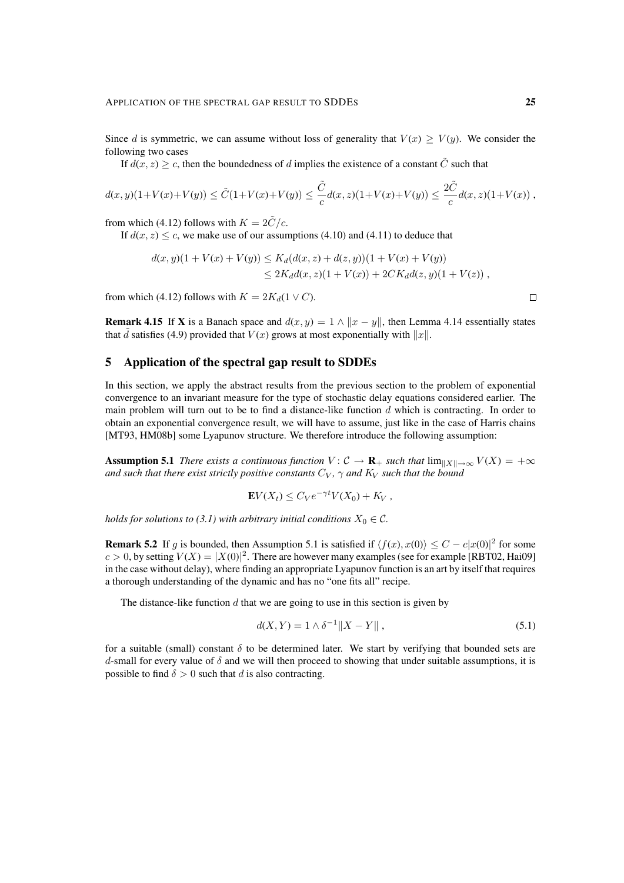Since $d$ is symmetric, we can assume without loss of generality that $V(x) \geq V(y)$. We consider the following two cases

If $d(x,z) \geq c$, then the boundedness of $d$ implies the existence of a constant $\tilde{C}$ such that

$$d(x,y)(1+V(x)+V(y)) \leq \tilde{C}(1+V(x)+V(y)) \leq \frac{\tilde{C}}{c} d(x,z)(1+V(x)+V(y)) \leq \frac{2\tilde{C}}{c} d(x,z)(1+V(x)) ,$$

from which (4.12) follows with $K = 2\tilde{C}/c$.

If $d(x,z) \leq c$, we make use of our assumptions (4.10) and (4.11) to deduce that

$$\begin{aligned} d(x,y)(1+V(x)+V(y)) &\leq K_d(d(x,z)+d(z,y))(1+V(x)+V(y)) \\ &\leq 2K_d d(x,z)(1+V(x)) + 2CK_d d(z,y)(1+V(z)) , \end{aligned}$$

from which (4.12) follows with $K = 2K_d(1 \vee C)$. □

**Remark 4.15** If $\mathbf{X}$ is a Banach space and $d(x,y) = 1 \wedge \|x-y\|$, then Lemma 4.14 essentially states that $\tilde{d}$ satisfies (4.9) provided that $V(x)$ grows at most exponentially with $\|x\|$.

## 5 Application of the spectral gap result to SDDEs

In this section, we apply the abstract results from the previous section to the problem of exponential convergence to an invariant measure for the type of stochastic delay equations considered earlier. The main problem will turn out to be to find a distance-like function $d$ which is contracting. In order to obtain an exponential convergence result, we will have to assume, just like in the case of Harris chains [MT93, HM08b] some Lyapunov structure. We therefore introduce the following assumption:

**Assumption 5.1** *There exists a continuous function $V \colon \mathcal{C} \to \mathbf{R}_+$ such that $\lim_{\|X\|\to\infty} V(X) = +\infty$ and such that there exist strictly positive constants $C_V$, $\gamma$ and $K_V$ such that the bound*

$$\mathbf{E}V(X_t) \leq C_V e^{-\gamma t} V(X_0) + K_V ,$$

*holds for solutions to (3.1) with arbitrary initial conditions $X_0 \in \mathcal{C}$.*

**Remark 5.2** If $g$ is bounded, then Assumption 5.1 is satisfied if $\langle f(x), x(0)\rangle \leq C - c|x(0)|^2$ for some $c > 0$, by setting $V(X) = |X(0)|^2$. There are however many examples (see for example [RBT02, Hai09] in the case without delay), where finding an appropriate Lyapunov function is an art by itself that requires a thorough understanding of the dynamic and has no "one fits all" recipe.

The distance-like function $d$ that we are going to use in this section is given by

$$d(X,Y) = 1 \wedge \delta^{-1}\|X-Y\| , \tag{5.1}$$

for a suitable (small) constant $\delta$ to be determined later. We start by verifying that bounded sets are $d$-small for every value of $\delta$ and we will then proceed to showing that under suitable assumptions, it is possible to find $\delta > 0$ such that $d$ is also contracting.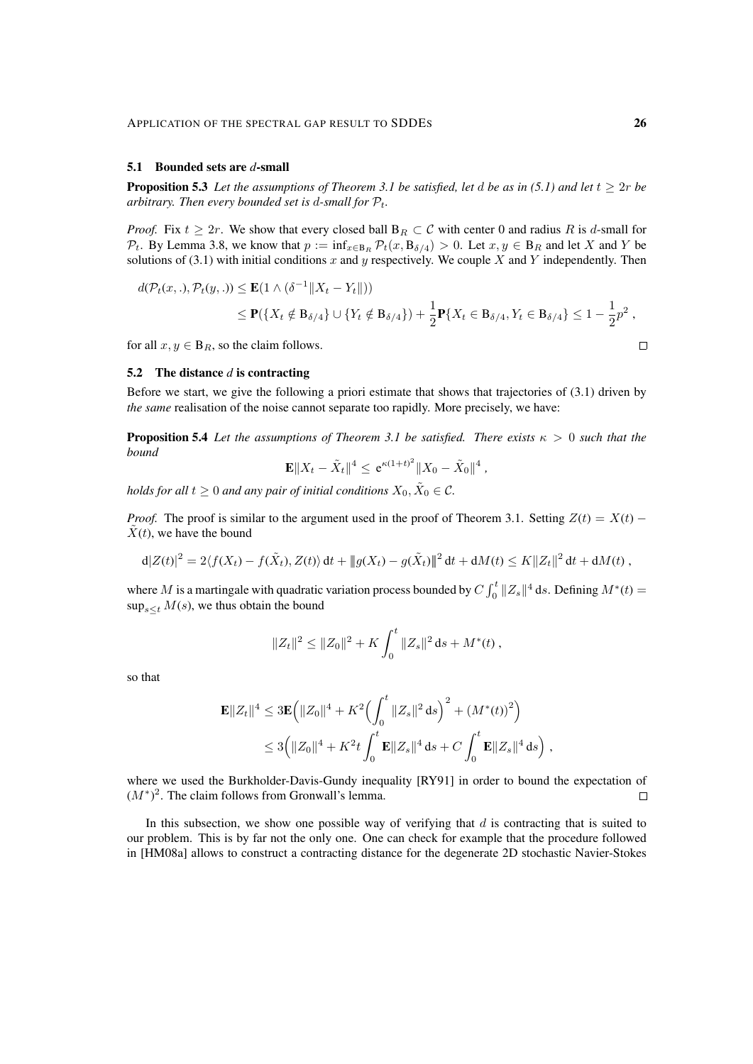### 5.1 Bounded sets are $d$-small

**Proposition 5.3** *Let the assumptions of Theorem 3.1 be satisfied, let $d$ be as in (5.1) and let $t \geq 2r$ be arbitrary. Then every bounded set is $d$-small for $\mathcal{P}_t$.*

*Proof.* Fix $t \geq 2r$. We show that every closed ball $\mathrm{B}_R \subset \mathcal{C}$ with center 0 and radius $R$ is $d$-small for $\mathcal{P}_t$. By Lemma 3.8, we know that $p := \inf_{x \in \mathrm{B}_R} \mathcal{P}_t(x, \mathrm{B}_{\delta/4}) > 0$. Let $x, y \in \mathrm{B}_R$ and let $X$ and $Y$ be solutions of (3.1) with initial conditions $x$ and $y$ respectively. We couple $X$ and $Y$ independently. Then

$$
\begin{aligned}
d(\mathcal{P}_t(x,.), \mathcal{P}_t(y,.)) &\leq \mathbf{E}(1 \wedge (\delta^{-1} \|X_t - Y_t\|)) \\
&\leq \mathbf{P}(\{X_t \notin \mathrm{B}_{\delta/4}\} \cup \{Y_t \notin \mathrm{B}_{\delta/4}\}) + \frac{1}{2}\mathbf{P}\{X_t \in \mathrm{B}_{\delta/4}, Y_t \in \mathrm{B}_{\delta/4}\} \leq 1 - \frac{1}{2}p^2 ,
\end{aligned}
$$

for all $x, y \in \mathrm{B}_R$, so the claim follows. □

### 5.2 The distance $d$ is contracting

Before we start, we give the following a priori estimate that shows that trajectories of (3.1) driven by *the same* realisation of the noise cannot separate too rapidly. More precisely, we have:

**Proposition 5.4** *Let the assumptions of Theorem 3.1 be satisfied. There exists $\kappa > 0$ such that the bound*

$$
\mathbf{E}\|X_t - \tilde{X}_t\|^4 \leq e^{\kappa(1+t)^2} \|X_0 - \tilde{X}_0\|^4 ,
$$

*holds for all $t \geq 0$ and any pair of initial conditions $X_0, \tilde{X}_0 \in \mathcal{C}$.*

*Proof.* The proof is similar to the argument used in the proof of Theorem 3.1. Setting $Z(t) = X(t) - \tilde{X}(t)$, we have the bound

$$
\mathrm{d}|Z(t)|^2 = 2\langle f(X_t) - f(\tilde{X}_t), Z(t)\rangle \,\mathrm{d}t + \|\!| g(X_t) - g(\tilde{X}_t) \|\!|^2 \,\mathrm{d}t + \mathrm{d}M(t) \leq K\|Z_t\|^2 \,\mathrm{d}t + \mathrm{d}M(t) ,
$$

where $M$ is a martingale with quadratic variation process bounded by $C\int_0^t \|Z_s\|^4 \,\mathrm{d}s$. Defining $M^*(t) = \sup_{s \leq t} M(s)$, we thus obtain the bound

$$
\|Z_t\|^2 \leq \|Z_0\|^2 + K\int_0^t \|Z_s\|^2 \,\mathrm{d}s + M^*(t) ,
$$

so that

$$
\begin{aligned}
\mathbf{E}\|Z_t\|^4 &\leq 3\mathbf{E}\Big(\|Z_0\|^4 + K^2\Big(\int_0^t \|Z_s\|^2 \,\mathrm{d}s\Big)^2 + \big(M^*(t)\big)^2\Big) \\
&\leq 3\Big(\|Z_0\|^4 + K^2 t\int_0^t \mathbf{E}\|Z_s\|^4 \,\mathrm{d}s + C\int_0^t \mathbf{E}\|Z_s\|^4 \,\mathrm{d}s\Big) ,
\end{aligned}
$$

where we used the Burkholder-Davis-Gundy inequality [RY91] in order to bound the expectation of $(M^*)^2$. The claim follows from Gronwall's lemma. □

In this subsection, we show one possible way of verifying that $d$ is contracting that is suited to our problem. This is by far not the only one. One can check for example that the procedure followed in [HM08a] allows to construct a contracting distance for the degenerate 2D stochastic Navier-Stokes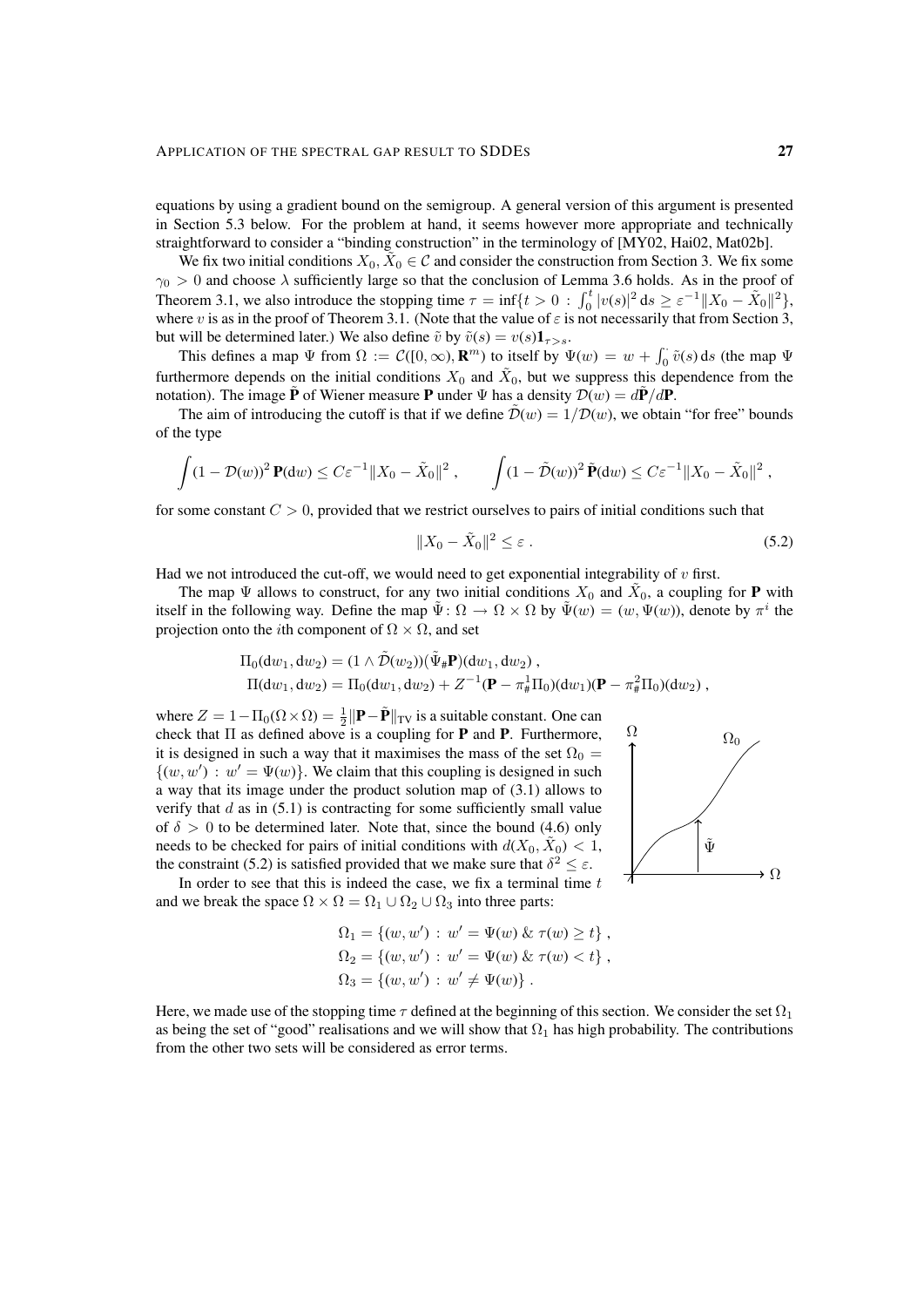equations by using a gradient bound on the semigroup. A general version of this argument is presented in Section 5.3 below. For the problem at hand, it seems however more appropriate and technically straightforward to consider a "binding construction" in the terminology of [MY02, Hai02, Mat02b].

We fix two initial conditions $X_0, \tilde X_0 \in \mathcal{C}$ and consider the construction from Section 3. We fix some $\gamma_0 > 0$ and choose $\lambda$ sufficiently large so that the conclusion of Lemma 3.6 holds. As in the proof of Theorem 3.1, we also introduce the stopping time $\tau = \inf\{t > 0 \,:\, \int_0^t |v(s)|^2\,ds \ge \varepsilon^{-1}\|X_0 - \tilde X_0\|^2\}$, where $v$ is as in the proof of Theorem 3.1. (Note that the value of $\varepsilon$ is not necessarily that from Section 3, but will be determined later.) We also define $\tilde v$ by $\tilde v(s) = v(s)\mathbf{1}_{\tau > s}$.

This defines a map $\Psi$ from $\Omega := \mathcal{C}([0,\infty), \mathbf{R}^m)$ to itself by $\Psi(w) = w + \int_0^\cdot \tilde v(s)\,ds$ (the map $\Psi$ furthermore depends on the initial conditions $X_0$ and $\tilde X_0$, but we suppress this dependence from the notation). The image $\tilde{\mathbf{P}}$ of Wiener measure $\mathbf{P}$ under $\Psi$ has a density $\mathcal{D}(w) = d\tilde{\mathbf{P}}/d\mathbf{P}$.

The aim of introducing the cutoff is that if we define $\tilde{\mathcal{D}}(w) = 1/\mathcal{D}(w)$, we obtain "for free" bounds of the type

$$
\int (1 - \mathcal{D}(w))^2\,\mathbf{P}(dw) \le C\varepsilon^{-1}\|X_0 - \tilde X_0\|^2\;, \qquad \int (1 - \tilde{\mathcal{D}}(w))^2\,\tilde{\mathbf{P}}(dw) \le C\varepsilon^{-1}\|X_0 - \tilde X_0\|^2\;,
$$

for some constant $C > 0$, provided that we restrict ourselves to pairs of initial conditions such that

$$
\|X_0 - \tilde X_0\|^2 \le \varepsilon\;. \tag{5.2}
$$

Had we not introduced the cut-off, we would need to get exponential integrability of $v$ first.

The map $\Psi$ allows to construct, for any two initial conditions $X_0$ and $\tilde X_0$, a coupling for $\mathbf{P}$ with itself in the following way. Define the map $\tilde\Psi\colon \Omega \to \Omega\times\Omega$ by $\tilde\Psi(w) = (w, \Psi(w))$, denote by $\pi^i$ the projection onto the $i$th component of $\Omega\times\Omega$, and set

$$
\begin{aligned}
\Pi_0(dw_1, dw_2) &= (1 \wedge \tilde{\mathcal{D}}(w_2))(\tilde\Psi_\#\mathbf{P})(dw_1, dw_2)\;,\\
\Pi(dw_1, dw_2) &= \Pi_0(dw_1, dw_2) + Z^{-1}(\mathbf{P} - \pi^1_\#\Pi_0)(dw_1)(\mathbf{P} - \pi^2_\#\Pi_0)(dw_2)\;,
\end{aligned}
$$

where $Z = 1 - \Pi_0(\Omega\times\Omega) = \frac12\|\mathbf{P} - \tilde{\mathbf{P}}\|_{\mathrm{TV}}$ is a suitable constant. One can check that $\Pi$ as defined above is a coupling for $\mathbf{P}$ and $\mathbf{P}$. Furthermore, it is designed in such a way that it maximises the mass of the set $\Omega_0 = \{(w, w') \,:\, w' = \Psi(w)\}$. We claim that this coupling is designed in such a way that its image under the product solution map of (3.1) allows to verify that $d$ as in (5.1) is contracting for some sufficiently small value of $\delta > 0$ to be determined later. Note that, since the bound (4.6) only needs to be checked for pairs of initial conditions with $d(X_0, \tilde X_0) < 1$, the constraint (5.2) is satisfied provided that we make sure that $\delta^2 \le \varepsilon$.

In order to see that this is indeed the case, we fix a terminal time $t$ and we break the space $\Omega\times\Omega = \Omega_1 \cup \Omega_2 \cup \Omega_3$ into three parts:

$$
\begin{aligned}
\Omega_1 &= \{(w, w') \,:\, w' = \Psi(w)\ \&\ \tau(w) \ge t\}\;,\\
\Omega_2 &= \{(w, w') \,:\, w' = \Psi(w)\ \&\ \tau(w) < t\}\;,\\
\Omega_3 &= \{(w, w') \,:\, w' \ne \Psi(w)\}\;.
\end{aligned}
$$

Here, we made use of the stopping time $\tau$ defined at the beginning of this section. We consider the set $\Omega_1$ as being the set of "good" realisations and we will show that $\Omega_1$ has high probability. The contributions from the other two sets will be considered as error terms.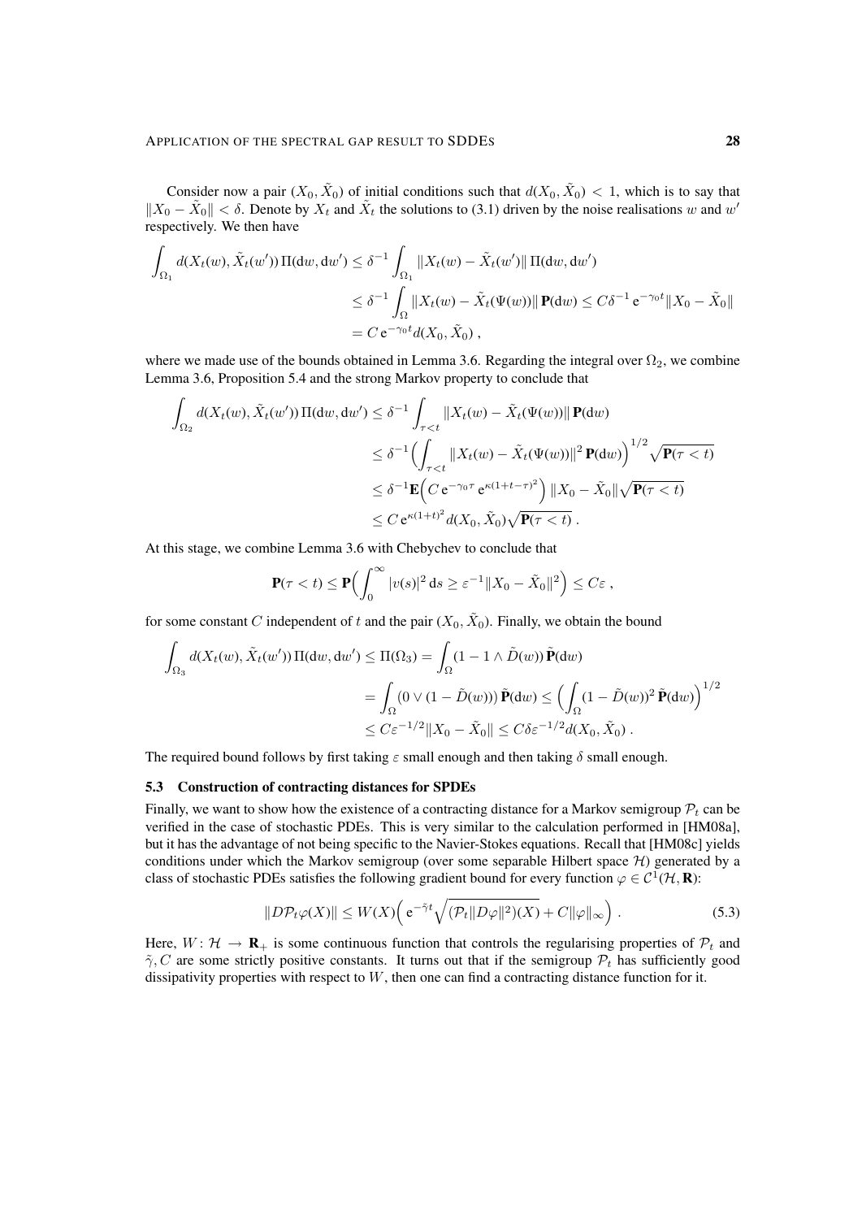Consider now a pair $(X_0, \tilde{X}_0)$ of initial conditions such that $d(X_0, \tilde{X}_0) < 1$, which is to say that $\|X_0 - \tilde{X}_0\| < \delta$. Denote by $X_t$ and $\tilde{X}_t$ the solutions to (3.1) driven by the noise realisations $w$ and $w'$ respectively. We then have

$$
\begin{aligned}
\int_{\Omega_1} d(X_t(w), \tilde{X}_t(w'))\, \Pi(\mathrm{d}w, \mathrm{d}w') &\leq \delta^{-1} \int_{\Omega_1} \|X_t(w) - \tilde{X}_t(w')\|\, \Pi(\mathrm{d}w, \mathrm{d}w') \\
&\leq \delta^{-1} \int_{\Omega} \|X_t(w) - \tilde{X}_t(\Psi(w))\|\, \mathbf{P}(\mathrm{d}w) \leq C\delta^{-1}\, \mathrm{e}^{-\gamma_0 t} \|X_0 - \tilde{X}_0\| \\
&= C\, \mathrm{e}^{-\gamma_0 t} d(X_0, \tilde{X}_0)\;,
\end{aligned}
$$

where we made use of the bounds obtained in Lemma 3.6. Regarding the integral over $\Omega_2$, we combine Lemma 3.6, Proposition 5.4 and the strong Markov property to conclude that

$$
\begin{aligned}
\int_{\Omega_2} d(X_t(w), \tilde{X}_t(w'))\, \Pi(\mathrm{d}w, \mathrm{d}w') &\leq \delta^{-1} \int_{\tau < t} \|X_t(w) - \tilde{X}_t(\Psi(w))\|\, \mathbf{P}(\mathrm{d}w) \\
&\leq \delta^{-1} \Big( \int_{\tau < t} \|X_t(w) - \tilde{X}_t(\Psi(w))\|^2\, \mathbf{P}(\mathrm{d}w) \Big)^{1/2} \sqrt{\mathbf{P}(\tau < t)} \\
&\leq \delta^{-1} \mathbf{E}\Big( C\, \mathrm{e}^{-\gamma_0 \tau}\, \mathrm{e}^{\kappa(1+t-\tau)^2} \Big) \|X_0 - \tilde{X}_0\| \sqrt{\mathbf{P}(\tau < t)} \\
&\leq C\, \mathrm{e}^{\kappa(1+t)^2} d(X_0, \tilde{X}_0) \sqrt{\mathbf{P}(\tau < t)}\;.
\end{aligned}
$$

At this stage, we combine Lemma 3.6 with Chebychev to conclude that

$$
\mathbf{P}(\tau < t) \leq \mathbf{P}\Big( \int_0^\infty |v(s)|^2\, \mathrm{d}s \geq \varepsilon^{-1} \|X_0 - \tilde{X}_0\|^2 \Big) \leq C\varepsilon\;,
$$

for some constant $C$ independent of $t$ and the pair $(X_0, \tilde{X}_0)$. Finally, we obtain the bound

$$
\begin{aligned}
\int_{\Omega_3} d(X_t(w), \tilde{X}_t(w'))\, \Pi(\mathrm{d}w, \mathrm{d}w') &\leq \Pi(\Omega_3) = \int_{\Omega} (1 - 1 \wedge \tilde{D}(w))\, \tilde{\mathbf{P}}(\mathrm{d}w) \\
&= \int_{\Omega} (0 \vee (1 - \tilde{D}(w)))\, \tilde{\mathbf{P}}(\mathrm{d}w) \leq \Big( \int_{\Omega} (1 - \tilde{D}(w))^2\, \tilde{\mathbf{P}}(\mathrm{d}w) \Big)^{1/2} \\
&\leq C\varepsilon^{-1/2} \|X_0 - \tilde{X}_0\| \leq C\delta\varepsilon^{-1/2} d(X_0, \tilde{X}_0)\;.
\end{aligned}
$$

The required bound follows by first taking $\varepsilon$ small enough and then taking $\delta$ small enough.

### 5.3 Construction of contracting distances for SPDEs

Finally, we want to show how the existence of a contracting distance for a Markov semigroup $\mathcal{P}_t$ can be verified in the case of stochastic PDEs. This is very similar to the calculation performed in [HM08a], but it has the advantage of not being specific to the Navier-Stokes equations. Recall that [HM08c] yields conditions under which the Markov semigroup (over some separable Hilbert space $\mathcal{H}$) generated by a class of stochastic PDEs satisfies the following gradient bound for every function $\varphi \in \mathcal{C}^1(\mathcal{H}, \mathbf{R})$:

$$
\|D\mathcal{P}_t\varphi(X)\| \leq W(X) \Big( \mathrm{e}^{-\tilde{\gamma} t} \sqrt{(\mathcal{P}_t \|D\varphi\|^2)(X)} + C\|\varphi\|_\infty \Big)\;. \tag{5.3}
$$

Here, $W\colon \mathcal{H} \to \mathbf{R}_+$ is some continuous function that controls the regularising properties of $\mathcal{P}_t$ and $\tilde{\gamma}, C$ are some strictly positive constants. It turns out that if the semigroup $\mathcal{P}_t$ has sufficiently good dissipativity properties with respect to $W$, then one can find a contracting distance function for it.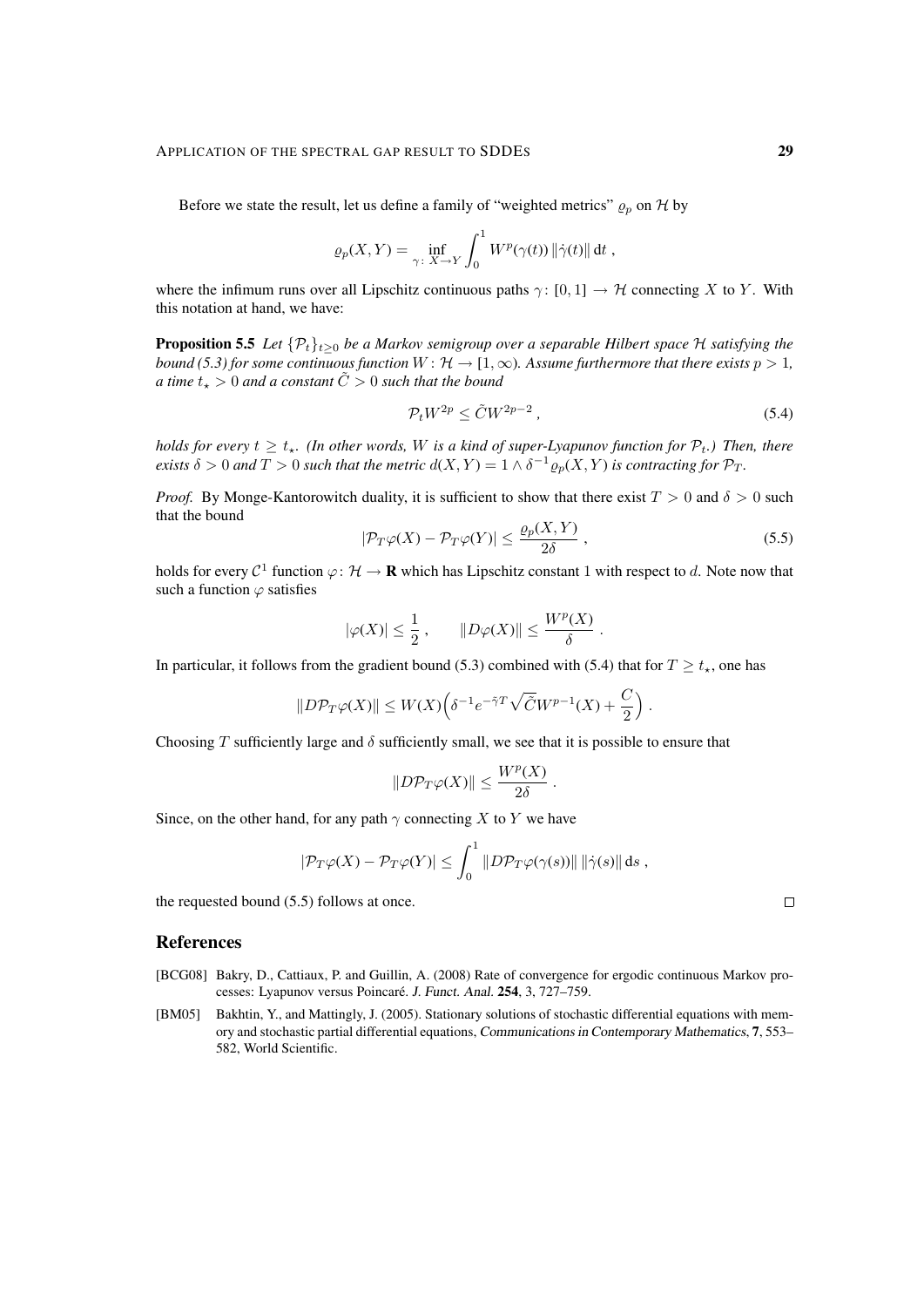Before we state the result, let us define a family of "weighted metrics" $\varrho_p$ on $\mathcal{H}$ by

$$\varrho_p(X,Y) = \inf_{\gamma\colon X\to Y} \int_0^1 W^p(\gamma(t))\,\|\dot\gamma(t)\|\,\mathrm{d}t\;,$$

where the infimum runs over all Lipschitz continuous paths $\gamma\colon [0,1] \to \mathcal{H}$ connecting $X$ to $Y$. With this notation at hand, we have:

**Proposition 5.5** *Let $\{\mathcal{P}_t\}_{t\ge 0}$ be a Markov semigroup over a separable Hilbert space $\mathcal{H}$ satisfying the bound (5.3) for some continuous function $W\colon \mathcal{H} \to [1,\infty)$. Assume furthermore that there exists $p > 1$, a time $t_\star > 0$ and a constant $\tilde C > 0$ such that the bound*

$$\mathcal{P}_t W^{2p} \le \tilde C W^{2p-2}\;, \tag{5.4}$$

*holds for every $t \ge t_\star$. (In other words, $W$ is a kind of super-Lyapunov function for $\mathcal{P}_t$.) Then, there exists $\delta > 0$ and $T > 0$ such that the metric $d(X,Y) = 1 \wedge \delta^{-1}\varrho_p(X,Y)$ is contracting for $\mathcal{P}_T$.*

*Proof.* By Monge-Kantorowitch duality, it is sufficient to show that there exist $T > 0$ and $\delta > 0$ such that the bound

$$|\mathcal{P}_T\varphi(X) - \mathcal{P}_T\varphi(Y)| \le \frac{\varrho_p(X,Y)}{2\delta}\;, \tag{5.5}$$

holds for every $\mathcal{C}^1$ function $\varphi\colon \mathcal{H} \to \mathbf{R}$ which has Lipschitz constant $1$ with respect to $d$. Note now that such a function $\varphi$ satisfies

$$|\varphi(X)| \le \frac{1}{2}\;,\qquad \|D\varphi(X)\| \le \frac{W^p(X)}{\delta}\;.$$

In particular, it follows from the gradient bound (5.3) combined with (5.4) that for $T \ge t_\star$, one has

$$\|D\mathcal{P}_T\varphi(X)\| \le W(X)\Big(\delta^{-1}e^{-\tilde\gamma T}\sqrt{\tilde C}W^{p-1}(X) + \frac{C}{2}\Big)\;.$$

Choosing $T$ sufficiently large and $\delta$ sufficiently small, we see that it is possible to ensure that

$$\|D\mathcal{P}_T\varphi(X)\| \le \frac{W^p(X)}{2\delta}\;.$$

Since, on the other hand, for any path $\gamma$ connecting $X$ to $Y$ we have

$$|\mathcal{P}_T\varphi(X) - \mathcal{P}_T\varphi(Y)| \le \int_0^1 \|D\mathcal{P}_T\varphi(\gamma(s))\|\,\|\dot\gamma(s)\|\,\mathrm{d}s\;,$$

the requested bound (5.5) follows at once. ☐

## References

[BCG08] Bakry, D., Cattiaux, P. and Guillin, A. (2008) Rate of convergence for ergodic continuous Markov processes: Lyapunov versus Poincaré. *J. Funct. Anal.* **254**, 3, 727–759.

[BM05] Bakhtin, Y., and Mattingly, J. (2005). Stationary solutions of stochastic differential equations with memory and stochastic partial differential equations, *Communications in Contemporary Mathematics*, **7**, 553–582, World Scientific.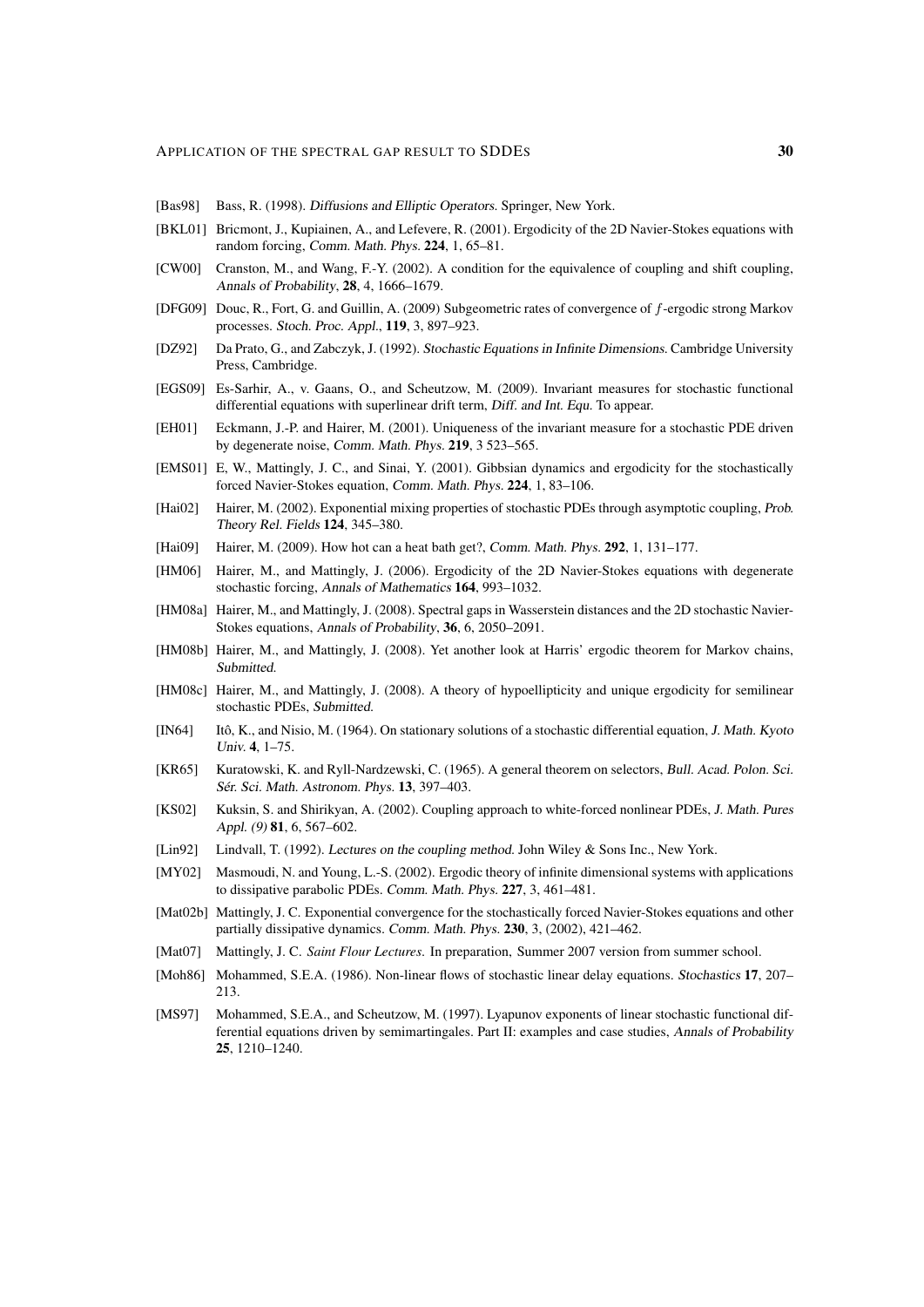[Bas98] Bass, R. (1998). *Diffusions and Elliptic Operators*. Springer, New York.

[BKL01] Bricmont, J., Kupiainen, A., and Lefevere, R. (2001). Ergodicity of the 2D Navier-Stokes equations with random forcing, *Comm. Math. Phys.* **224**, 1, 65–81.

[CW00] Cranston, M., and Wang, F.-Y. (2002). A condition for the equivalence of coupling and shift coupling, *Annals of Probability*, **28**, 4, 1666–1679.

[DFG09] Douc, R., Fort, G. and Guillin, A. (2009) Subgeometric rates of convergence of $f$-ergodic strong Markov processes. *Stoch. Proc. Appl.*, **119**, 3, 897–923.

[DZ92] Da Prato, G., and Zabczyk, J. (1992). *Stochastic Equations in Infinite Dimensions*. Cambridge University Press, Cambridge.

[EGS09] Es-Sarhir, A., v. Gaans, O., and Scheutzow, M. (2009). Invariant measures for stochastic functional differential equations with superlinear drift term, *Diff. and Int. Equ.* To appear.

[EH01] Eckmann, J.-P. and Hairer, M. (2001). Uniqueness of the invariant measure for a stochastic PDE driven by degenerate noise, *Comm. Math. Phys.* **219**, 3 523–565.

[EMS01] E, W., Mattingly, J. C., and Sinai, Y. (2001). Gibbsian dynamics and ergodicity for the stochastically forced Navier-Stokes equation, *Comm. Math. Phys.* **224**, 1, 83–106.

[Hai02] Hairer, M. (2002). Exponential mixing properties of stochastic PDEs through asymptotic coupling, *Prob. Theory Rel. Fields* **124**, 345–380.

[Hai09] Hairer, M. (2009). How hot can a heat bath get?, *Comm. Math. Phys.* **292**, 1, 131–177.

[HM06] Hairer, M., and Mattingly, J. (2006). Ergodicity of the 2D Navier-Stokes equations with degenerate stochastic forcing, *Annals of Mathematics* **164**, 993–1032.

[HM08a] Hairer, M., and Mattingly, J. (2008). Spectral gaps in Wasserstein distances and the 2D stochastic Navier-Stokes equations, *Annals of Probability*, **36**, 6, 2050–2091.

[HM08b] Hairer, M., and Mattingly, J. (2008). Yet another look at Harris' ergodic theorem for Markov chains, *Submitted*.

[HM08c] Hairer, M., and Mattingly, J. (2008). A theory of hypoellipticity and unique ergodicity for semilinear stochastic PDEs, *Submitted*.

[IN64] Itô, K., and Nisio, M. (1964). On stationary solutions of a stochastic differential equation, *J. Math. Kyoto Univ.* **4**, 1–75.

[KR65] Kuratowski, K. and Ryll-Nardzewski, C. (1965). A general theorem on selectors, *Bull. Acad. Polon. Sci. Sér. Sci. Math. Astronom. Phys.* **13**, 397–403.

[KS02] Kuksin, S. and Shirikyan, A. (2002). Coupling approach to white-forced nonlinear PDEs, *J. Math. Pures Appl. (9)* **81**, 6, 567–602.

[Lin92] Lindvall, T. (1992). *Lectures on the coupling method*. John Wiley & Sons Inc., New York.

[MY02] Masmoudi, N. and Young, L.-S. (2002). Ergodic theory of infinite dimensional systems with applications to dissipative parabolic PDEs. *Comm. Math. Phys.* **227**, 3, 461–481.

[Mat02b] Mattingly, J. C. Exponential convergence for the stochastically forced Navier-Stokes equations and other partially dissipative dynamics. *Comm. Math. Phys.* **230**, 3, (2002), 421–462.

[Mat07] Mattingly, J. C. *Saint Flour Lectures*. In preparation, Summer 2007 version from summer school.

[Moh86] Mohammed, S.E.A. (1986). Non-linear flows of stochastic linear delay equations. *Stochastics* **17**, 207–213.

[MS97] Mohammed, S.E.A., and Scheutzow, M. (1997). Lyapunov exponents of linear stochastic functional differential equations driven by semimartingales. Part II: examples and case studies, *Annals of Probability* **25**, 1210–1240.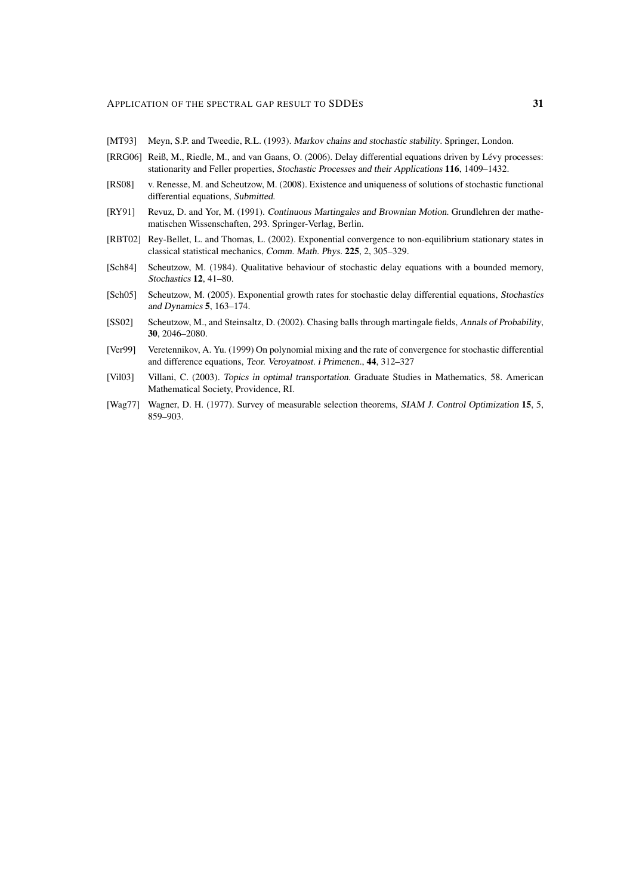[MT93] Meyn, S.P. and Tweedie, R.L. (1993). *Markov chains and stochastic stability*. Springer, London.

[RRG06] Reiß, M., Riedle, M., and van Gaans, O. (2006). Delay differential equations driven by Lévy processes: stationarity and Feller properties, *Stochastic Processes and their Applications* **116**, 1409–1432.

[RS08] v. Renesse, M. and Scheutzow, M. (2008). Existence and uniqueness of solutions of stochastic functional differential equations, *Submitted*.

[RY91] Revuz, D. and Yor, M. (1991). *Continuous Martingales and Brownian Motion*. Grundlehren der mathematischen Wissenschaften, 293. Springer-Verlag, Berlin.

[RBT02] Rey-Bellet, L. and Thomas, L. (2002). Exponential convergence to non-equilibrium stationary states in classical statistical mechanics, *Comm. Math. Phys.* **225**, 2, 305–329.

[Sch84] Scheutzow, M. (1984). Qualitative behaviour of stochastic delay equations with a bounded memory, *Stochastics* **12**, 41–80.

[Sch05] Scheutzow, M. (2005). Exponential growth rates for stochastic delay differential equations, *Stochastics and Dynamics* **5**, 163–174.

[SS02] Scheutzow, M., and Steinsaltz, D. (2002). Chasing balls through martingale fields, *Annals of Probability*, **30**, 2046–2080.

[Ver99] Veretennikov, A. Yu. (1999) On polynomial mixing and the rate of convergence for stochastic differential and difference equations, *Teor. Veroyatnost. i Primenen.*, **44**, 312–327

[Vil03] Villani, C. (2003). *Topics in optimal transportation*. Graduate Studies in Mathematics, 58. American Mathematical Society, Providence, RI.

[Wag77] Wagner, D. H. (1977). Survey of measurable selection theorems, *SIAM J. Control Optimization* **15**, 5, 859–903.